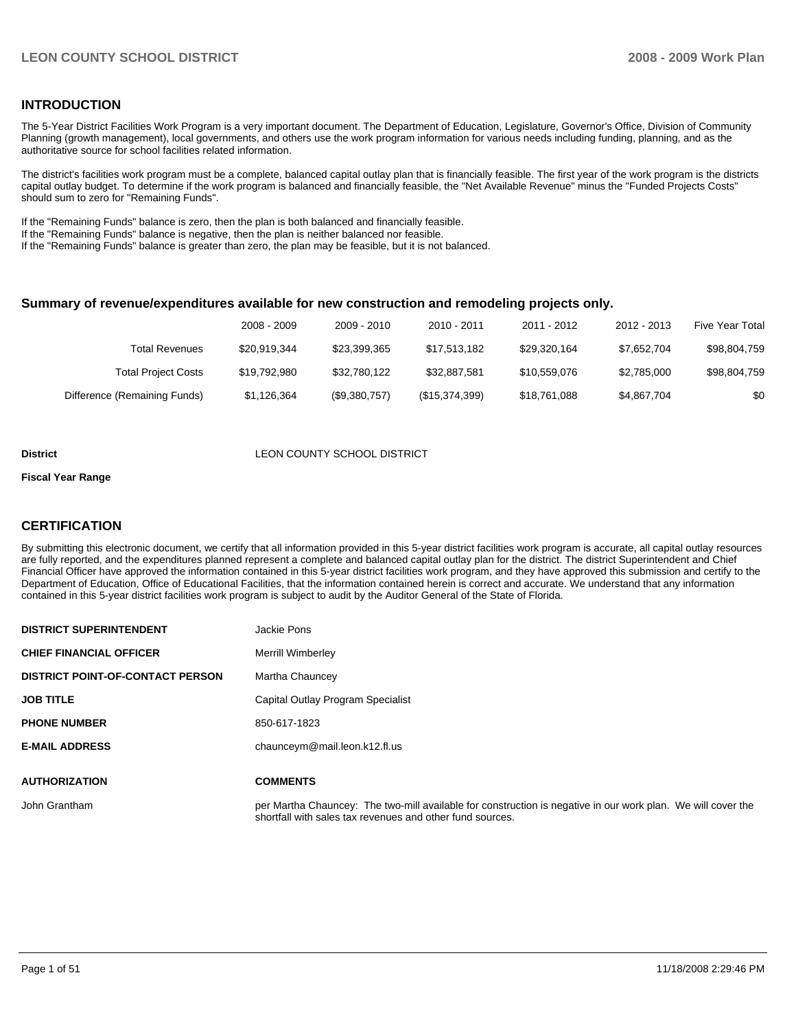## INTRODUCTION

The 5-Year District Facilities Work Program is a very important document. The Department of Education, Legislature, Governor's Office, Division of Community Planning (growth management), local governments, and others use the work program information for various needs including funding, planning, and as the authoritative source for school facilities related information.

The district's facilities work program must be a complete, balanced capital outlay plan that is financially feasible. The first year of the work program is the districts capital outlay budget. To determine if the work program is balanced and financially feasible, the "Net Available Revenue" minus the "Funded Projects Costs" should sum to zero for "Remaining Funds".

If the "Remaining Funds" balance is zero, then the plan is both balanced and financially feasible.
If the "Remaining Funds" balance is negative, then the plan is neither balanced nor feasible.
If the "Remaining Funds" balance is greater than zero, the plan may be feasible, but it is not balanced.

### Summary of revenue/expenditures available for new construction and remodeling projects only.

| | 2008 - 2009 | 2009 - 2010 | 2010 - 2011 | 2011 - 2012 | 2012 - 2013 | Five Year Total |
|---|---|---|---|---|---|---|
| Total Revenues | $20,919,344 | $23,399,365 | $17,513,182 | $29,320,164 | $7,652,704 | $98,804,759 |
| Total Project Costs | $19,792,980 | $32,780,122 | $32,887,581 | $10,559,076 | $2,785,000 | $98,804,759 |
| Difference (Remaining Funds) | $1,126,364 | ($9,380,757) | ($15,374,399) | $18,761,088 | $4,867,704 | $0 |

**District** LEON COUNTY SCHOOL DISTRICT

**Fiscal Year Range**

## CERTIFICATION

By submitting this electronic document, we certify that all information provided in this 5-year district facilities work program is accurate, all capital outlay resources are fully reported, and the expenditures planned represent a complete and balanced capital outlay plan for the district. The district Superintendent and Chief Financial Officer have approved the information contained in this 5-year district facilities work program, and they have approved this submission and certify to the Department of Education, Office of Educational Facilities, that the information contained herein is correct and accurate. We understand that any information contained in this 5-year district facilities work program is subject to audit by the Auditor General of the State of Florida.

| | |
|---|---|
| **DISTRICT SUPERINTENDENT** | Jackie Pons |
| **CHIEF FINANCIAL OFFICER** | Merrill Wimberley |
| **DISTRICT POINT-OF-CONTACT PERSON** | Martha Chauncey |
| **JOB TITLE** | Capital Outlay Program Specialist |
| **PHONE NUMBER** | 850-617-1823 |
| **E-MAIL ADDRESS** | chaunceym@mail.leon.k12.fl.us |

| **AUTHORIZATION** | **COMMENTS** |
|---|---|
| John Grantham | per Martha Chauncey: The two-mill available for construction is negative in our work plan. We will cover the shortfall with sales tax revenues and other fund sources. |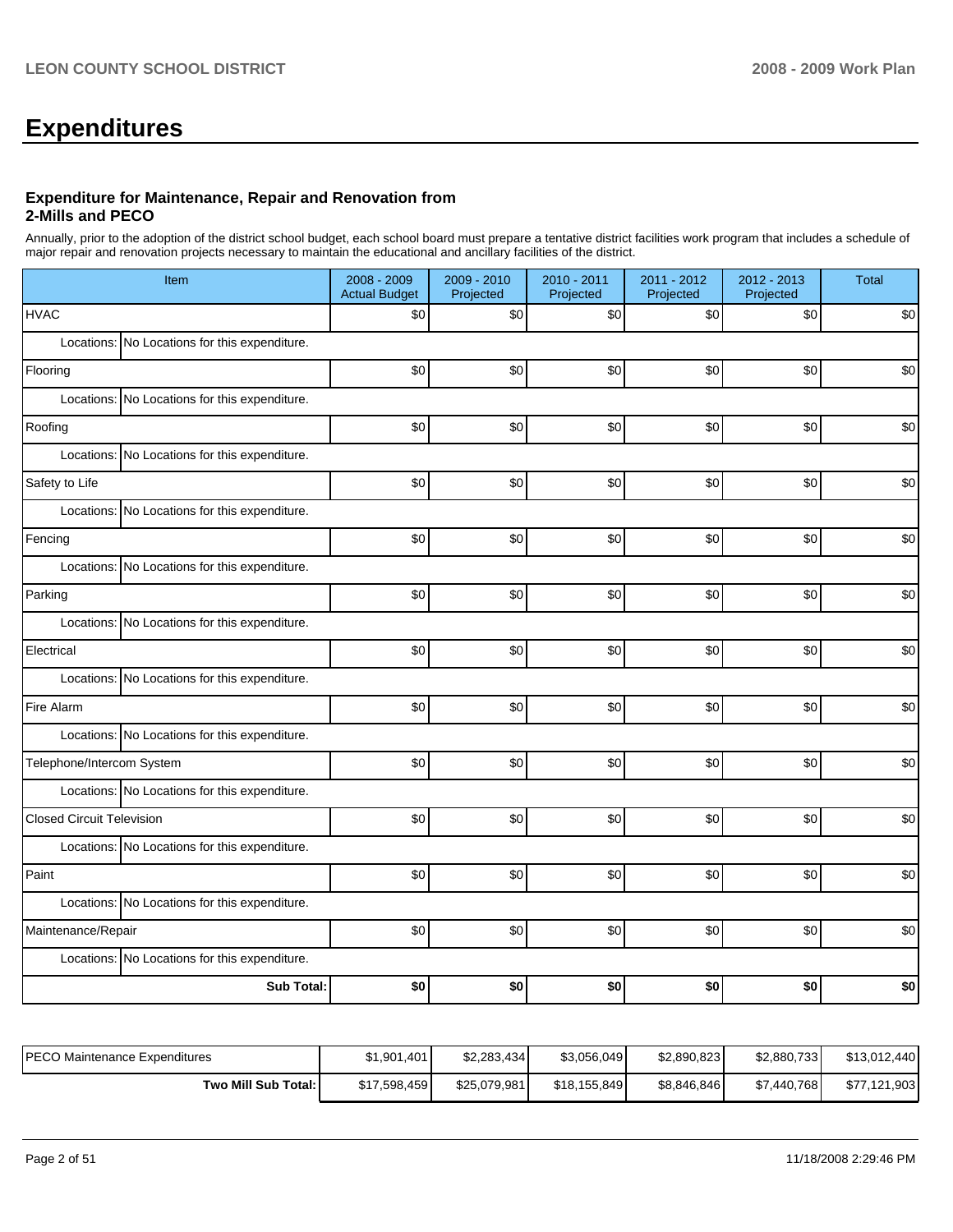# Expenditures

### Expenditure for Maintenance, Repair and Renovation from 2-Mills and PECO

Annually, prior to the adoption of the district school budget, each school board must prepare a tentative district facilities work program that includes a schedule of major repair and renovation projects necessary to maintain the educational and ancillary facilities of the district.

| Item | | 2008 - 2009 Actual Budget | 2009 - 2010 Projected | 2010 - 2011 Projected | 2011 - 2012 Projected | 2012 - 2013 Projected | Total |
|---|---|---|---|---|---|---|---|
| HVAC | | $0 | $0 | $0 | $0 | $0 | $0 |
| Locations: | No Locations for this expenditure. | | | | | | |
| Flooring | | $0 | $0 | $0 | $0 | $0 | $0 |
| Locations: | No Locations for this expenditure. | | | | | | |
| Roofing | | $0 | $0 | $0 | $0 | $0 | $0 |
| Locations: | No Locations for this expenditure. | | | | | | |
| Safety to Life | | $0 | $0 | $0 | $0 | $0 | $0 |
| Locations: | No Locations for this expenditure. | | | | | | |
| Fencing | | $0 | $0 | $0 | $0 | $0 | $0 |
| Locations: | No Locations for this expenditure. | | | | | | |
| Parking | | $0 | $0 | $0 | $0 | $0 | $0 |
| Locations: | No Locations for this expenditure. | | | | | | |
| Electrical | | $0 | $0 | $0 | $0 | $0 | $0 |
| Locations: | No Locations for this expenditure. | | | | | | |
| Fire Alarm | | $0 | $0 | $0 | $0 | $0 | $0 |
| Locations: | No Locations for this expenditure. | | | | | | |
| Telephone/Intercom System | | $0 | $0 | $0 | $0 | $0 | $0 |
| Locations: | No Locations for this expenditure. | | | | | | |
| Closed Circuit Television | | $0 | $0 | $0 | $0 | $0 | $0 |
| Locations: | No Locations for this expenditure. | | | | | | |
| Paint | | $0 | $0 | $0 | $0 | $0 | $0 |
| Locations: | No Locations for this expenditure. | | | | | | |
| Maintenance/Repair | | $0 | $0 | $0 | $0 | $0 | $0 |
| Locations: | No Locations for this expenditure. | | | | | | |
| | **Sub Total:** | **$0** | **$0** | **$0** | **$0** | **$0** | **$0** |

| | 2008 - 2009 Actual Budget | 2009 - 2010 Projected | 2010 - 2011 Projected | 2011 - 2012 Projected | 2012 - 2013 Projected | Total |
|---|---|---|---|---|---|---|
| PECO Maintenance Expenditures | $1,901,401 | $2,283,434 | $3,056,049 | $2,890,823 | $2,880,733 | $13,012,440 |
| **Two Mill Sub Total:** | $17,598,459 | $25,079,981 | $18,155,849 | $8,846,846 | $7,440,768 | $77,121,903 |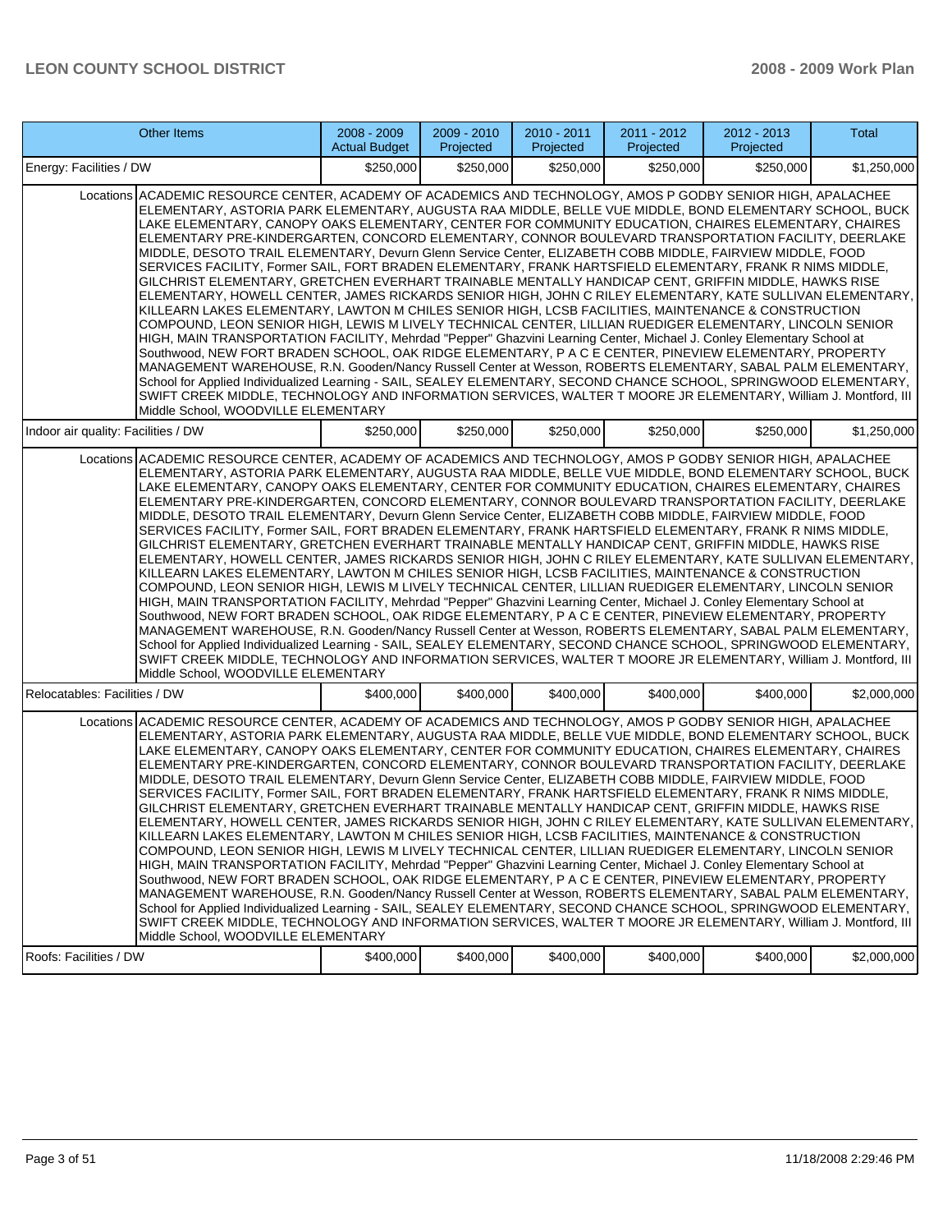| Other Items | 2008 - 2009 Actual Budget | 2009 - 2010 Projected | 2010 - 2011 Projected | 2011 - 2012 Projected | 2012 - 2013 Projected | Total |
|---|---|---|---|---|---|---|
| Energy: Facilities / DW | $250,000 | $250,000 | $250,000 | $250,000 | $250,000 | $1,250,000 |
| Locations: ACADEMIC RESOURCE CENTER, ACADEMY OF ACADEMICS AND TECHNOLOGY, AMOS P GODBY SENIOR HIGH, APALACHEE ELEMENTARY, ASTORIA PARK ELEMENTARY, AUGUSTA RAA MIDDLE, BELLE VUE MIDDLE, BOND ELEMENTARY SCHOOL, BUCK LAKE ELEMENTARY, CANOPY OAKS ELEMENTARY, CENTER FOR COMMUNITY EDUCATION, CHAIRES ELEMENTARY, CHAIRES ELEMENTARY PRE-KINDERGARTEN, CONCORD ELEMENTARY, CONNOR BOULEVARD TRANSPORTATION FACILITY, DEERLAKE MIDDLE, DESOTO TRAIL ELEMENTARY, Devurn Glenn Service Center, ELIZABETH COBB MIDDLE, FAIRVIEW MIDDLE, FOOD SERVICES FACILITY, Former SAIL, FORT BRADEN ELEMENTARY, FRANK HARTSFIELD ELEMENTARY, FRANK R NIMS MIDDLE, GILCHRIST ELEMENTARY, GRETCHEN EVERHART TRAINABLE MENTALLY HANDICAP CENT, GRIFFIN MIDDLE, HAWKS RISE ELEMENTARY, HOWELL CENTER, JAMES RICKARDS SENIOR HIGH, JOHN C RILEY ELEMENTARY, KATE SULLIVAN ELEMENTARY, KILLEARN LAKES ELEMENTARY, LAWTON M CHILES SENIOR HIGH, LCSB FACILITIES, MAINTENANCE & CONSTRUCTION COMPOUND, LEON SENIOR HIGH, LEWIS M LIVELY TECHNICAL CENTER, LILLIAN RUEDIGER ELEMENTARY, LINCOLN SENIOR HIGH, MAIN TRANSPORTATION FACILITY, Mehrdad "Pepper" Ghazvini Learning Center, Michael J. Conley Elementary School at Southwood, NEW FORT BRADEN SCHOOL, OAK RIDGE ELEMENTARY, P A C E CENTER, PINEVIEW ELEMENTARY, PROPERTY MANAGEMENT WAREHOUSE, R.N. Gooden/Nancy Russell Center at Wesson, ROBERTS ELEMENTARY, SABAL PALM ELEMENTARY, School for Applied Individualized Learning - SAIL, SEALEY ELEMENTARY, SECOND CHANCE SCHOOL, SPRINGWOOD ELEMENTARY, SWIFT CREEK MIDDLE, TECHNOLOGY AND INFORMATION SERVICES, WALTER T MOORE JR ELEMENTARY, William J. Montford, III Middle School, WOODVILLE ELEMENTARY | | | | | | |
| Indoor air quality: Facilities / DW | $250,000 | $250,000 | $250,000 | $250,000 | $250,000 | $1,250,000 |
| Locations: ACADEMIC RESOURCE CENTER, ACADEMY OF ACADEMICS AND TECHNOLOGY, AMOS P GODBY SENIOR HIGH, APALACHEE ELEMENTARY, ASTORIA PARK ELEMENTARY, AUGUSTA RAA MIDDLE, BELLE VUE MIDDLE, BOND ELEMENTARY SCHOOL, BUCK LAKE ELEMENTARY, CANOPY OAKS ELEMENTARY, CENTER FOR COMMUNITY EDUCATION, CHAIRES ELEMENTARY, CHAIRES ELEMENTARY PRE-KINDERGARTEN, CONCORD ELEMENTARY, CONNOR BOULEVARD TRANSPORTATION FACILITY, DEERLAKE MIDDLE, DESOTO TRAIL ELEMENTARY, Devurn Glenn Service Center, ELIZABETH COBB MIDDLE, FAIRVIEW MIDDLE, FOOD SERVICES FACILITY, Former SAIL, FORT BRADEN ELEMENTARY, FRANK HARTSFIELD ELEMENTARY, FRANK R NIMS MIDDLE, GILCHRIST ELEMENTARY, GRETCHEN EVERHART TRAINABLE MENTALLY HANDICAP CENT, GRIFFIN MIDDLE, HAWKS RISE ELEMENTARY, HOWELL CENTER, JAMES RICKARDS SENIOR HIGH, JOHN C RILEY ELEMENTARY, KATE SULLIVAN ELEMENTARY, KILLEARN LAKES ELEMENTARY, LAWTON M CHILES SENIOR HIGH, LCSB FACILITIES, MAINTENANCE & CONSTRUCTION COMPOUND, LEON SENIOR HIGH, LEWIS M LIVELY TECHNICAL CENTER, LILLIAN RUEDIGER ELEMENTARY, LINCOLN SENIOR HIGH, MAIN TRANSPORTATION FACILITY, Mehrdad "Pepper" Ghazvini Learning Center, Michael J. Conley Elementary School at Southwood, NEW FORT BRADEN SCHOOL, OAK RIDGE ELEMENTARY, P A C E CENTER, PINEVIEW ELEMENTARY, PROPERTY MANAGEMENT WAREHOUSE, R.N. Gooden/Nancy Russell Center at Wesson, ROBERTS ELEMENTARY, SABAL PALM ELEMENTARY, School for Applied Individualized Learning - SAIL, SEALEY ELEMENTARY, SECOND CHANCE SCHOOL, SPRINGWOOD ELEMENTARY, SWIFT CREEK MIDDLE, TECHNOLOGY AND INFORMATION SERVICES, WALTER T MOORE JR ELEMENTARY, William J. Montford, III Middle School, WOODVILLE ELEMENTARY | | | | | | |
| Relocatables: Facilities / DW | $400,000 | $400,000 | $400,000 | $400,000 | $400,000 | $2,000,000 |
| Locations: ACADEMIC RESOURCE CENTER, ACADEMY OF ACADEMICS AND TECHNOLOGY, AMOS P GODBY SENIOR HIGH, APALACHEE ELEMENTARY, ASTORIA PARK ELEMENTARY, AUGUSTA RAA MIDDLE, BELLE VUE MIDDLE, BOND ELEMENTARY SCHOOL, BUCK LAKE ELEMENTARY, CANOPY OAKS ELEMENTARY, CENTER FOR COMMUNITY EDUCATION, CHAIRES ELEMENTARY, CHAIRES ELEMENTARY PRE-KINDERGARTEN, CONCORD ELEMENTARY, CONNOR BOULEVARD TRANSPORTATION FACILITY, DEERLAKE MIDDLE, DESOTO TRAIL ELEMENTARY, Devurn Glenn Service Center, ELIZABETH COBB MIDDLE, FAIRVIEW MIDDLE, FOOD SERVICES FACILITY, Former SAIL, FORT BRADEN ELEMENTARY, FRANK HARTSFIELD ELEMENTARY, FRANK R NIMS MIDDLE, GILCHRIST ELEMENTARY, GRETCHEN EVERHART TRAINABLE MENTALLY HANDICAP CENT, GRIFFIN MIDDLE, HAWKS RISE ELEMENTARY, HOWELL CENTER, JAMES RICKARDS SENIOR HIGH, JOHN C RILEY ELEMENTARY, KATE SULLIVAN ELEMENTARY, KILLEARN LAKES ELEMENTARY, LAWTON M CHILES SENIOR HIGH, LCSB FACILITIES, MAINTENANCE & CONSTRUCTION COMPOUND, LEON SENIOR HIGH, LEWIS M LIVELY TECHNICAL CENTER, LILLIAN RUEDIGER ELEMENTARY, LINCOLN SENIOR HIGH, MAIN TRANSPORTATION FACILITY, Mehrdad "Pepper" Ghazvini Learning Center, Michael J. Conley Elementary School at Southwood, NEW FORT BRADEN SCHOOL, OAK RIDGE ELEMENTARY, P A C E CENTER, PINEVIEW ELEMENTARY, PROPERTY MANAGEMENT WAREHOUSE, R.N. Gooden/Nancy Russell Center at Wesson, ROBERTS ELEMENTARY, SABAL PALM ELEMENTARY, School for Applied Individualized Learning - SAIL, SEALEY ELEMENTARY, SECOND CHANCE SCHOOL, SPRINGWOOD ELEMENTARY, SWIFT CREEK MIDDLE, TECHNOLOGY AND INFORMATION SERVICES, WALTER T MOORE JR ELEMENTARY, William J. Montford, III Middle School, WOODVILLE ELEMENTARY | | | | | | |
| Roofs: Facilities / DW | $400,000 | $400,000 | $400,000 | $400,000 | $400,000 | $2,000,000 |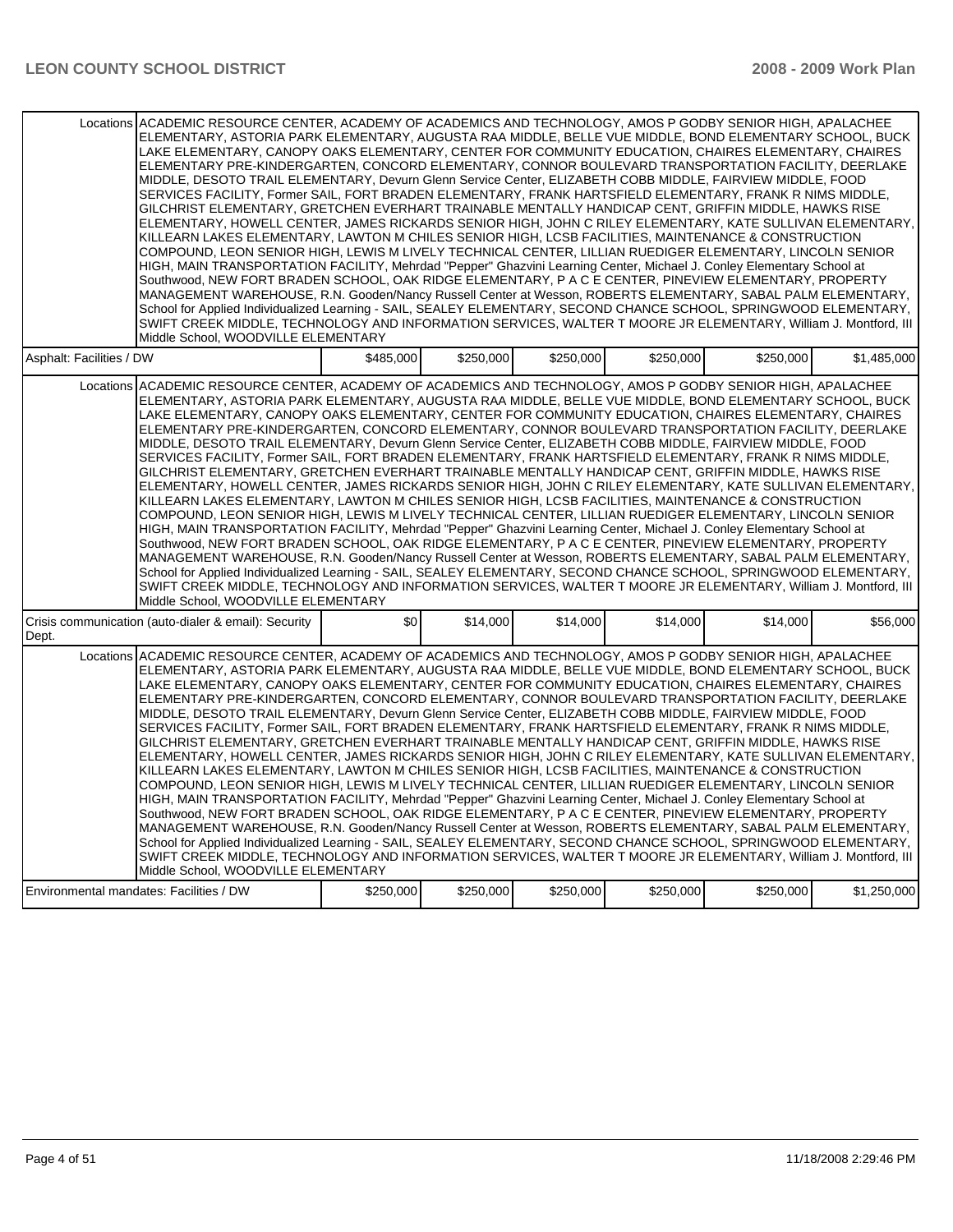| | | | | | | |
|---|---|---|---|---|---|---|
| Locations | ACADEMIC RESOURCE CENTER, ACADEMY OF ACADEMICS AND TECHNOLOGY, AMOS P GODBY SENIOR HIGH, APALACHEE ELEMENTARY, ASTORIA PARK ELEMENTARY, AUGUSTA RAA MIDDLE, BELLE VUE MIDDLE, BOND ELEMENTARY SCHOOL, BUCK LAKE ELEMENTARY, CANOPY OAKS ELEMENTARY, CENTER FOR COMMUNITY EDUCATION, CHAIRES ELEMENTARY, CHAIRES ELEMENTARY PRE-KINDERGARTEN, CONCORD ELEMENTARY, CONNOR BOULEVARD TRANSPORTATION FACILITY, DEERLAKE MIDDLE, DESOTO TRAIL ELEMENTARY, Devurn Glenn Service Center, ELIZABETH COBB MIDDLE, FAIRVIEW MIDDLE, FOOD SERVICES FACILITY, Former SAIL, FORT BRADEN ELEMENTARY, FRANK HARTSFIELD ELEMENTARY, FRANK R NIMS MIDDLE, GILCHRIST ELEMENTARY, GRETCHEN EVERHART TRAINABLE MENTALLY HANDICAP CENT, GRIFFIN MIDDLE, HAWKS RISE ELEMENTARY, HOWELL CENTER, JAMES RICKARDS SENIOR HIGH, JOHN C RILEY ELEMENTARY, KATE SULLIVAN ELEMENTARY, KILLEARN LAKES ELEMENTARY, LAWTON M CHILES SENIOR HIGH, LCSB FACILITIES, MAINTENANCE & CONSTRUCTION COMPOUND, LEON SENIOR HIGH, LEWIS M LIVELY TECHNICAL CENTER, LILLIAN RUEDIGER ELEMENTARY, LINCOLN SENIOR HIGH, MAIN TRANSPORTATION FACILITY, Mehrdad "Pepper" Ghazvini Learning Center, Michael J. Conley Elementary School at Southwood, NEW FORT BRADEN SCHOOL, OAK RIDGE ELEMENTARY, P A C E CENTER, PINEVIEW ELEMENTARY, PROPERTY MANAGEMENT WAREHOUSE, R.N. Gooden/Nancy Russell Center at Wesson, ROBERTS ELEMENTARY, SABAL PALM ELEMENTARY, School for Applied Individualized Learning - SAIL, SEALEY ELEMENTARY, SECOND CHANCE SCHOOL, SPRINGWOOD ELEMENTARY, SWIFT CREEK MIDDLE, TECHNOLOGY AND INFORMATION SERVICES, WALTER T MOORE JR ELEMENTARY, William J. Montford, III Middle School, WOODVILLE ELEMENTARY | | | | | |
| Asphalt: Facilities / DW | | $485,000 | $250,000 | $250,000 | $250,000 | $250,000 | $1,485,000 |
| Locations | ACADEMIC RESOURCE CENTER, ACADEMY OF ACADEMICS AND TECHNOLOGY, AMOS P GODBY SENIOR HIGH, APALACHEE ELEMENTARY, ASTORIA PARK ELEMENTARY, AUGUSTA RAA MIDDLE, BELLE VUE MIDDLE, BOND ELEMENTARY SCHOOL, BUCK LAKE ELEMENTARY, CANOPY OAKS ELEMENTARY, CENTER FOR COMMUNITY EDUCATION, CHAIRES ELEMENTARY, CHAIRES ELEMENTARY PRE-KINDERGARTEN, CONCORD ELEMENTARY, CONNOR BOULEVARD TRANSPORTATION FACILITY, DEERLAKE MIDDLE, DESOTO TRAIL ELEMENTARY, Devurn Glenn Service Center, ELIZABETH COBB MIDDLE, FAIRVIEW MIDDLE, FOOD SERVICES FACILITY, Former SAIL, FORT BRADEN ELEMENTARY, FRANK HARTSFIELD ELEMENTARY, FRANK R NIMS MIDDLE, GILCHRIST ELEMENTARY, GRETCHEN EVERHART TRAINABLE MENTALLY HANDICAP CENT, GRIFFIN MIDDLE, HAWKS RISE ELEMENTARY, HOWELL CENTER, JAMES RICKARDS SENIOR HIGH, JOHN C RILEY ELEMENTARY, KATE SULLIVAN ELEMENTARY, KILLEARN LAKES ELEMENTARY, LAWTON M CHILES SENIOR HIGH, LCSB FACILITIES, MAINTENANCE & CONSTRUCTION COMPOUND, LEON SENIOR HIGH, LEWIS M LIVELY TECHNICAL CENTER, LILLIAN RUEDIGER ELEMENTARY, LINCOLN SENIOR HIGH, MAIN TRANSPORTATION FACILITY, Mehrdad "Pepper" Ghazvini Learning Center, Michael J. Conley Elementary School at Southwood, NEW FORT BRADEN SCHOOL, OAK RIDGE ELEMENTARY, P A C E CENTER, PINEVIEW ELEMENTARY, PROPERTY MANAGEMENT WAREHOUSE, R.N. Gooden/Nancy Russell Center at Wesson, ROBERTS ELEMENTARY, SABAL PALM ELEMENTARY, School for Applied Individualized Learning - SAIL, SEALEY ELEMENTARY, SECOND CHANCE SCHOOL, SPRINGWOOD ELEMENTARY, SWIFT CREEK MIDDLE, TECHNOLOGY AND INFORMATION SERVICES, WALTER T MOORE JR ELEMENTARY, William J. Montford, III Middle School, WOODVILLE ELEMENTARY | | | | | |
| Crisis communication (auto-dialer & email): Security Dept. | | $0 | $14,000 | $14,000 | $14,000 | $14,000 | $56,000 |
| Locations | ACADEMIC RESOURCE CENTER, ACADEMY OF ACADEMICS AND TECHNOLOGY, AMOS P GODBY SENIOR HIGH, APALACHEE ELEMENTARY, ASTORIA PARK ELEMENTARY, AUGUSTA RAA MIDDLE, BELLE VUE MIDDLE, BOND ELEMENTARY SCHOOL, BUCK LAKE ELEMENTARY, CANOPY OAKS ELEMENTARY, CENTER FOR COMMUNITY EDUCATION, CHAIRES ELEMENTARY, CHAIRES ELEMENTARY PRE-KINDERGARTEN, CONCORD ELEMENTARY, CONNOR BOULEVARD TRANSPORTATION FACILITY, DEERLAKE MIDDLE, DESOTO TRAIL ELEMENTARY, Devurn Glenn Service Center, ELIZABETH COBB MIDDLE, FAIRVIEW MIDDLE, FOOD SERVICES FACILITY, Former SAIL, FORT BRADEN ELEMENTARY, FRANK HARTSFIELD ELEMENTARY, FRANK R NIMS MIDDLE, GILCHRIST ELEMENTARY, GRETCHEN EVERHART TRAINABLE MENTALLY HANDICAP CENT, GRIFFIN MIDDLE, HAWKS RISE ELEMENTARY, HOWELL CENTER, JAMES RICKARDS SENIOR HIGH, JOHN C RILEY ELEMENTARY, KATE SULLIVAN ELEMENTARY, KILLEARN LAKES ELEMENTARY, LAWTON M CHILES SENIOR HIGH, LCSB FACILITIES, MAINTENANCE & CONSTRUCTION COMPOUND, LEON SENIOR HIGH, LEWIS M LIVELY TECHNICAL CENTER, LILLIAN RUEDIGER ELEMENTARY, LINCOLN SENIOR HIGH, MAIN TRANSPORTATION FACILITY, Mehrdad "Pepper" Ghazvini Learning Center, Michael J. Conley Elementary School at Southwood, NEW FORT BRADEN SCHOOL, OAK RIDGE ELEMENTARY, P A C E CENTER, PINEVIEW ELEMENTARY, PROPERTY MANAGEMENT WAREHOUSE, R.N. Gooden/Nancy Russell Center at Wesson, ROBERTS ELEMENTARY, SABAL PALM ELEMENTARY, School for Applied Individualized Learning - SAIL, SEALEY ELEMENTARY, SECOND CHANCE SCHOOL, SPRINGWOOD ELEMENTARY, SWIFT CREEK MIDDLE, TECHNOLOGY AND INFORMATION SERVICES, WALTER T MOORE JR ELEMENTARY, William J. Montford, III Middle School, WOODVILLE ELEMENTARY | | | | | |
| Environmental mandates: Facilities / DW | | $250,000 | $250,000 | $250,000 | $250,000 | $250,000 | $1,250,000 |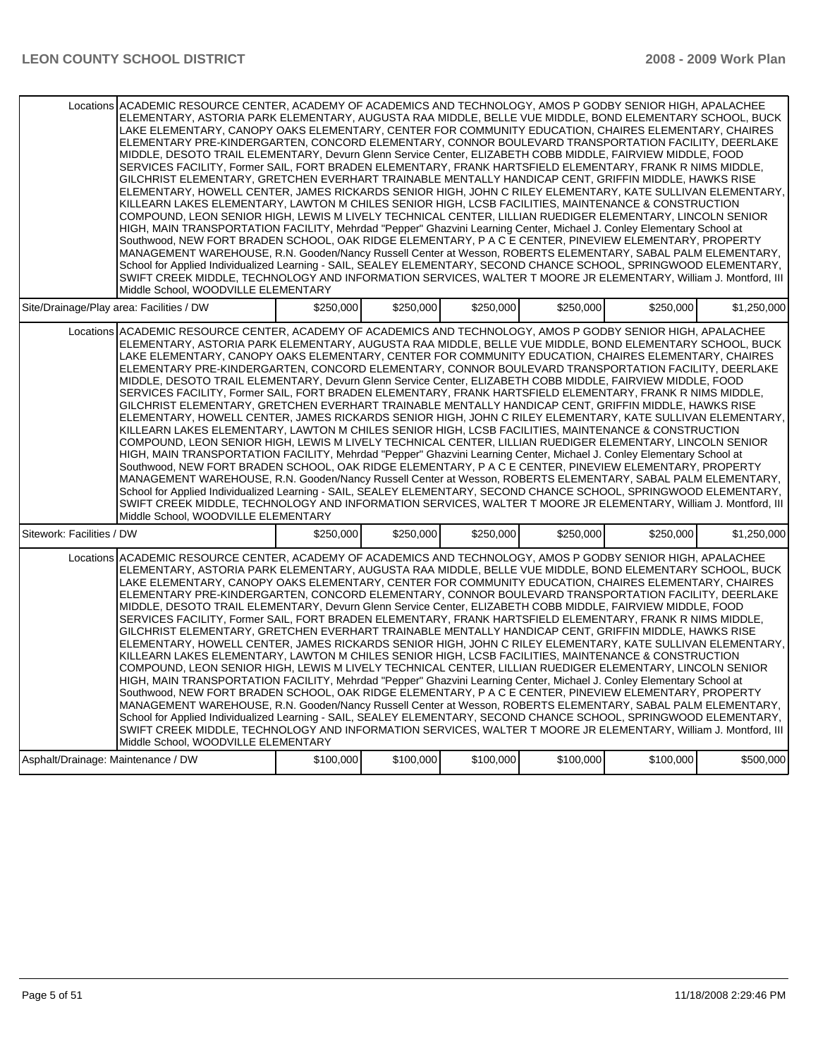| | | | | | | |
|---|---|---|---|---|---|---|
| Locations | ACADEMIC RESOURCE CENTER, ACADEMY OF ACADEMICS AND TECHNOLOGY, AMOS P GODBY SENIOR HIGH, APALACHEE ELEMENTARY, ASTORIA PARK ELEMENTARY, AUGUSTA RAA MIDDLE, BELLE VUE MIDDLE, BOND ELEMENTARY SCHOOL, BUCK LAKE ELEMENTARY, CANOPY OAKS ELEMENTARY, CENTER FOR COMMUNITY EDUCATION, CHAIRES ELEMENTARY, CHAIRES ELEMENTARY PRE-KINDERGARTEN, CONCORD ELEMENTARY, CONNOR BOULEVARD TRANSPORTATION FACILITY, DEERLAKE MIDDLE, DESOTO TRAIL ELEMENTARY, Devurn Glenn Service Center, ELIZABETH COBB MIDDLE, FAIRVIEW MIDDLE, FOOD SERVICES FACILITY, Former SAIL, FORT BRADEN ELEMENTARY, FRANK HARTSFIELD ELEMENTARY, FRANK R NIMS MIDDLE, GILCHRIST ELEMENTARY, GRETCHEN EVERHART TRAINABLE MENTALLY HANDICAP CENT, GRIFFIN MIDDLE, HAWKS RISE ELEMENTARY, HOWELL CENTER, JAMES RICKARDS SENIOR HIGH, JOHN C RILEY ELEMENTARY, KATE SULLIVAN ELEMENTARY, KILLEARN LAKES ELEMENTARY, LAWTON M CHILES SENIOR HIGH, LCSB FACILITIES, MAINTENANCE & CONSTRUCTION COMPOUND, LEON SENIOR HIGH, LEWIS M LIVELY TECHNICAL CENTER, LILLIAN RUEDIGER ELEMENTARY, LINCOLN SENIOR HIGH, MAIN TRANSPORTATION FACILITY, Mehrdad "Pepper" Ghazvini Learning Center, Michael J. Conley Elementary School at Southwood, NEW FORT BRADEN SCHOOL, OAK RIDGE ELEMENTARY, P A C E CENTER, PINEVIEW ELEMENTARY, PROPERTY MANAGEMENT WAREHOUSE, R.N. Gooden/Nancy Russell Center at Wesson, ROBERTS ELEMENTARY, SABAL PALM ELEMENTARY, School for Applied Individualized Learning - SAIL, SEALEY ELEMENTARY, SECOND CHANCE SCHOOL, SPRINGWOOD ELEMENTARY, SWIFT CREEK MIDDLE, TECHNOLOGY AND INFORMATION SERVICES, WALTER T MOORE JR ELEMENTARY, William J. Montford, III Middle School, WOODVILLE ELEMENTARY | | | | | |
| Site/Drainage/Play area: Facilities / DW | | $250,000 | $250,000 | $250,000 | $250,000 | $250,000 | $1,250,000 |
| Locations | ACADEMIC RESOURCE CENTER, ACADEMY OF ACADEMICS AND TECHNOLOGY, AMOS P GODBY SENIOR HIGH, APALACHEE ELEMENTARY, ASTORIA PARK ELEMENTARY, AUGUSTA RAA MIDDLE, BELLE VUE MIDDLE, BOND ELEMENTARY SCHOOL, BUCK LAKE ELEMENTARY, CANOPY OAKS ELEMENTARY, CENTER FOR COMMUNITY EDUCATION, CHAIRES ELEMENTARY, CHAIRES ELEMENTARY PRE-KINDERGARTEN, CONCORD ELEMENTARY, CONNOR BOULEVARD TRANSPORTATION FACILITY, DEERLAKE MIDDLE, DESOTO TRAIL ELEMENTARY, Devurn Glenn Service Center, ELIZABETH COBB MIDDLE, FAIRVIEW MIDDLE, FOOD SERVICES FACILITY, Former SAIL, FORT BRADEN ELEMENTARY, FRANK HARTSFIELD ELEMENTARY, FRANK R NIMS MIDDLE, GILCHRIST ELEMENTARY, GRETCHEN EVERHART TRAINABLE MENTALLY HANDICAP CENT, GRIFFIN MIDDLE, HAWKS RISE ELEMENTARY, HOWELL CENTER, JAMES RICKARDS SENIOR HIGH, JOHN C RILEY ELEMENTARY, KATE SULLIVAN ELEMENTARY, KILLEARN LAKES ELEMENTARY, LAWTON M CHILES SENIOR HIGH, LCSB FACILITIES, MAINTENANCE & CONSTRUCTION COMPOUND, LEON SENIOR HIGH, LEWIS M LIVELY TECHNICAL CENTER, LILLIAN RUEDIGER ELEMENTARY, LINCOLN SENIOR HIGH, MAIN TRANSPORTATION FACILITY, Mehrdad "Pepper" Ghazvini Learning Center, Michael J. Conley Elementary School at Southwood, NEW FORT BRADEN SCHOOL, OAK RIDGE ELEMENTARY, P A C E CENTER, PINEVIEW ELEMENTARY, PROPERTY MANAGEMENT WAREHOUSE, R.N. Gooden/Nancy Russell Center at Wesson, ROBERTS ELEMENTARY, SABAL PALM ELEMENTARY, School for Applied Individualized Learning - SAIL, SEALEY ELEMENTARY, SECOND CHANCE SCHOOL, SPRINGWOOD ELEMENTARY, SWIFT CREEK MIDDLE, TECHNOLOGY AND INFORMATION SERVICES, WALTER T MOORE JR ELEMENTARY, William J. Montford, III Middle School, WOODVILLE ELEMENTARY | | | | | |
| Sitework: Facilities / DW | | $250,000 | $250,000 | $250,000 | $250,000 | $250,000 | $1,250,000 |
| Locations | ACADEMIC RESOURCE CENTER, ACADEMY OF ACADEMICS AND TECHNOLOGY, AMOS P GODBY SENIOR HIGH, APALACHEE ELEMENTARY, ASTORIA PARK ELEMENTARY, AUGUSTA RAA MIDDLE, BELLE VUE MIDDLE, BOND ELEMENTARY SCHOOL, BUCK LAKE ELEMENTARY, CANOPY OAKS ELEMENTARY, CENTER FOR COMMUNITY EDUCATION, CHAIRES ELEMENTARY, CHAIRES ELEMENTARY PRE-KINDERGARTEN, CONCORD ELEMENTARY, CONNOR BOULEVARD TRANSPORTATION FACILITY, DEERLAKE MIDDLE, DESOTO TRAIL ELEMENTARY, Devurn Glenn Service Center, ELIZABETH COBB MIDDLE, FAIRVIEW MIDDLE, FOOD SERVICES FACILITY, Former SAIL, FORT BRADEN ELEMENTARY, FRANK HARTSFIELD ELEMENTARY, FRANK R NIMS MIDDLE, GILCHRIST ELEMENTARY, GRETCHEN EVERHART TRAINABLE MENTALLY HANDICAP CENT, GRIFFIN MIDDLE, HAWKS RISE ELEMENTARY, HOWELL CENTER, JAMES RICKARDS SENIOR HIGH, JOHN C RILEY ELEMENTARY, KATE SULLIVAN ELEMENTARY, KILLEARN LAKES ELEMENTARY, LAWTON M CHILES SENIOR HIGH, LCSB FACILITIES, MAINTENANCE & CONSTRUCTION COMPOUND, LEON SENIOR HIGH, LEWIS M LIVELY TECHNICAL CENTER, LILLIAN RUEDIGER ELEMENTARY, LINCOLN SENIOR HIGH, MAIN TRANSPORTATION FACILITY, Mehrdad "Pepper" Ghazvini Learning Center, Michael J. Conley Elementary School at Southwood, NEW FORT BRADEN SCHOOL, OAK RIDGE ELEMENTARY, P A C E CENTER, PINEVIEW ELEMENTARY, PROPERTY MANAGEMENT WAREHOUSE, R.N. Gooden/Nancy Russell Center at Wesson, ROBERTS ELEMENTARY, SABAL PALM ELEMENTARY, School for Applied Individualized Learning - SAIL, SEALEY ELEMENTARY, SECOND CHANCE SCHOOL, SPRINGWOOD ELEMENTARY, SWIFT CREEK MIDDLE, TECHNOLOGY AND INFORMATION SERVICES, WALTER T MOORE JR ELEMENTARY, William J. Montford, III Middle School, WOODVILLE ELEMENTARY | | | | | |
| Asphalt/Drainage: Maintenance / DW | | $100,000 | $100,000 | $100,000 | $100,000 | $100,000 | $500,000 |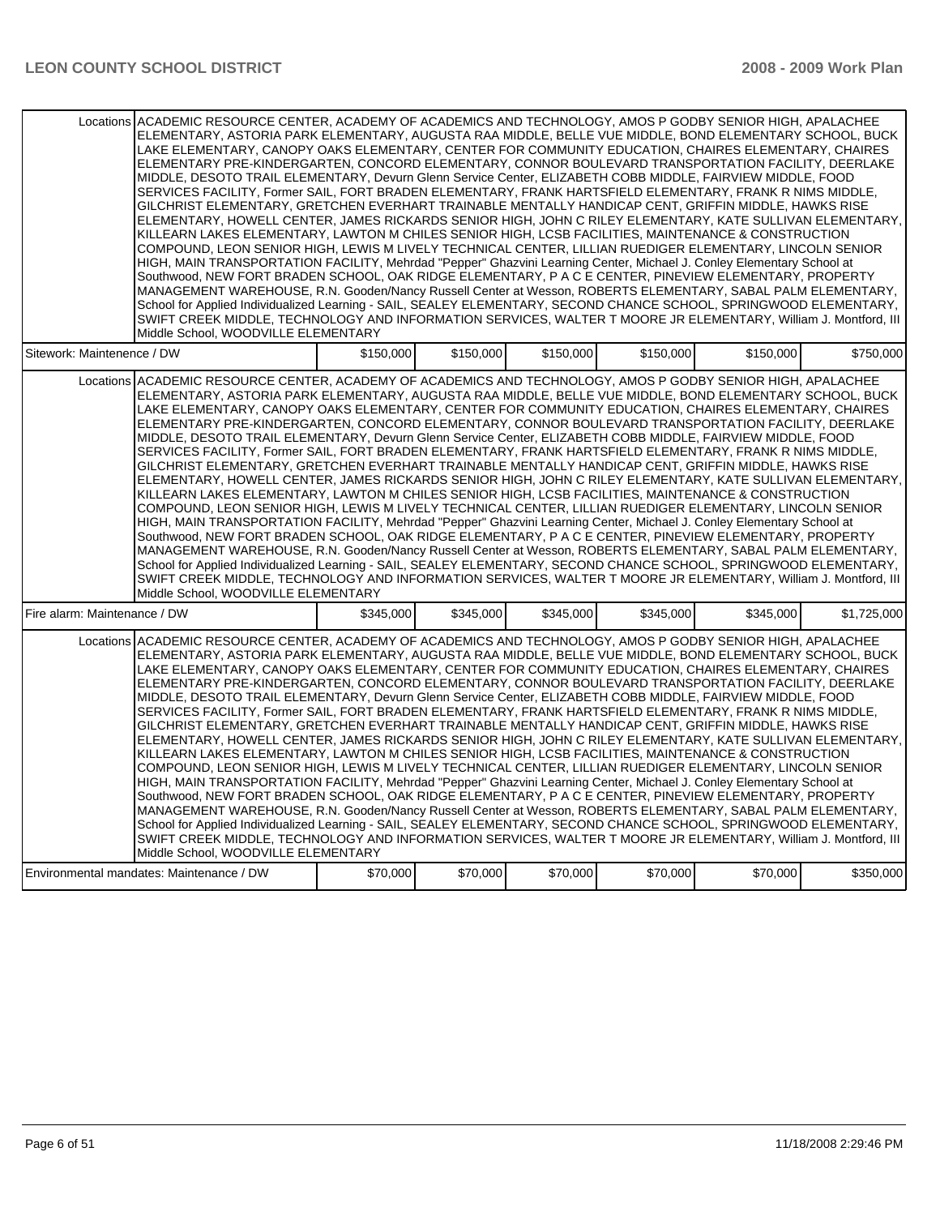| | | | | | | |
|---|---|---|---|---|---|---|
| Locations | ACADEMIC RESOURCE CENTER, ACADEMY OF ACADEMICS AND TECHNOLOGY, AMOS P GODBY SENIOR HIGH, APALACHEE ELEMENTARY, ASTORIA PARK ELEMENTARY, AUGUSTA RAA MIDDLE, BELLE VUE MIDDLE, BOND ELEMENTARY SCHOOL, BUCK LAKE ELEMENTARY, CANOPY OAKS ELEMENTARY, CENTER FOR COMMUNITY EDUCATION, CHAIRES ELEMENTARY, CHAIRES ELEMENTARY PRE-KINDERGARTEN, CONCORD ELEMENTARY, CONNOR BOULEVARD TRANSPORTATION FACILITY, DEERLAKE MIDDLE, DESOTO TRAIL ELEMENTARY, Devurn Glenn Service Center, ELIZABETH COBB MIDDLE, FAIRVIEW MIDDLE, FOOD SERVICES FACILITY, Former SAIL, FORT BRADEN ELEMENTARY, FRANK HARTSFIELD ELEMENTARY, FRANK R NIMS MIDDLE, GILCHRIST ELEMENTARY, GRETCHEN EVERHART TRAINABLE MENTALLY HANDICAP CENT, GRIFFIN MIDDLE, HAWKS RISE ELEMENTARY, HOWELL CENTER, JAMES RICKARDS SENIOR HIGH, JOHN C RILEY ELEMENTARY, KATE SULLIVAN ELEMENTARY, KILLEARN LAKES ELEMENTARY, LAWTON M CHILES SENIOR HIGH, LCSB FACILITIES, MAINTENANCE & CONSTRUCTION COMPOUND, LEON SENIOR HIGH, LEWIS M LIVELY TECHNICAL CENTER, LILLIAN RUEDIGER ELEMENTARY, LINCOLN SENIOR HIGH, MAIN TRANSPORTATION FACILITY, Mehrdad "Pepper" Ghazvini Learning Center, Michael J. Conley Elementary School at Southwood, NEW FORT BRADEN SCHOOL, OAK RIDGE ELEMENTARY, P A C E CENTER, PINEVIEW ELEMENTARY, PROPERTY MANAGEMENT WAREHOUSE, R.N. Gooden/Nancy Russell Center at Wesson, ROBERTS ELEMENTARY, SABAL PALM ELEMENTARY, School for Applied Individualized Learning - SAIL, SEALEY ELEMENTARY, SECOND CHANCE SCHOOL, SPRINGWOOD ELEMENTARY, SWIFT CREEK MIDDLE, TECHNOLOGY AND INFORMATION SERVICES, WALTER T MOORE JR ELEMENTARY, William J. Montford, III Middle School, WOODVILLE ELEMENTARY | | | | | |
| Sitework: Maintenence / DW | | $150,000 | $150,000 | $150,000 | $150,000 | $150,000 | $750,000 |
| Locations | ACADEMIC RESOURCE CENTER, ACADEMY OF ACADEMICS AND TECHNOLOGY, AMOS P GODBY SENIOR HIGH, APALACHEE ELEMENTARY, ASTORIA PARK ELEMENTARY, AUGUSTA RAA MIDDLE, BELLE VUE MIDDLE, BOND ELEMENTARY SCHOOL, BUCK LAKE ELEMENTARY, CANOPY OAKS ELEMENTARY, CENTER FOR COMMUNITY EDUCATION, CHAIRES ELEMENTARY, CHAIRES ELEMENTARY PRE-KINDERGARTEN, CONCORD ELEMENTARY, CONNOR BOULEVARD TRANSPORTATION FACILITY, DEERLAKE MIDDLE, DESOTO TRAIL ELEMENTARY, Devurn Glenn Service Center, ELIZABETH COBB MIDDLE, FAIRVIEW MIDDLE, FOOD SERVICES FACILITY, Former SAIL, FORT BRADEN ELEMENTARY, FRANK HARTSFIELD ELEMENTARY, FRANK R NIMS MIDDLE, GILCHRIST ELEMENTARY, GRETCHEN EVERHART TRAINABLE MENTALLY HANDICAP CENT, GRIFFIN MIDDLE, HAWKS RISE ELEMENTARY, HOWELL CENTER, JAMES RICKARDS SENIOR HIGH, JOHN C RILEY ELEMENTARY, KATE SULLIVAN ELEMENTARY, KILLEARN LAKES ELEMENTARY, LAWTON M CHILES SENIOR HIGH, LCSB FACILITIES, MAINTENANCE & CONSTRUCTION COMPOUND, LEON SENIOR HIGH, LEWIS M LIVELY TECHNICAL CENTER, LILLIAN RUEDIGER ELEMENTARY, LINCOLN SENIOR HIGH, MAIN TRANSPORTATION FACILITY, Mehrdad "Pepper" Ghazvini Learning Center, Michael J. Conley Elementary School at Southwood, NEW FORT BRADEN SCHOOL, OAK RIDGE ELEMENTARY, P A C E CENTER, PINEVIEW ELEMENTARY, PROPERTY MANAGEMENT WAREHOUSE, R.N. Gooden/Nancy Russell Center at Wesson, ROBERTS ELEMENTARY, SABAL PALM ELEMENTARY, School for Applied Individualized Learning - SAIL, SEALEY ELEMENTARY, SECOND CHANCE SCHOOL, SPRINGWOOD ELEMENTARY, SWIFT CREEK MIDDLE, TECHNOLOGY AND INFORMATION SERVICES, WALTER T MOORE JR ELEMENTARY, William J. Montford, III Middle School, WOODVILLE ELEMENTARY | | | | | |
| Fire alarm: Maintenance / DW | | $345,000 | $345,000 | $345,000 | $345,000 | $345,000 | $1,725,000 |
| Locations | ACADEMIC RESOURCE CENTER, ACADEMY OF ACADEMICS AND TECHNOLOGY, AMOS P GODBY SENIOR HIGH, APALACHEE ELEMENTARY, ASTORIA PARK ELEMENTARY, AUGUSTA RAA MIDDLE, BELLE VUE MIDDLE, BOND ELEMENTARY SCHOOL, BUCK LAKE ELEMENTARY, CANOPY OAKS ELEMENTARY, CENTER FOR COMMUNITY EDUCATION, CHAIRES ELEMENTARY, CHAIRES ELEMENTARY PRE-KINDERGARTEN, CONCORD ELEMENTARY, CONNOR BOULEVARD TRANSPORTATION FACILITY, DEERLAKE MIDDLE, DESOTO TRAIL ELEMENTARY, Devurn Glenn Service Center, ELIZABETH COBB MIDDLE, FAIRVIEW MIDDLE, FOOD SERVICES FACILITY, Former SAIL, FORT BRADEN ELEMENTARY, FRANK HARTSFIELD ELEMENTARY, FRANK R NIMS MIDDLE, GILCHRIST ELEMENTARY, GRETCHEN EVERHART TRAINABLE MENTALLY HANDICAP CENT, GRIFFIN MIDDLE, HAWKS RISE ELEMENTARY, HOWELL CENTER, JAMES RICKARDS SENIOR HIGH, JOHN C RILEY ELEMENTARY, KATE SULLIVAN ELEMENTARY, KILLEARN LAKES ELEMENTARY, LAWTON M CHILES SENIOR HIGH, LCSB FACILITIES, MAINTENANCE & CONSTRUCTION COMPOUND, LEON SENIOR HIGH, LEWIS M LIVELY TECHNICAL CENTER, LILLIAN RUEDIGER ELEMENTARY, LINCOLN SENIOR HIGH, MAIN TRANSPORTATION FACILITY, Mehrdad "Pepper" Ghazvini Learning Center, Michael J. Conley Elementary School at Southwood, NEW FORT BRADEN SCHOOL, OAK RIDGE ELEMENTARY, P A C E CENTER, PINEVIEW ELEMENTARY, PROPERTY MANAGEMENT WAREHOUSE, R.N. Gooden/Nancy Russell Center at Wesson, ROBERTS ELEMENTARY, SABAL PALM ELEMENTARY, School for Applied Individualized Learning - SAIL, SEALEY ELEMENTARY, SECOND CHANCE SCHOOL, SPRINGWOOD ELEMENTARY, SWIFT CREEK MIDDLE, TECHNOLOGY AND INFORMATION SERVICES, WALTER T MOORE JR ELEMENTARY, William J. Montford, III Middle School, WOODVILLE ELEMENTARY | | | | | |
| Environmental mandates: Maintenance / DW | | $70,000 | $70,000 | $70,000 | $70,000 | $70,000 | $350,000 |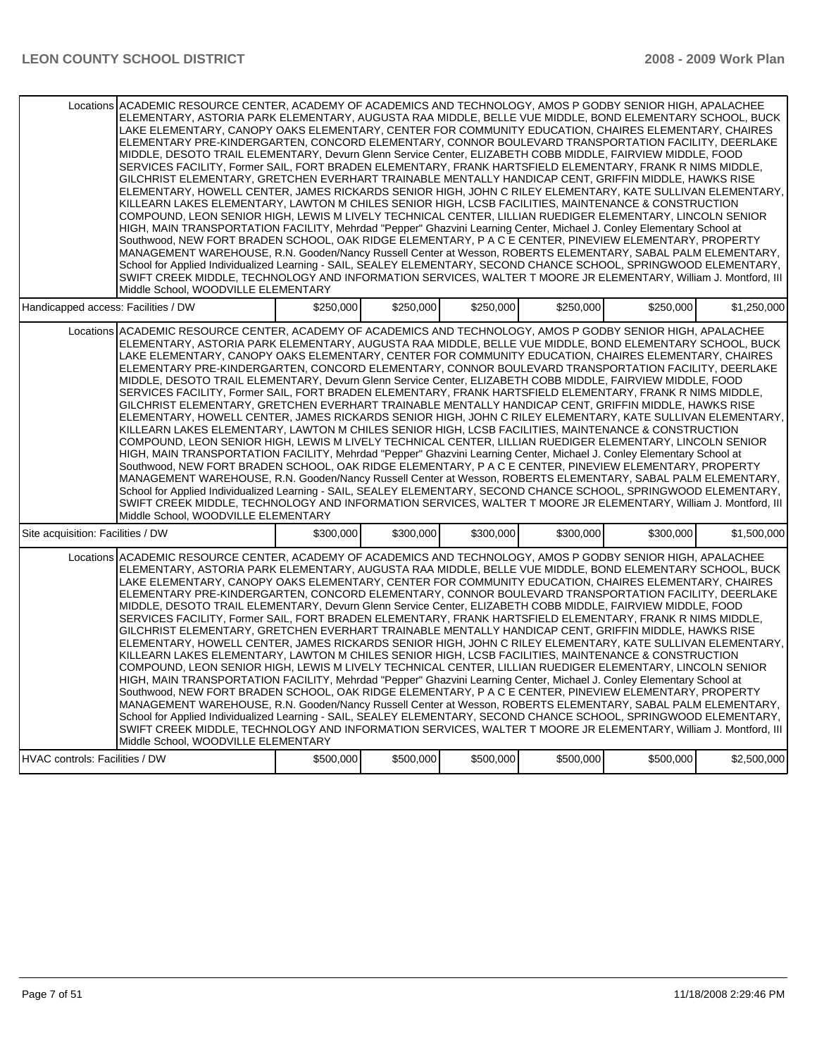| | | | | | | |
|---|---|---|---|---|---|---|
| Locations | ACADEMIC RESOURCE CENTER, ACADEMY OF ACADEMICS AND TECHNOLOGY, AMOS P GODBY SENIOR HIGH, APALACHEE ELEMENTARY, ASTORIA PARK ELEMENTARY, AUGUSTA RAA MIDDLE, BELLE VUE MIDDLE, BOND ELEMENTARY SCHOOL, BUCK LAKE ELEMENTARY, CANOPY OAKS ELEMENTARY, CENTER FOR COMMUNITY EDUCATION, CHAIRES ELEMENTARY, CHAIRES ELEMENTARY PRE-KINDERGARTEN, CONCORD ELEMENTARY, CONNOR BOULEVARD TRANSPORTATION FACILITY, DEERLAKE MIDDLE, DESOTO TRAIL ELEMENTARY, Devurn Glenn Service Center, ELIZABETH COBB MIDDLE, FAIRVIEW MIDDLE, FOOD SERVICES FACILITY, Former SAIL, FORT BRADEN ELEMENTARY, FRANK HARTSFIELD ELEMENTARY, FRANK R NIMS MIDDLE, GILCHRIST ELEMENTARY, GRETCHEN EVERHART TRAINABLE MENTALLY HANDICAP CENT, GRIFFIN MIDDLE, HAWKS RISE ELEMENTARY, HOWELL CENTER, JAMES RICKARDS SENIOR HIGH, JOHN C RILEY ELEMENTARY, KATE SULLIVAN ELEMENTARY, KILLEARN LAKES ELEMENTARY, LAWTON M CHILES SENIOR HIGH, LCSB FACILITIES, MAINTENANCE & CONSTRUCTION COMPOUND, LEON SENIOR HIGH, LEWIS M LIVELY TECHNICAL CENTER, LILLIAN RUEDIGER ELEMENTARY, LINCOLN SENIOR HIGH, MAIN TRANSPORTATION FACILITY, Mehrdad "Pepper" Ghazvini Learning Center, Michael J. Conley Elementary School at Southwood, NEW FORT BRADEN SCHOOL, OAK RIDGE ELEMENTARY, P A C E CENTER, PINEVIEW ELEMENTARY, PROPERTY MANAGEMENT WAREHOUSE, R.N. Gooden/Nancy Russell Center at Wesson, ROBERTS ELEMENTARY, SABAL PALM ELEMENTARY, School for Applied Individualized Learning - SAIL, SEALEY ELEMENTARY, SECOND CHANCE SCHOOL, SPRINGWOOD ELEMENTARY, SWIFT CREEK MIDDLE, TECHNOLOGY AND INFORMATION SERVICES, WALTER T MOORE JR ELEMENTARY, William J. Montford, III Middle School, WOODVILLE ELEMENTARY | | | | | |
| Handicapped access: Facilities / DW | | $250,000 | $250,000 | $250,000 | $250,000 | $250,000 | $1,250,000 |
| Locations | ACADEMIC RESOURCE CENTER, ACADEMY OF ACADEMICS AND TECHNOLOGY, AMOS P GODBY SENIOR HIGH, APALACHEE ELEMENTARY, ASTORIA PARK ELEMENTARY, AUGUSTA RAA MIDDLE, BELLE VUE MIDDLE, BOND ELEMENTARY SCHOOL, BUCK LAKE ELEMENTARY, CANOPY OAKS ELEMENTARY, CENTER FOR COMMUNITY EDUCATION, CHAIRES ELEMENTARY, CHAIRES ELEMENTARY PRE-KINDERGARTEN, CONCORD ELEMENTARY, CONNOR BOULEVARD TRANSPORTATION FACILITY, DEERLAKE MIDDLE, DESOTO TRAIL ELEMENTARY, Devurn Glenn Service Center, ELIZABETH COBB MIDDLE, FAIRVIEW MIDDLE, FOOD SERVICES FACILITY, Former SAIL, FORT BRADEN ELEMENTARY, FRANK HARTSFIELD ELEMENTARY, FRANK R NIMS MIDDLE, GILCHRIST ELEMENTARY, GRETCHEN EVERHART TRAINABLE MENTALLY HANDICAP CENT, GRIFFIN MIDDLE, HAWKS RISE ELEMENTARY, HOWELL CENTER, JAMES RICKARDS SENIOR HIGH, JOHN C RILEY ELEMENTARY, KATE SULLIVAN ELEMENTARY, KILLEARN LAKES ELEMENTARY, LAWTON M CHILES SENIOR HIGH, LCSB FACILITIES, MAINTENANCE & CONSTRUCTION COMPOUND, LEON SENIOR HIGH, LEWIS M LIVELY TECHNICAL CENTER, LILLIAN RUEDIGER ELEMENTARY, LINCOLN SENIOR HIGH, MAIN TRANSPORTATION FACILITY, Mehrdad "Pepper" Ghazvini Learning Center, Michael J. Conley Elementary School at Southwood, NEW FORT BRADEN SCHOOL, OAK RIDGE ELEMENTARY, P A C E CENTER, PINEVIEW ELEMENTARY, PROPERTY MANAGEMENT WAREHOUSE, R.N. Gooden/Nancy Russell Center at Wesson, ROBERTS ELEMENTARY, SABAL PALM ELEMENTARY, School for Applied Individualized Learning - SAIL, SEALEY ELEMENTARY, SECOND CHANCE SCHOOL, SPRINGWOOD ELEMENTARY, SWIFT CREEK MIDDLE, TECHNOLOGY AND INFORMATION SERVICES, WALTER T MOORE JR ELEMENTARY, William J. Montford, III Middle School, WOODVILLE ELEMENTARY | | | | | |
| Site acquisition: Facilities / DW | | $300,000 | $300,000 | $300,000 | $300,000 | $300,000 | $1,500,000 |
| Locations | ACADEMIC RESOURCE CENTER, ACADEMY OF ACADEMICS AND TECHNOLOGY, AMOS P GODBY SENIOR HIGH, APALACHEE ELEMENTARY, ASTORIA PARK ELEMENTARY, AUGUSTA RAA MIDDLE, BELLE VUE MIDDLE, BOND ELEMENTARY SCHOOL, BUCK LAKE ELEMENTARY, CANOPY OAKS ELEMENTARY, CENTER FOR COMMUNITY EDUCATION, CHAIRES ELEMENTARY, CHAIRES ELEMENTARY PRE-KINDERGARTEN, CONCORD ELEMENTARY, CONNOR BOULEVARD TRANSPORTATION FACILITY, DEERLAKE MIDDLE, DESOTO TRAIL ELEMENTARY, Devurn Glenn Service Center, ELIZABETH COBB MIDDLE, FAIRVIEW MIDDLE, FOOD SERVICES FACILITY, Former SAIL, FORT BRADEN ELEMENTARY, FRANK HARTSFIELD ELEMENTARY, FRANK R NIMS MIDDLE, GILCHRIST ELEMENTARY, GRETCHEN EVERHART TRAINABLE MENTALLY HANDICAP CENT, GRIFFIN MIDDLE, HAWKS RISE ELEMENTARY, HOWELL CENTER, JAMES RICKARDS SENIOR HIGH, JOHN C RILEY ELEMENTARY, KATE SULLIVAN ELEMENTARY, KILLEARN LAKES ELEMENTARY, LAWTON M CHILES SENIOR HIGH, LCSB FACILITIES, MAINTENANCE & CONSTRUCTION COMPOUND, LEON SENIOR HIGH, LEWIS M LIVELY TECHNICAL CENTER, LILLIAN RUEDIGER ELEMENTARY, LINCOLN SENIOR HIGH, MAIN TRANSPORTATION FACILITY, Mehrdad "Pepper" Ghazvini Learning Center, Michael J. Conley Elementary School at Southwood, NEW FORT BRADEN SCHOOL, OAK RIDGE ELEMENTARY, P A C E CENTER, PINEVIEW ELEMENTARY, PROPERTY MANAGEMENT WAREHOUSE, R.N. Gooden/Nancy Russell Center at Wesson, ROBERTS ELEMENTARY, SABAL PALM ELEMENTARY, School for Applied Individualized Learning - SAIL, SEALEY ELEMENTARY, SECOND CHANCE SCHOOL, SPRINGWOOD ELEMENTARY, SWIFT CREEK MIDDLE, TECHNOLOGY AND INFORMATION SERVICES, WALTER T MOORE JR ELEMENTARY, William J. Montford, III Middle School, WOODVILLE ELEMENTARY | | | | | |
| HVAC controls: Facilities / DW | | $500,000 | $500,000 | $500,000 | $500,000 | $500,000 | $2,500,000 |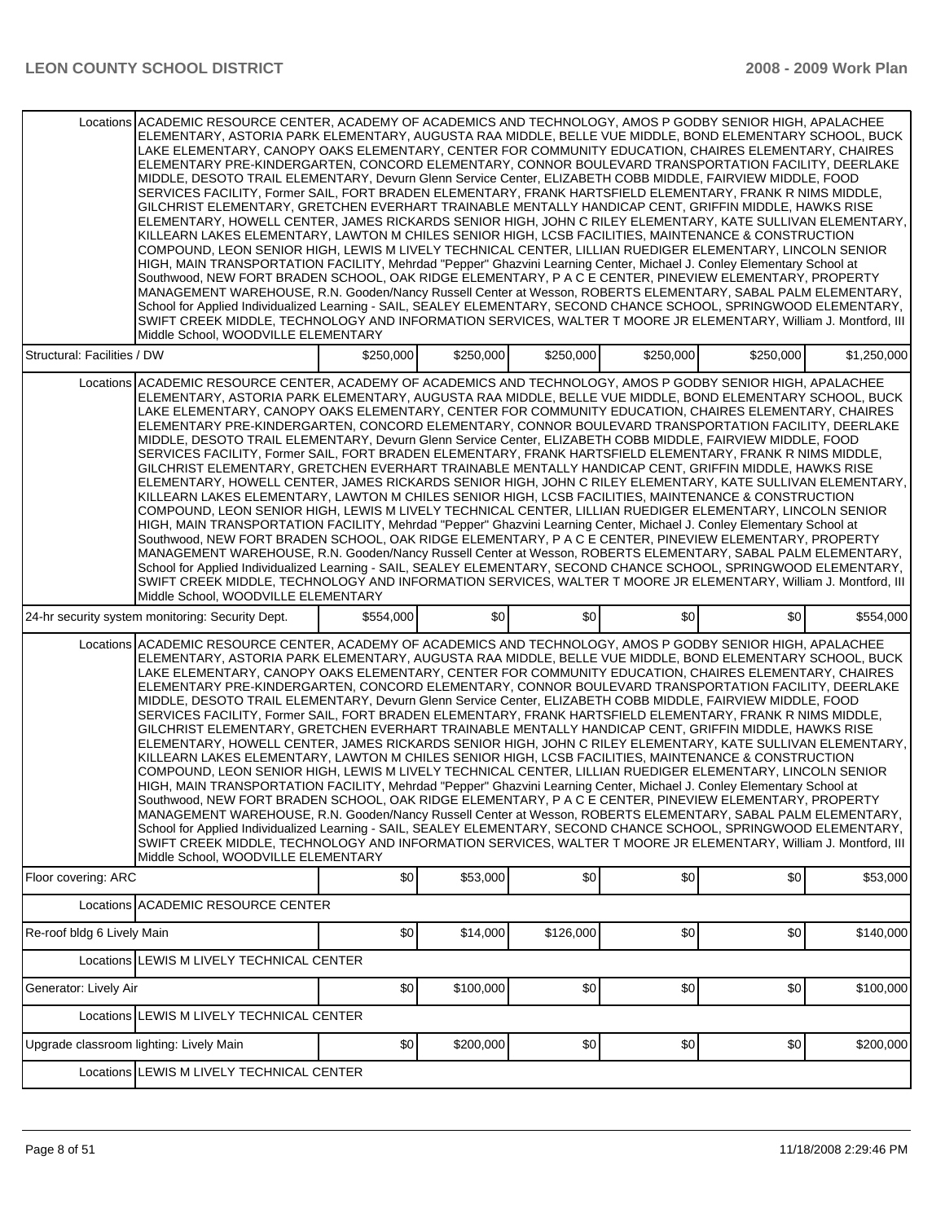| | | | | | | |
|---|---|---|---|---|---|---|
| Locations | ACADEMIC RESOURCE CENTER, ACADEMY OF ACADEMICS AND TECHNOLOGY, AMOS P GODBY SENIOR HIGH, APALACHEE ELEMENTARY, ASTORIA PARK ELEMENTARY, AUGUSTA RAA MIDDLE, BELLE VUE MIDDLE, BOND ELEMENTARY SCHOOL, BUCK LAKE ELEMENTARY, CANOPY OAKS ELEMENTARY, CENTER FOR COMMUNITY EDUCATION, CHAIRES ELEMENTARY, CHAIRES ELEMENTARY PRE-KINDERGARTEN, CONCORD ELEMENTARY, CONNOR BOULEVARD TRANSPORTATION FACILITY, DEERLAKE MIDDLE, DESOTO TRAIL ELEMENTARY, Devurn Glenn Service Center, ELIZABETH COBB MIDDLE, FAIRVIEW MIDDLE, FOOD SERVICES FACILITY, Former SAIL, FORT BRADEN ELEMENTARY, FRANK HARTSFIELD ELEMENTARY, FRANK R NIMS MIDDLE, GILCHRIST ELEMENTARY, GRETCHEN EVERHART TRAINABLE MENTALLY HANDICAP CENT, GRIFFIN MIDDLE, HAWKS RISE ELEMENTARY, HOWELL CENTER, JAMES RICKARDS SENIOR HIGH, JOHN C RILEY ELEMENTARY, KATE SULLIVAN ELEMENTARY, KILLEARN LAKES ELEMENTARY, LAWTON M CHILES SENIOR HIGH, LCSB FACILITIES, MAINTENANCE & CONSTRUCTION COMPOUND, LEON SENIOR HIGH, LEWIS M LIVELY TECHNICAL CENTER, LILLIAN RUEDIGER ELEMENTARY, LINCOLN SENIOR HIGH, MAIN TRANSPORTATION FACILITY, Mehrdad "Pepper" Ghazvini Learning Center, Michael J. Conley Elementary School at Southwood, NEW FORT BRADEN SCHOOL, OAK RIDGE ELEMENTARY, P A C E CENTER, PINEVIEW ELEMENTARY, PROPERTY MANAGEMENT WAREHOUSE, R.N. Gooden/Nancy Russell Center at Wesson, ROBERTS ELEMENTARY, SABAL PALM ELEMENTARY, School for Applied Individualized Learning - SAIL, SEALEY ELEMENTARY, SECOND CHANCE SCHOOL, SPRINGWOOD ELEMENTARY, SWIFT CREEK MIDDLE, TECHNOLOGY AND INFORMATION SERVICES, WALTER T MOORE JR ELEMENTARY, William J. Montford, III Middle School, WOODVILLE ELEMENTARY | | | | | |
| Structural: Facilities / DW | | $250,000 | $250,000 | $250,000 | $250,000 | $250,000 | $1,250,000 |
| Locations | ACADEMIC RESOURCE CENTER, ACADEMY OF ACADEMICS AND TECHNOLOGY, AMOS P GODBY SENIOR HIGH, APALACHEE ELEMENTARY, ASTORIA PARK ELEMENTARY, AUGUSTA RAA MIDDLE, BELLE VUE MIDDLE, BOND ELEMENTARY SCHOOL, BUCK LAKE ELEMENTARY, CANOPY OAKS ELEMENTARY, CENTER FOR COMMUNITY EDUCATION, CHAIRES ELEMENTARY, CHAIRES ELEMENTARY PRE-KINDERGARTEN, CONCORD ELEMENTARY, CONNOR BOULEVARD TRANSPORTATION FACILITY, DEERLAKE MIDDLE, DESOTO TRAIL ELEMENTARY, Devurn Glenn Service Center, ELIZABETH COBB MIDDLE, FAIRVIEW MIDDLE, FOOD SERVICES FACILITY, Former SAIL, FORT BRADEN ELEMENTARY, FRANK HARTSFIELD ELEMENTARY, FRANK R NIMS MIDDLE, GILCHRIST ELEMENTARY, GRETCHEN EVERHART TRAINABLE MENTALLY HANDICAP CENT, GRIFFIN MIDDLE, HAWKS RISE ELEMENTARY, HOWELL CENTER, JAMES RICKARDS SENIOR HIGH, JOHN C RILEY ELEMENTARY, KATE SULLIVAN ELEMENTARY, KILLEARN LAKES ELEMENTARY, LAWTON M CHILES SENIOR HIGH, LCSB FACILITIES, MAINTENANCE & CONSTRUCTION COMPOUND, LEON SENIOR HIGH, LEWIS M LIVELY TECHNICAL CENTER, LILLIAN RUEDIGER ELEMENTARY, LINCOLN SENIOR HIGH, MAIN TRANSPORTATION FACILITY, Mehrdad "Pepper" Ghazvini Learning Center, Michael J. Conley Elementary School at Southwood, NEW FORT BRADEN SCHOOL, OAK RIDGE ELEMENTARY, P A C E CENTER, PINEVIEW ELEMENTARY, PROPERTY MANAGEMENT WAREHOUSE, R.N. Gooden/Nancy Russell Center at Wesson, ROBERTS ELEMENTARY, SABAL PALM ELEMENTARY, School for Applied Individualized Learning - SAIL, SEALEY ELEMENTARY, SECOND CHANCE SCHOOL, SPRINGWOOD ELEMENTARY, SWIFT CREEK MIDDLE, TECHNOLOGY AND INFORMATION SERVICES, WALTER T MOORE JR ELEMENTARY, William J. Montford, III Middle School, WOODVILLE ELEMENTARY | | | | | |
| 24-hr security system monitoring: Security Dept. | | $554,000 | $0 | $0 | $0 | $0 | $554,000 |
| Locations | ACADEMIC RESOURCE CENTER, ACADEMY OF ACADEMICS AND TECHNOLOGY, AMOS P GODBY SENIOR HIGH, APALACHEE ELEMENTARY, ASTORIA PARK ELEMENTARY, AUGUSTA RAA MIDDLE, BELLE VUE MIDDLE, BOND ELEMENTARY SCHOOL, BUCK LAKE ELEMENTARY, CANOPY OAKS ELEMENTARY, CENTER FOR COMMUNITY EDUCATION, CHAIRES ELEMENTARY, CHAIRES ELEMENTARY PRE-KINDERGARTEN, CONCORD ELEMENTARY, CONNOR BOULEVARD TRANSPORTATION FACILITY, DEERLAKE MIDDLE, DESOTO TRAIL ELEMENTARY, Devurn Glenn Service Center, ELIZABETH COBB MIDDLE, FAIRVIEW MIDDLE, FOOD SERVICES FACILITY, Former SAIL, FORT BRADEN ELEMENTARY, FRANK HARTSFIELD ELEMENTARY, FRANK R NIMS MIDDLE, GILCHRIST ELEMENTARY, GRETCHEN EVERHART TRAINABLE MENTALLY HANDICAP CENT, GRIFFIN MIDDLE, HAWKS RISE ELEMENTARY, HOWELL CENTER, JAMES RICKARDS SENIOR HIGH, JOHN C RILEY ELEMENTARY, KATE SULLIVAN ELEMENTARY, KILLEARN LAKES ELEMENTARY, LAWTON M CHILES SENIOR HIGH, LCSB FACILITIES, MAINTENANCE & CONSTRUCTION COMPOUND, LEON SENIOR HIGH, LEWIS M LIVELY TECHNICAL CENTER, LILLIAN RUEDIGER ELEMENTARY, LINCOLN SENIOR HIGH, MAIN TRANSPORTATION FACILITY, Mehrdad "Pepper" Ghazvini Learning Center, Michael J. Conley Elementary School at Southwood, NEW FORT BRADEN SCHOOL, OAK RIDGE ELEMENTARY, P A C E CENTER, PINEVIEW ELEMENTARY, PROPERTY MANAGEMENT WAREHOUSE, R.N. Gooden/Nancy Russell Center at Wesson, ROBERTS ELEMENTARY, SABAL PALM ELEMENTARY, School for Applied Individualized Learning - SAIL, SEALEY ELEMENTARY, SECOND CHANCE SCHOOL, SPRINGWOOD ELEMENTARY, SWIFT CREEK MIDDLE, TECHNOLOGY AND INFORMATION SERVICES, WALTER T MOORE JR ELEMENTARY, William J. Montford, III Middle School, WOODVILLE ELEMENTARY | | | | | |
| Floor covering: ARC | | $0 | $53,000 | $0 | $0 | $0 | $53,000 |
| Locations | ACADEMIC RESOURCE CENTER | | | | | |
| Re-roof bldg 6 Lively Main | | $0 | $14,000 | $126,000 | $0 | $0 | $140,000 |
| Locations | LEWIS M LIVELY TECHNICAL CENTER | | | | | |
| Generator: Lively Air | | $0 | $100,000 | $0 | $0 | $0 | $100,000 |
| Locations | LEWIS M LIVELY TECHNICAL CENTER | | | | | |
| Upgrade classroom lighting: Lively Main | | $0 | $200,000 | $0 | $0 | $0 | $200,000 |
| Locations | LEWIS M LIVELY TECHNICAL CENTER | | | | | |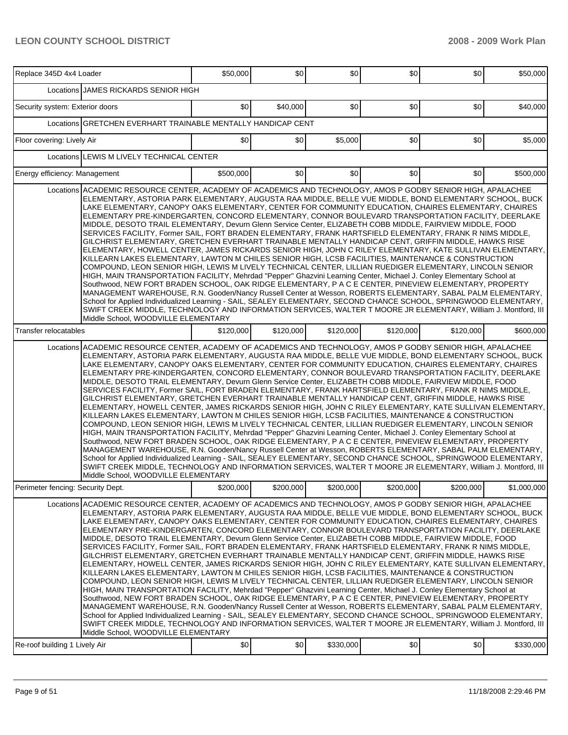| Project | | | | | | | |
|---|---|---|---|---|---|---|---|
| Replace 345D 4x4 Loader | | $50,000 | $0 | $0 | $0 | $0 | $50,000 |
| | Locations | JAMES RICKARDS SENIOR HIGH | | | | | |
| Security system: Exterior doors | | $0 | $40,000 | $0 | $0 | $0 | $40,000 |
| | Locations | GRETCHEN EVERHART TRAINABLE MENTALLY HANDICAP CENT | | | | | |
| Floor covering: Lively Air | | $0 | $0 | $5,000 | $0 | $0 | $5,000 |
| | Locations | LEWIS M LIVELY TECHNICAL CENTER | | | | | |
| Energy efficiency: Management | | $500,000 | $0 | $0 | $0 | $0 | $500,000 |
| | Locations | ACADEMIC RESOURCE CENTER, ACADEMY OF ACADEMICS AND TECHNOLOGY, AMOS P GODBY SENIOR HIGH, APALACHEE ELEMENTARY, ASTORIA PARK ELEMENTARY, AUGUSTA RAA MIDDLE, BELLE VUE MIDDLE, BOND ELEMENTARY SCHOOL, BUCK LAKE ELEMENTARY, CANOPY OAKS ELEMENTARY, CENTER FOR COMMUNITY EDUCATION, CHAIRES ELEMENTARY, CHAIRES ELEMENTARY PRE-KINDERGARTEN, CONCORD ELEMENTARY, CONNOR BOULEVARD TRANSPORTATION FACILITY, DEERLAKE MIDDLE, DESOTO TRAIL ELEMENTARY, Devurn Glenn Service Center, ELIZABETH COBB MIDDLE, FAIRVIEW MIDDLE, FOOD SERVICES FACILITY, Former SAIL, FORT BRADEN ELEMENTARY, FRANK HARTSFIELD ELEMENTARY, FRANK R NIMS MIDDLE, GILCHRIST ELEMENTARY, GRETCHEN EVERHART TRAINABLE MENTALLY HANDICAP CENT, GRIFFIN MIDDLE, HAWKS RISE ELEMENTARY, HOWELL CENTER, JAMES RICKARDS SENIOR HIGH, JOHN C RILEY ELEMENTARY, KATE SULLIVAN ELEMENTARY, KILLEARN LAKES ELEMENTARY, LAWTON M CHILES SENIOR HIGH, LCSB FACILITIES, MAINTENANCE & CONSTRUCTION COMPOUND, LEON SENIOR HIGH, LEWIS M LIVELY TECHNICAL CENTER, LILLIAN RUEDIGER ELEMENTARY, LINCOLN SENIOR HIGH, MAIN TRANSPORTATION FACILITY, Mehrdad "Pepper" Ghazvini Learning Center, Michael J. Conley Elementary School at Southwood, NEW FORT BRADEN SCHOOL, OAK RIDGE ELEMENTARY, P A C E CENTER, PINEVIEW ELEMENTARY, PROPERTY MANAGEMENT WAREHOUSE, R.N. Gooden/Nancy Russell Center at Wesson, ROBERTS ELEMENTARY, SABAL PALM ELEMENTARY, School for Applied Individualized Learning - SAIL, SEALEY ELEMENTARY, SECOND CHANCE SCHOOL, SPRINGWOOD ELEMENTARY, SWIFT CREEK MIDDLE, TECHNOLOGY AND INFORMATION SERVICES, WALTER T MOORE JR ELEMENTARY, William J. Montford, III Middle School, WOODVILLE ELEMENTARY | | | | | |
| Transfer relocatables | | $120,000 | $120,000 | $120,000 | $120,000 | $120,000 | $600,000 |
| | Locations | ACADEMIC RESOURCE CENTER, ACADEMY OF ACADEMICS AND TECHNOLOGY, AMOS P GODBY SENIOR HIGH, APALACHEE ELEMENTARY, ASTORIA PARK ELEMENTARY, AUGUSTA RAA MIDDLE, BELLE VUE MIDDLE, BOND ELEMENTARY SCHOOL, BUCK LAKE ELEMENTARY, CANOPY OAKS ELEMENTARY, CENTER FOR COMMUNITY EDUCATION, CHAIRES ELEMENTARY, CHAIRES ELEMENTARY PRE-KINDERGARTEN, CONCORD ELEMENTARY, CONNOR BOULEVARD TRANSPORTATION FACILITY, DEERLAKE MIDDLE, DESOTO TRAIL ELEMENTARY, Devurn Glenn Service Center, ELIZABETH COBB MIDDLE, FAIRVIEW MIDDLE, FOOD SERVICES FACILITY, Former SAIL, FORT BRADEN ELEMENTARY, FRANK HARTSFIELD ELEMENTARY, FRANK R NIMS MIDDLE, GILCHRIST ELEMENTARY, GRETCHEN EVERHART TRAINABLE MENTALLY HANDICAP CENT, GRIFFIN MIDDLE, HAWKS RISE ELEMENTARY, HOWELL CENTER, JAMES RICKARDS SENIOR HIGH, JOHN C RILEY ELEMENTARY, KATE SULLIVAN ELEMENTARY, KILLEARN LAKES ELEMENTARY, LAWTON M CHILES SENIOR HIGH, LCSB FACILITIES, MAINTENANCE & CONSTRUCTION COMPOUND, LEON SENIOR HIGH, LEWIS M LIVELY TECHNICAL CENTER, LILLIAN RUEDIGER ELEMENTARY, LINCOLN SENIOR HIGH, MAIN TRANSPORTATION FACILITY, Mehrdad "Pepper" Ghazvini Learning Center, Michael J. Conley Elementary School at Southwood, NEW FORT BRADEN SCHOOL, OAK RIDGE ELEMENTARY, P A C E CENTER, PINEVIEW ELEMENTARY, PROPERTY MANAGEMENT WAREHOUSE, R.N. Gooden/Nancy Russell Center at Wesson, ROBERTS ELEMENTARY, SABAL PALM ELEMENTARY, School for Applied Individualized Learning - SAIL, SEALEY ELEMENTARY, SECOND CHANCE SCHOOL, SPRINGWOOD ELEMENTARY, SWIFT CREEK MIDDLE, TECHNOLOGY AND INFORMATION SERVICES, WALTER T MOORE JR ELEMENTARY, William J. Montford, III Middle School, WOODVILLE ELEMENTARY | | | | | |
| Perimeter fencing: Security Dept. | | $200,000 | $200,000 | $200,000 | $200,000 | $200,000 | $1,000,000 |
| | Locations | ACADEMIC RESOURCE CENTER, ACADEMY OF ACADEMICS AND TECHNOLOGY, AMOS P GODBY SENIOR HIGH, APALACHEE ELEMENTARY, ASTORIA PARK ELEMENTARY, AUGUSTA RAA MIDDLE, BELLE VUE MIDDLE, BOND ELEMENTARY SCHOOL, BUCK LAKE ELEMENTARY, CANOPY OAKS ELEMENTARY, CENTER FOR COMMUNITY EDUCATION, CHAIRES ELEMENTARY, CHAIRES ELEMENTARY PRE-KINDERGARTEN, CONCORD ELEMENTARY, CONNOR BOULEVARD TRANSPORTATION FACILITY, DEERLAKE MIDDLE, DESOTO TRAIL ELEMENTARY, Devurn Glenn Service Center, ELIZABETH COBB MIDDLE, FAIRVIEW MIDDLE, FOOD SERVICES FACILITY, Former SAIL, FORT BRADEN ELEMENTARY, FRANK HARTSFIELD ELEMENTARY, FRANK R NIMS MIDDLE, GILCHRIST ELEMENTARY, GRETCHEN EVERHART TRAINABLE MENTALLY HANDICAP CENT, GRIFFIN MIDDLE, HAWKS RISE ELEMENTARY, HOWELL CENTER, JAMES RICKARDS SENIOR HIGH, JOHN C RILEY ELEMENTARY, KATE SULLIVAN ELEMENTARY, KILLEARN LAKES ELEMENTARY, LAWTON M CHILES SENIOR HIGH, LCSB FACILITIES, MAINTENANCE & CONSTRUCTION COMPOUND, LEON SENIOR HIGH, LEWIS M LIVELY TECHNICAL CENTER, LILLIAN RUEDIGER ELEMENTARY, LINCOLN SENIOR HIGH, MAIN TRANSPORTATION FACILITY, Mehrdad "Pepper" Ghazvini Learning Center, Michael J. Conley Elementary School at Southwood, NEW FORT BRADEN SCHOOL, OAK RIDGE ELEMENTARY, P A C E CENTER, PINEVIEW ELEMENTARY, PROPERTY MANAGEMENT WAREHOUSE, R.N. Gooden/Nancy Russell Center at Wesson, ROBERTS ELEMENTARY, SABAL PALM ELEMENTARY, School for Applied Individualized Learning - SAIL, SEALEY ELEMENTARY, SECOND CHANCE SCHOOL, SPRINGWOOD ELEMENTARY, SWIFT CREEK MIDDLE, TECHNOLOGY AND INFORMATION SERVICES, WALTER T MOORE JR ELEMENTARY, William J. Montford, III Middle School, WOODVILLE ELEMENTARY | | | | | |
| Re-roof building 1 Lively Air | | $0 | $0 | $330,000 | $0 | $0 | $330,000 |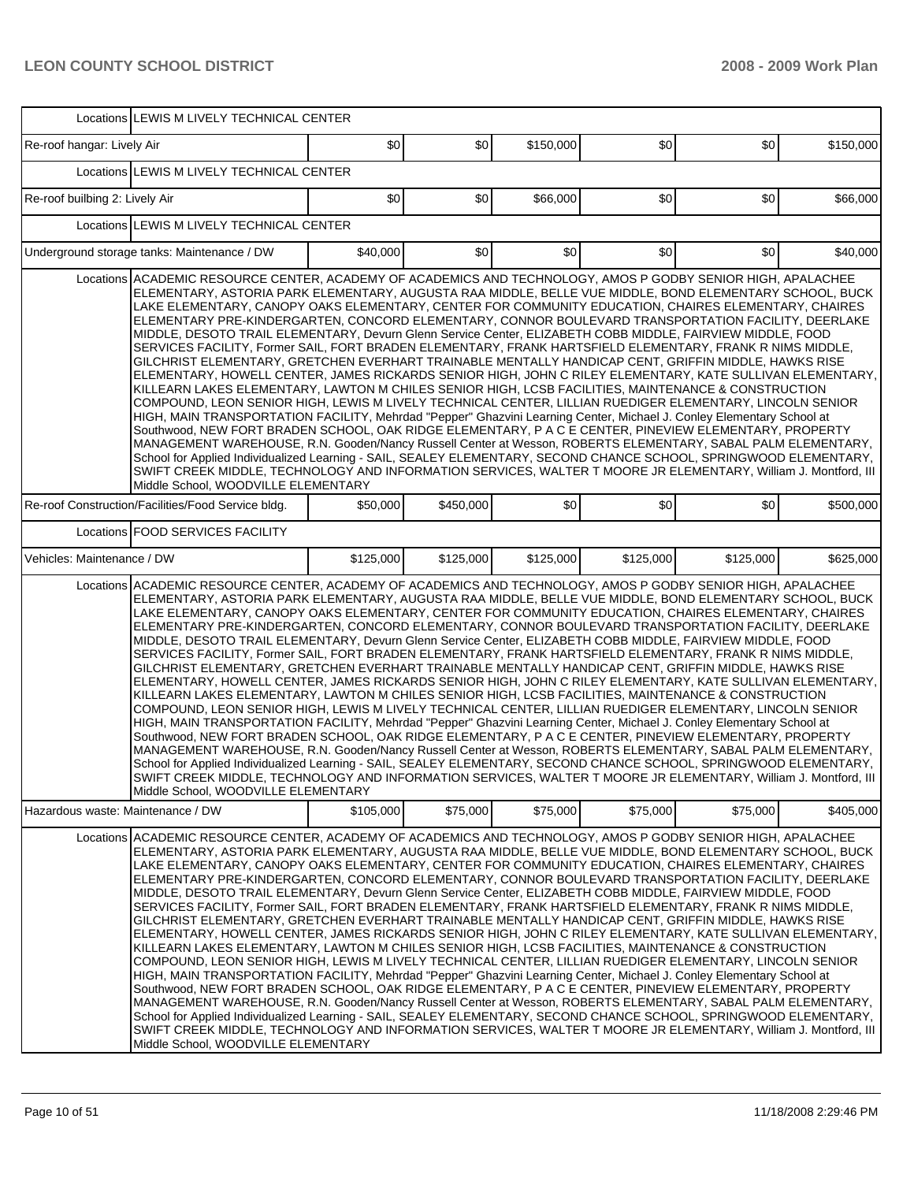| | | | | | | | |
|---|---|---|---|---|---|---|---|
| Locations | LEWIS M LIVELY TECHNICAL CENTER | | | | | | |
| Re-roof hangar: Lively Air | | $0 | $0 | $150,000 | $0 | $0 | $150,000 |
| Locations | LEWIS M LIVELY TECHNICAL CENTER | | | | | | |
| Re-roof builbing 2: Lively Air | | $0 | $0 | $66,000 | $0 | $0 | $66,000 |
| Locations | LEWIS M LIVELY TECHNICAL CENTER | | | | | | |
| Underground storage tanks: Maintenance / DW | | $40,000 | $0 | $0 | $0 | $0 | $40,000 |
| Locations | ACADEMIC RESOURCE CENTER, ACADEMY OF ACADEMICS AND TECHNOLOGY, AMOS P GODBY SENIOR HIGH, APALACHEE ELEMENTARY, ASTORIA PARK ELEMENTARY, AUGUSTA RAA MIDDLE, BELLE VUE MIDDLE, BOND ELEMENTARY SCHOOL, BUCK LAKE ELEMENTARY, CANOPY OAKS ELEMENTARY, CENTER FOR COMMUNITY EDUCATION, CHAIRES ELEMENTARY, CHAIRES ELEMENTARY PRE-KINDERGARTEN, CONCORD ELEMENTARY, CONNOR BOULEVARD TRANSPORTATION FACILITY, DEERLAKE MIDDLE, DESOTO TRAIL ELEMENTARY, Devurn Glenn Service Center, ELIZABETH COBB MIDDLE, FAIRVIEW MIDDLE, FOOD SERVICES FACILITY, Former SAIL, FORT BRADEN ELEMENTARY, FRANK HARTSFIELD ELEMENTARY, FRANK R NIMS MIDDLE, GILCHRIST ELEMENTARY, GRETCHEN EVERHART TRAINABLE MENTALLY HANDICAP CENT, GRIFFIN MIDDLE, HAWKS RISE ELEMENTARY, HOWELL CENTER, JAMES RICKARDS SENIOR HIGH, JOHN C RILEY ELEMENTARY, KATE SULLIVAN ELEMENTARY, KILLEARN LAKES ELEMENTARY, LAWTON M CHILES SENIOR HIGH, LCSB FACILITIES, MAINTENANCE & CONSTRUCTION COMPOUND, LEON SENIOR HIGH, LEWIS M LIVELY TECHNICAL CENTER, LILLIAN RUEDIGER ELEMENTARY, LINCOLN SENIOR HIGH, MAIN TRANSPORTATION FACILITY, Mehrdad "Pepper" Ghazvini Learning Center, Michael J. Conley Elementary School at Southwood, NEW FORT BRADEN SCHOOL, OAK RIDGE ELEMENTARY, P A C E CENTER, PINEVIEW ELEMENTARY, PROPERTY MANAGEMENT WAREHOUSE, R.N. Gooden/Nancy Russell Center at Wesson, ROBERTS ELEMENTARY, SABAL PALM ELEMENTARY, School for Applied Individualized Learning - SAIL, SEALEY ELEMENTARY, SECOND CHANCE SCHOOL, SPRINGWOOD ELEMENTARY, SWIFT CREEK MIDDLE, TECHNOLOGY AND INFORMATION SERVICES, WALTER T MOORE JR ELEMENTARY, William J. Montford, III Middle School, WOODVILLE ELEMENTARY | | | | | | |
| Re-roof Construction/Facilities/Food Service bldg. | | $50,000 | $450,000 | $0 | $0 | $0 | $500,000 |
| Locations | FOOD SERVICES FACILITY | | | | | | |
| Vehicles: Maintenance / DW | | $125,000 | $125,000 | $125,000 | $125,000 | $125,000 | $625,000 |
| Locations | ACADEMIC RESOURCE CENTER, ACADEMY OF ACADEMICS AND TECHNOLOGY, AMOS P GODBY SENIOR HIGH, APALACHEE ELEMENTARY, ASTORIA PARK ELEMENTARY, AUGUSTA RAA MIDDLE, BELLE VUE MIDDLE, BOND ELEMENTARY SCHOOL, BUCK LAKE ELEMENTARY, CANOPY OAKS ELEMENTARY, CENTER FOR COMMUNITY EDUCATION, CHAIRES ELEMENTARY, CHAIRES ELEMENTARY PRE-KINDERGARTEN, CONCORD ELEMENTARY, CONNOR BOULEVARD TRANSPORTATION FACILITY, DEERLAKE MIDDLE, DESOTO TRAIL ELEMENTARY, Devurn Glenn Service Center, ELIZABETH COBB MIDDLE, FAIRVIEW MIDDLE, FOOD SERVICES FACILITY, Former SAIL, FORT BRADEN ELEMENTARY, FRANK HARTSFIELD ELEMENTARY, FRANK R NIMS MIDDLE, GILCHRIST ELEMENTARY, GRETCHEN EVERHART TRAINABLE MENTALLY HANDICAP CENT, GRIFFIN MIDDLE, HAWKS RISE ELEMENTARY, HOWELL CENTER, JAMES RICKARDS SENIOR HIGH, JOHN C RILEY ELEMENTARY, KATE SULLIVAN ELEMENTARY, KILLEARN LAKES ELEMENTARY, LAWTON M CHILES SENIOR HIGH, LCSB FACILITIES, MAINTENANCE & CONSTRUCTION COMPOUND, LEON SENIOR HIGH, LEWIS M LIVELY TECHNICAL CENTER, LILLIAN RUEDIGER ELEMENTARY, LINCOLN SENIOR HIGH, MAIN TRANSPORTATION FACILITY, Mehrdad "Pepper" Ghazvini Learning Center, Michael J. Conley Elementary School at Southwood, NEW FORT BRADEN SCHOOL, OAK RIDGE ELEMENTARY, P A C E CENTER, PINEVIEW ELEMENTARY, PROPERTY MANAGEMENT WAREHOUSE, R.N. Gooden/Nancy Russell Center at Wesson, ROBERTS ELEMENTARY, SABAL PALM ELEMENTARY, School for Applied Individualized Learning - SAIL, SEALEY ELEMENTARY, SECOND CHANCE SCHOOL, SPRINGWOOD ELEMENTARY, SWIFT CREEK MIDDLE, TECHNOLOGY AND INFORMATION SERVICES, WALTER T MOORE JR ELEMENTARY, William J. Montford, III Middle School, WOODVILLE ELEMENTARY | | | | | | |
| Hazardous waste: Maintenance / DW | | $105,000 | $75,000 | $75,000 | $75,000 | $75,000 | $405,000 |
| Locations | ACADEMIC RESOURCE CENTER, ACADEMY OF ACADEMICS AND TECHNOLOGY, AMOS P GODBY SENIOR HIGH, APALACHEE ELEMENTARY, ASTORIA PARK ELEMENTARY, AUGUSTA RAA MIDDLE, BELLE VUE MIDDLE, BOND ELEMENTARY SCHOOL, BUCK LAKE ELEMENTARY, CANOPY OAKS ELEMENTARY, CENTER FOR COMMUNITY EDUCATION, CHAIRES ELEMENTARY, CHAIRES ELEMENTARY PRE-KINDERGARTEN, CONCORD ELEMENTARY, CONNOR BOULEVARD TRANSPORTATION FACILITY, DEERLAKE MIDDLE, DESOTO TRAIL ELEMENTARY, Devurn Glenn Service Center, ELIZABETH COBB MIDDLE, FAIRVIEW MIDDLE, FOOD SERVICES FACILITY, Former SAIL, FORT BRADEN ELEMENTARY, FRANK HARTSFIELD ELEMENTARY, FRANK R NIMS MIDDLE, GILCHRIST ELEMENTARY, GRETCHEN EVERHART TRAINABLE MENTALLY HANDICAP CENT, GRIFFIN MIDDLE, HAWKS RISE ELEMENTARY, HOWELL CENTER, JAMES RICKARDS SENIOR HIGH, JOHN C RILEY ELEMENTARY, KATE SULLIVAN ELEMENTARY, KILLEARN LAKES ELEMENTARY, LAWTON M CHILES SENIOR HIGH, LCSB FACILITIES, MAINTENANCE & CONSTRUCTION COMPOUND, LEON SENIOR HIGH, LEWIS M LIVELY TECHNICAL CENTER, LILLIAN RUEDIGER ELEMENTARY, LINCOLN SENIOR HIGH, MAIN TRANSPORTATION FACILITY, Mehrdad "Pepper" Ghazvini Learning Center, Michael J. Conley Elementary School at Southwood, NEW FORT BRADEN SCHOOL, OAK RIDGE ELEMENTARY, P A C E CENTER, PINEVIEW ELEMENTARY, PROPERTY MANAGEMENT WAREHOUSE, R.N. Gooden/Nancy Russell Center at Wesson, ROBERTS ELEMENTARY, SABAL PALM ELEMENTARY, School for Applied Individualized Learning - SAIL, SEALEY ELEMENTARY, SECOND CHANCE SCHOOL, SPRINGWOOD ELEMENTARY, SWIFT CREEK MIDDLE, TECHNOLOGY AND INFORMATION SERVICES, WALTER T MOORE JR ELEMENTARY, William J. Montford, III Middle School, WOODVILLE ELEMENTARY | | | | | | |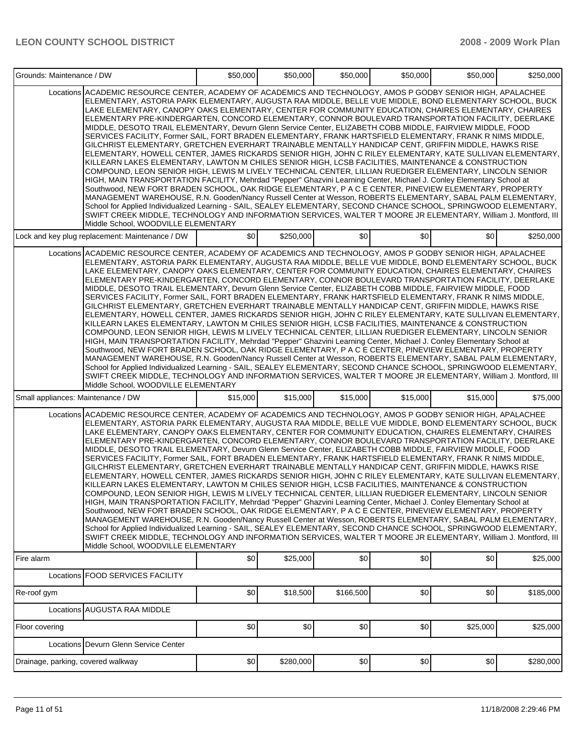| Grounds: Maintenance / DW | | $50,000 | $50,000 | $50,000 | $50,000 | $50,000 | $250,000 |
|---|---|---|---|---|---|---|---|
| Locations | ACADEMIC RESOURCE CENTER, ACADEMY OF ACADEMICS AND TECHNOLOGY, AMOS P GODBY SENIOR HIGH, APALACHEE ELEMENTARY, ASTORIA PARK ELEMENTARY, AUGUSTA RAA MIDDLE, BELLE VUE MIDDLE, BOND ELEMENTARY SCHOOL, BUCK LAKE ELEMENTARY, CANOPY OAKS ELEMENTARY, CENTER FOR COMMUNITY EDUCATION, CHAIRES ELEMENTARY, CHAIRES ELEMENTARY PRE-KINDERGARTEN, CONCORD ELEMENTARY, CONNOR BOULEVARD TRANSPORTATION FACILITY, DEERLAKE MIDDLE, DESOTO TRAIL ELEMENTARY, Devurn Glenn Service Center, ELIZABETH COBB MIDDLE, FAIRVIEW MIDDLE, FOOD SERVICES FACILITY, Former SAIL, FORT BRADEN ELEMENTARY, FRANK HARTSFIELD ELEMENTARY, FRANK R NIMS MIDDLE, GILCHRIST ELEMENTARY, GRETCHEN EVERHART TRAINABLE MENTALLY HANDICAP CENT, GRIFFIN MIDDLE, HAWKS RISE ELEMENTARY, HOWELL CENTER, JAMES RICKARDS SENIOR HIGH, JOHN C RILEY ELEMENTARY, KATE SULLIVAN ELEMENTARY, KILLEARN LAKES ELEMENTARY, LAWTON M CHILES SENIOR HIGH, LCSB FACILITIES, MAINTENANCE & CONSTRUCTION COMPOUND, LEON SENIOR HIGH, LEWIS M LIVELY TECHNICAL CENTER, LILLIAN RUEDIGER ELEMENTARY, LINCOLN SENIOR HIGH, MAIN TRANSPORTATION FACILITY, Mehrdad "Pepper" Ghazvini Learning Center, Michael J. Conley Elementary School at Southwood, NEW FORT BRADEN SCHOOL, OAK RIDGE ELEMENTARY, P A C E CENTER, PINEVIEW ELEMENTARY, PROPERTY MANAGEMENT WAREHOUSE, R.N. Gooden/Nancy Russell Center at Wesson, ROBERTS ELEMENTARY, SABAL PALM ELEMENTARY, School for Applied Individualized Learning - SAIL, SEALEY ELEMENTARY, SECOND CHANCE SCHOOL, SPRINGWOOD ELEMENTARY, SWIFT CREEK MIDDLE, TECHNOLOGY AND INFORMATION SERVICES, WALTER T MOORE JR ELEMENTARY, William J. Montford, III Middle School, WOODVILLE ELEMENTARY | | | | | | |
| Lock and key plug replacement: Maintenance / DW | | $0 | $250,000 | $0 | $0 | $0 | $250,000 |
| Locations | ACADEMIC RESOURCE CENTER, ACADEMY OF ACADEMICS AND TECHNOLOGY, AMOS P GODBY SENIOR HIGH, APALACHEE ELEMENTARY, ASTORIA PARK ELEMENTARY, AUGUSTA RAA MIDDLE, BELLE VUE MIDDLE, BOND ELEMENTARY SCHOOL, BUCK LAKE ELEMENTARY, CANOPY OAKS ELEMENTARY, CENTER FOR COMMUNITY EDUCATION, CHAIRES ELEMENTARY, CHAIRES ELEMENTARY PRE-KINDERGARTEN, CONCORD ELEMENTARY, CONNOR BOULEVARD TRANSPORTATION FACILITY, DEERLAKE MIDDLE, DESOTO TRAIL ELEMENTARY, Devurn Glenn Service Center, ELIZABETH COBB MIDDLE, FAIRVIEW MIDDLE, FOOD SERVICES FACILITY, Former SAIL, FORT BRADEN ELEMENTARY, FRANK HARTSFIELD ELEMENTARY, FRANK R NIMS MIDDLE, GILCHRIST ELEMENTARY, GRETCHEN EVERHART TRAINABLE MENTALLY HANDICAP CENT, GRIFFIN MIDDLE, HAWKS RISE ELEMENTARY, HOWELL CENTER, JAMES RICKARDS SENIOR HIGH, JOHN C RILEY ELEMENTARY, KATE SULLIVAN ELEMENTARY, KILLEARN LAKES ELEMENTARY, LAWTON M CHILES SENIOR HIGH, LCSB FACILITIES, MAINTENANCE & CONSTRUCTION COMPOUND, LEON SENIOR HIGH, LEWIS M LIVELY TECHNICAL CENTER, LILLIAN RUEDIGER ELEMENTARY, LINCOLN SENIOR HIGH, MAIN TRANSPORTATION FACILITY, Mehrdad "Pepper" Ghazvini Learning Center, Michael J. Conley Elementary School at Southwood, NEW FORT BRADEN SCHOOL, OAK RIDGE ELEMENTARY, P A C E CENTER, PINEVIEW ELEMENTARY, PROPERTY MANAGEMENT WAREHOUSE, R.N. Gooden/Nancy Russell Center at Wesson, ROBERTS ELEMENTARY, SABAL PALM ELEMENTARY, School for Applied Individualized Learning - SAIL, SEALEY ELEMENTARY, SECOND CHANCE SCHOOL, SPRINGWOOD ELEMENTARY, SWIFT CREEK MIDDLE, TECHNOLOGY AND INFORMATION SERVICES, WALTER T MOORE JR ELEMENTARY, William J. Montford, III Middle School, WOODVILLE ELEMENTARY | | | | | | |
| Small appliances: Maintenance / DW | | $15,000 | $15,000 | $15,000 | $15,000 | $15,000 | $75,000 |
| Locations | ACADEMIC RESOURCE CENTER, ACADEMY OF ACADEMICS AND TECHNOLOGY, AMOS P GODBY SENIOR HIGH, APALACHEE ELEMENTARY, ASTORIA PARK ELEMENTARY, AUGUSTA RAA MIDDLE, BELLE VUE MIDDLE, BOND ELEMENTARY SCHOOL, BUCK LAKE ELEMENTARY, CANOPY OAKS ELEMENTARY, CENTER FOR COMMUNITY EDUCATION, CHAIRES ELEMENTARY, CHAIRES ELEMENTARY PRE-KINDERGARTEN, CONCORD ELEMENTARY, CONNOR BOULEVARD TRANSPORTATION FACILITY, DEERLAKE MIDDLE, DESOTO TRAIL ELEMENTARY, Devurn Glenn Service Center, ELIZABETH COBB MIDDLE, FAIRVIEW MIDDLE, FOOD SERVICES FACILITY, Former SAIL, FORT BRADEN ELEMENTARY, FRANK HARTSFIELD ELEMENTARY, FRANK R NIMS MIDDLE, GILCHRIST ELEMENTARY, GRETCHEN EVERHART TRAINABLE MENTALLY HANDICAP CENT, GRIFFIN MIDDLE, HAWKS RISE ELEMENTARY, HOWELL CENTER, JAMES RICKARDS SENIOR HIGH, JOHN C RILEY ELEMENTARY, KATE SULLIVAN ELEMENTARY, KILLEARN LAKES ELEMENTARY, LAWTON M CHILES SENIOR HIGH, LCSB FACILITIES, MAINTENANCE & CONSTRUCTION COMPOUND, LEON SENIOR HIGH, LEWIS M LIVELY TECHNICAL CENTER, LILLIAN RUEDIGER ELEMENTARY, LINCOLN SENIOR HIGH, MAIN TRANSPORTATION FACILITY, Mehrdad "Pepper" Ghazvini Learning Center, Michael J. Conley Elementary School at Southwood, NEW FORT BRADEN SCHOOL, OAK RIDGE ELEMENTARY, P A C E CENTER, PINEVIEW ELEMENTARY, PROPERTY MANAGEMENT WAREHOUSE, R.N. Gooden/Nancy Russell Center at Wesson, ROBERTS ELEMENTARY, SABAL PALM ELEMENTARY, School for Applied Individualized Learning - SAIL, SEALEY ELEMENTARY, SECOND CHANCE SCHOOL, SPRINGWOOD ELEMENTARY, SWIFT CREEK MIDDLE, TECHNOLOGY AND INFORMATION SERVICES, WALTER T MOORE JR ELEMENTARY, William J. Montford, III Middle School, WOODVILLE ELEMENTARY | | | | | | |
| Fire alarm | | $0 | $25,000 | $0 | $0 | $0 | $25,000 |
| Locations | FOOD SERVICES FACILITY | | | | | | |
| Re-roof gym | | $0 | $18,500 | $166,500 | $0 | $0 | $185,000 |
| Locations | AUGUSTA RAA MIDDLE | | | | | | |
| Floor covering | | $0 | $0 | $0 | $0 | $25,000 | $25,000 |
| Locations | Devurn Glenn Service Center | | | | | | |
| Drainage, parking, covered walkway | | $0 | $280,000 | $0 | $0 | $0 | $280,000 |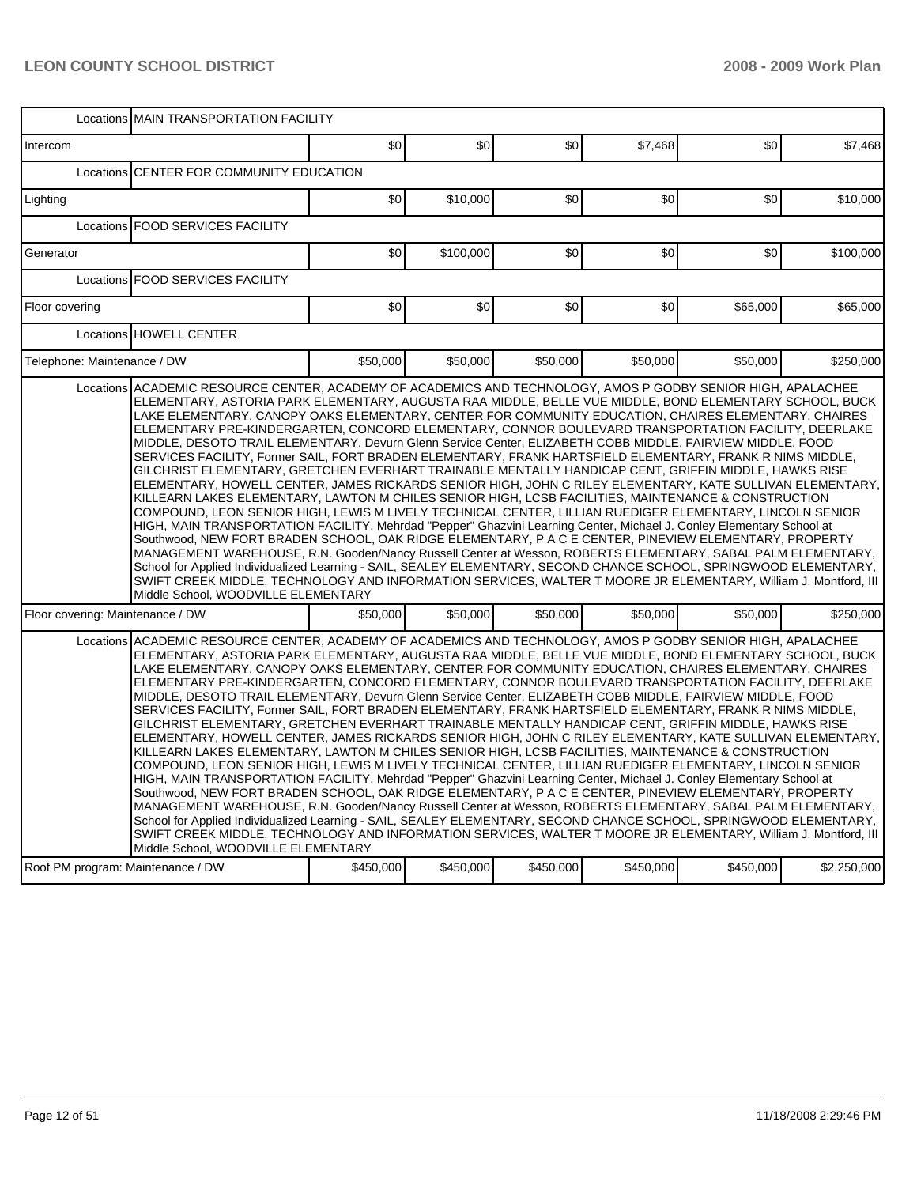| | | | | | | | |
|---|---|---|---|---|---|---|---|
| Locations | MAIN TRANSPORTATION FACILITY | | | | | | |
| Intercom | | $0 | $0 | $0 | $7,468 | $0 | $7,468 |
| Locations | CENTER FOR COMMUNITY EDUCATION | | | | | | |
| Lighting | | $0 | $10,000 | $0 | $0 | $0 | $10,000 |
| Locations | FOOD SERVICES FACILITY | | | | | | |
| Generator | | $0 | $100,000 | $0 | $0 | $0 | $100,000 |
| Locations | FOOD SERVICES FACILITY | | | | | | |
| Floor covering | | $0 | $0 | $0 | $0 | $65,000 | $65,000 |
| Locations | HOWELL CENTER | | | | | | |
| Telephone: Maintenance / DW | | $50,000 | $50,000 | $50,000 | $50,000 | $50,000 | $250,000 |
| Locations | ACADEMIC RESOURCE CENTER, ACADEMY OF ACADEMICS AND TECHNOLOGY, AMOS P GODBY SENIOR HIGH, APALACHEE ELEMENTARY, ASTORIA PARK ELEMENTARY, AUGUSTA RAA MIDDLE, BELLE VUE MIDDLE, BOND ELEMENTARY SCHOOL, BUCK LAKE ELEMENTARY, CANOPY OAKS ELEMENTARY, CENTER FOR COMMUNITY EDUCATION, CHAIRES ELEMENTARY, CHAIRES ELEMENTARY PRE-KINDERGARTEN, CONCORD ELEMENTARY, CONNOR BOULEVARD TRANSPORTATION FACILITY, DEERLAKE MIDDLE, DESOTO TRAIL ELEMENTARY, Devurn Glenn Service Center, ELIZABETH COBB MIDDLE, FAIRVIEW MIDDLE, FOOD SERVICES FACILITY, Former SAIL, FORT BRADEN ELEMENTARY, FRANK HARTSFIELD ELEMENTARY, FRANK R NIMS MIDDLE, GILCHRIST ELEMENTARY, GRETCHEN EVERHART TRAINABLE MENTALLY HANDICAP CENT, GRIFFIN MIDDLE, HAWKS RISE ELEMENTARY, HOWELL CENTER, JAMES RICKARDS SENIOR HIGH, JOHN C RILEY ELEMENTARY, KATE SULLIVAN ELEMENTARY, KILLEARN LAKES ELEMENTARY, LAWTON M CHILES SENIOR HIGH, LCSB FACILITIES, MAINTENANCE & CONSTRUCTION COMPOUND, LEON SENIOR HIGH, LEWIS M LIVELY TECHNICAL CENTER, LILLIAN RUEDIGER ELEMENTARY, LINCOLN SENIOR HIGH, MAIN TRANSPORTATION FACILITY, Mehrdad "Pepper" Ghazvini Learning Center, Michael J. Conley Elementary School at Southwood, NEW FORT BRADEN SCHOOL, OAK RIDGE ELEMENTARY, P A C E CENTER, PINEVIEW ELEMENTARY, PROPERTY MANAGEMENT WAREHOUSE, R.N. Gooden/Nancy Russell Center at Wesson, ROBERTS ELEMENTARY, SABAL PALM ELEMENTARY, School for Applied Individualized Learning - SAIL, SEALEY ELEMENTARY, SECOND CHANCE SCHOOL, SPRINGWOOD ELEMENTARY, SWIFT CREEK MIDDLE, TECHNOLOGY AND INFORMATION SERVICES, WALTER T MOORE JR ELEMENTARY, William J. Montford, III Middle School, WOODVILLE ELEMENTARY | | | | | | |
| Floor covering: Maintenance / DW | | $50,000 | $50,000 | $50,000 | $50,000 | $50,000 | $250,000 |
| Locations | ACADEMIC RESOURCE CENTER, ACADEMY OF ACADEMICS AND TECHNOLOGY, AMOS P GODBY SENIOR HIGH, APALACHEE ELEMENTARY, ASTORIA PARK ELEMENTARY, AUGUSTA RAA MIDDLE, BELLE VUE MIDDLE, BOND ELEMENTARY SCHOOL, BUCK LAKE ELEMENTARY, CANOPY OAKS ELEMENTARY, CENTER FOR COMMUNITY EDUCATION, CHAIRES ELEMENTARY, CHAIRES ELEMENTARY PRE-KINDERGARTEN, CONCORD ELEMENTARY, CONNOR BOULEVARD TRANSPORTATION FACILITY, DEERLAKE MIDDLE, DESOTO TRAIL ELEMENTARY, Devurn Glenn Service Center, ELIZABETH COBB MIDDLE, FAIRVIEW MIDDLE, FOOD SERVICES FACILITY, Former SAIL, FORT BRADEN ELEMENTARY, FRANK HARTSFIELD ELEMENTARY, FRANK R NIMS MIDDLE, GILCHRIST ELEMENTARY, GRETCHEN EVERHART TRAINABLE MENTALLY HANDICAP CENT, GRIFFIN MIDDLE, HAWKS RISE ELEMENTARY, HOWELL CENTER, JAMES RICKARDS SENIOR HIGH, JOHN C RILEY ELEMENTARY, KATE SULLIVAN ELEMENTARY, KILLEARN LAKES ELEMENTARY, LAWTON M CHILES SENIOR HIGH, LCSB FACILITIES, MAINTENANCE & CONSTRUCTION COMPOUND, LEON SENIOR HIGH, LEWIS M LIVELY TECHNICAL CENTER, LILLIAN RUEDIGER ELEMENTARY, LINCOLN SENIOR HIGH, MAIN TRANSPORTATION FACILITY, Mehrdad "Pepper" Ghazvini Learning Center, Michael J. Conley Elementary School at Southwood, NEW FORT BRADEN SCHOOL, OAK RIDGE ELEMENTARY, P A C E CENTER, PINEVIEW ELEMENTARY, PROPERTY MANAGEMENT WAREHOUSE, R.N. Gooden/Nancy Russell Center at Wesson, ROBERTS ELEMENTARY, SABAL PALM ELEMENTARY, School for Applied Individualized Learning - SAIL, SEALEY ELEMENTARY, SECOND CHANCE SCHOOL, SPRINGWOOD ELEMENTARY, SWIFT CREEK MIDDLE, TECHNOLOGY AND INFORMATION SERVICES, WALTER T MOORE JR ELEMENTARY, William J. Montford, III Middle School, WOODVILLE ELEMENTARY | | | | | | |
| Roof PM program: Maintenance / DW | | $450,000 | $450,000 | $450,000 | $450,000 | $450,000 | $2,250,000 |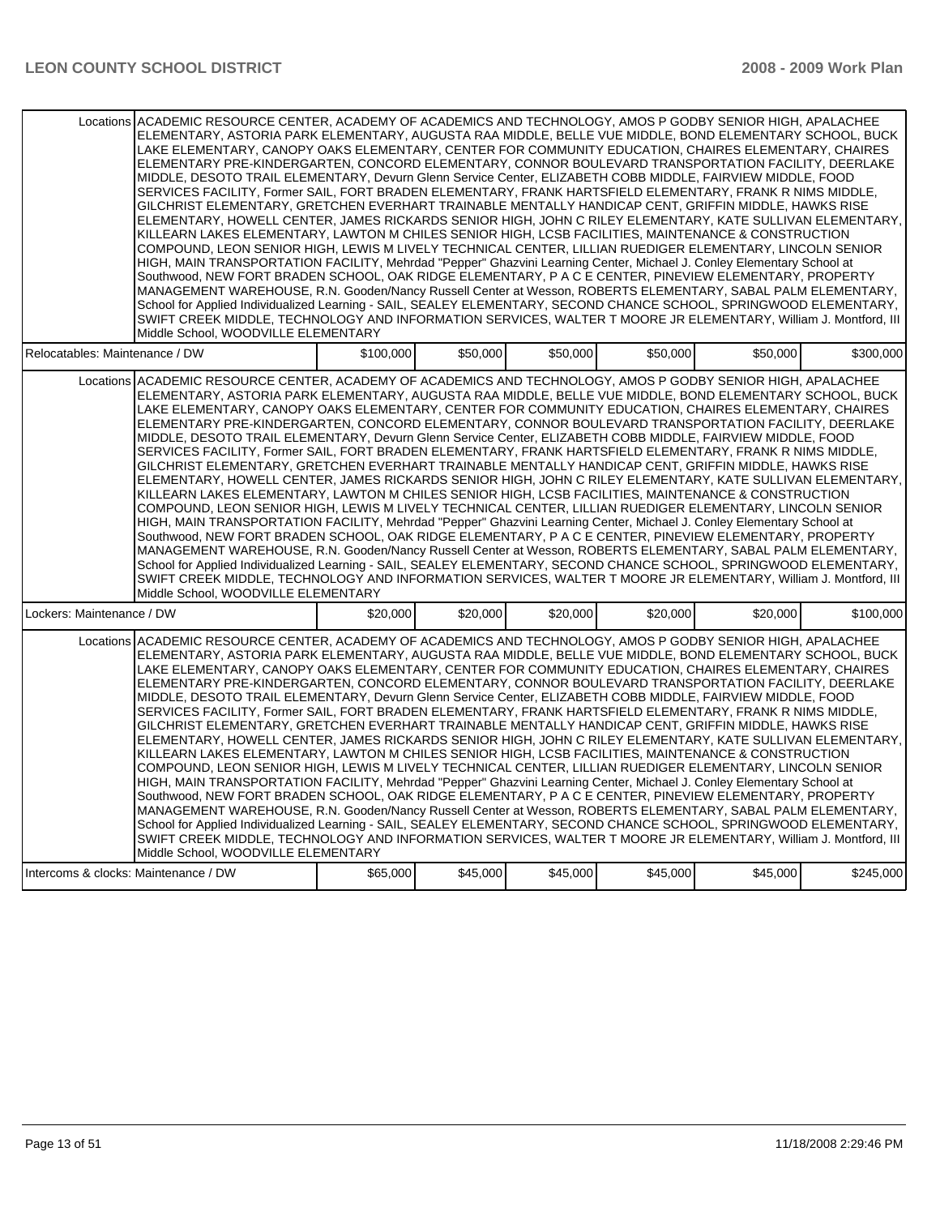| | | | | | | |
|---|---|---|---|---|---|---|
| Locations | ACADEMIC RESOURCE CENTER, ACADEMY OF ACADEMICS AND TECHNOLOGY, AMOS P GODBY SENIOR HIGH, APALACHEE ELEMENTARY, ASTORIA PARK ELEMENTARY, AUGUSTA RAA MIDDLE, BELLE VUE MIDDLE, BOND ELEMENTARY SCHOOL, BUCK LAKE ELEMENTARY, CANOPY OAKS ELEMENTARY, CENTER FOR COMMUNITY EDUCATION, CHAIRES ELEMENTARY, CHAIRES ELEMENTARY PRE-KINDERGARTEN, CONCORD ELEMENTARY, CONNOR BOULEVARD TRANSPORTATION FACILITY, DEERLAKE MIDDLE, DESOTO TRAIL ELEMENTARY, Devurn Glenn Service Center, ELIZABETH COBB MIDDLE, FAIRVIEW MIDDLE, FOOD SERVICES FACILITY, Former SAIL, FORT BRADEN ELEMENTARY, FRANK HARTSFIELD ELEMENTARY, FRANK R NIMS MIDDLE, GILCHRIST ELEMENTARY, GRETCHEN EVERHART TRAINABLE MENTALLY HANDICAP CENT, GRIFFIN MIDDLE, HAWKS RISE ELEMENTARY, HOWELL CENTER, JAMES RICKARDS SENIOR HIGH, JOHN C RILEY ELEMENTARY, KATE SULLIVAN ELEMENTARY, KILLEARN LAKES ELEMENTARY, LAWTON M CHILES SENIOR HIGH, LCSB FACILITIES, MAINTENANCE & CONSTRUCTION COMPOUND, LEON SENIOR HIGH, LEWIS M LIVELY TECHNICAL CENTER, LILLIAN RUEDIGER ELEMENTARY, LINCOLN SENIOR HIGH, MAIN TRANSPORTATION FACILITY, Mehrdad "Pepper" Ghazvini Learning Center, Michael J. Conley Elementary School at Southwood, NEW FORT BRADEN SCHOOL, OAK RIDGE ELEMENTARY, P A C E CENTER, PINEVIEW ELEMENTARY, PROPERTY MANAGEMENT WAREHOUSE, R.N. Gooden/Nancy Russell Center at Wesson, ROBERTS ELEMENTARY, SABAL PALM ELEMENTARY, School for Applied Individualized Learning - SAIL, SEALEY ELEMENTARY, SECOND CHANCE SCHOOL, SPRINGWOOD ELEMENTARY, SWIFT CREEK MIDDLE, TECHNOLOGY AND INFORMATION SERVICES, WALTER T MOORE JR ELEMENTARY, William J. Montford, III Middle School, WOODVILLE ELEMENTARY | | | | | |
| Relocatables: Maintenance / DW | | $100,000 | $50,000 | $50,000 | $50,000 | $50,000 | $300,000 |
| Locations | ACADEMIC RESOURCE CENTER, ACADEMY OF ACADEMICS AND TECHNOLOGY, AMOS P GODBY SENIOR HIGH, APALACHEE ELEMENTARY, ASTORIA PARK ELEMENTARY, AUGUSTA RAA MIDDLE, BELLE VUE MIDDLE, BOND ELEMENTARY SCHOOL, BUCK LAKE ELEMENTARY, CANOPY OAKS ELEMENTARY, CENTER FOR COMMUNITY EDUCATION, CHAIRES ELEMENTARY, CHAIRES ELEMENTARY PRE-KINDERGARTEN, CONCORD ELEMENTARY, CONNOR BOULEVARD TRANSPORTATION FACILITY, DEERLAKE MIDDLE, DESOTO TRAIL ELEMENTARY, Devurn Glenn Service Center, ELIZABETH COBB MIDDLE, FAIRVIEW MIDDLE, FOOD SERVICES FACILITY, Former SAIL, FORT BRADEN ELEMENTARY, FRANK HARTSFIELD ELEMENTARY, FRANK R NIMS MIDDLE, GILCHRIST ELEMENTARY, GRETCHEN EVERHART TRAINABLE MENTALLY HANDICAP CENT, GRIFFIN MIDDLE, HAWKS RISE ELEMENTARY, HOWELL CENTER, JAMES RICKARDS SENIOR HIGH, JOHN C RILEY ELEMENTARY, KATE SULLIVAN ELEMENTARY, KILLEARN LAKES ELEMENTARY, LAWTON M CHILES SENIOR HIGH, LCSB FACILITIES, MAINTENANCE & CONSTRUCTION COMPOUND, LEON SENIOR HIGH, LEWIS M LIVELY TECHNICAL CENTER, LILLIAN RUEDIGER ELEMENTARY, LINCOLN SENIOR HIGH, MAIN TRANSPORTATION FACILITY, Mehrdad "Pepper" Ghazvini Learning Center, Michael J. Conley Elementary School at Southwood, NEW FORT BRADEN SCHOOL, OAK RIDGE ELEMENTARY, P A C E CENTER, PINEVIEW ELEMENTARY, PROPERTY MANAGEMENT WAREHOUSE, R.N. Gooden/Nancy Russell Center at Wesson, ROBERTS ELEMENTARY, SABAL PALM ELEMENTARY, School for Applied Individualized Learning - SAIL, SEALEY ELEMENTARY, SECOND CHANCE SCHOOL, SPRINGWOOD ELEMENTARY, SWIFT CREEK MIDDLE, TECHNOLOGY AND INFORMATION SERVICES, WALTER T MOORE JR ELEMENTARY, William J. Montford, III Middle School, WOODVILLE ELEMENTARY | | | | | |
| Lockers: Maintenance / DW | | $20,000 | $20,000 | $20,000 | $20,000 | $20,000 | $100,000 |
| Locations | ACADEMIC RESOURCE CENTER, ACADEMY OF ACADEMICS AND TECHNOLOGY, AMOS P GODBY SENIOR HIGH, APALACHEE ELEMENTARY, ASTORIA PARK ELEMENTARY, AUGUSTA RAA MIDDLE, BELLE VUE MIDDLE, BOND ELEMENTARY SCHOOL, BUCK LAKE ELEMENTARY, CANOPY OAKS ELEMENTARY, CENTER FOR COMMUNITY EDUCATION, CHAIRES ELEMENTARY, CHAIRES ELEMENTARY PRE-KINDERGARTEN, CONCORD ELEMENTARY, CONNOR BOULEVARD TRANSPORTATION FACILITY, DEERLAKE MIDDLE, DESOTO TRAIL ELEMENTARY, Devurn Glenn Service Center, ELIZABETH COBB MIDDLE, FAIRVIEW MIDDLE, FOOD SERVICES FACILITY, Former SAIL, FORT BRADEN ELEMENTARY, FRANK HARTSFIELD ELEMENTARY, FRANK R NIMS MIDDLE, GILCHRIST ELEMENTARY, GRETCHEN EVERHART TRAINABLE MENTALLY HANDICAP CENT, GRIFFIN MIDDLE, HAWKS RISE ELEMENTARY, HOWELL CENTER, JAMES RICKARDS SENIOR HIGH, JOHN C RILEY ELEMENTARY, KATE SULLIVAN ELEMENTARY, KILLEARN LAKES ELEMENTARY, LAWTON M CHILES SENIOR HIGH, LCSB FACILITIES, MAINTENANCE & CONSTRUCTION COMPOUND, LEON SENIOR HIGH, LEWIS M LIVELY TECHNICAL CENTER, LILLIAN RUEDIGER ELEMENTARY, LINCOLN SENIOR HIGH, MAIN TRANSPORTATION FACILITY, Mehrdad "Pepper" Ghazvini Learning Center, Michael J. Conley Elementary School at Southwood, NEW FORT BRADEN SCHOOL, OAK RIDGE ELEMENTARY, P A C E CENTER, PINEVIEW ELEMENTARY, PROPERTY MANAGEMENT WAREHOUSE, R.N. Gooden/Nancy Russell Center at Wesson, ROBERTS ELEMENTARY, SABAL PALM ELEMENTARY, School for Applied Individualized Learning - SAIL, SEALEY ELEMENTARY, SECOND CHANCE SCHOOL, SPRINGWOOD ELEMENTARY, SWIFT CREEK MIDDLE, TECHNOLOGY AND INFORMATION SERVICES, WALTER T MOORE JR ELEMENTARY, William J. Montford, III Middle School, WOODVILLE ELEMENTARY | | | | | |
| Intercoms & clocks: Maintenance / DW | | $65,000 | $45,000 | $45,000 | $45,000 | $45,000 | $245,000 |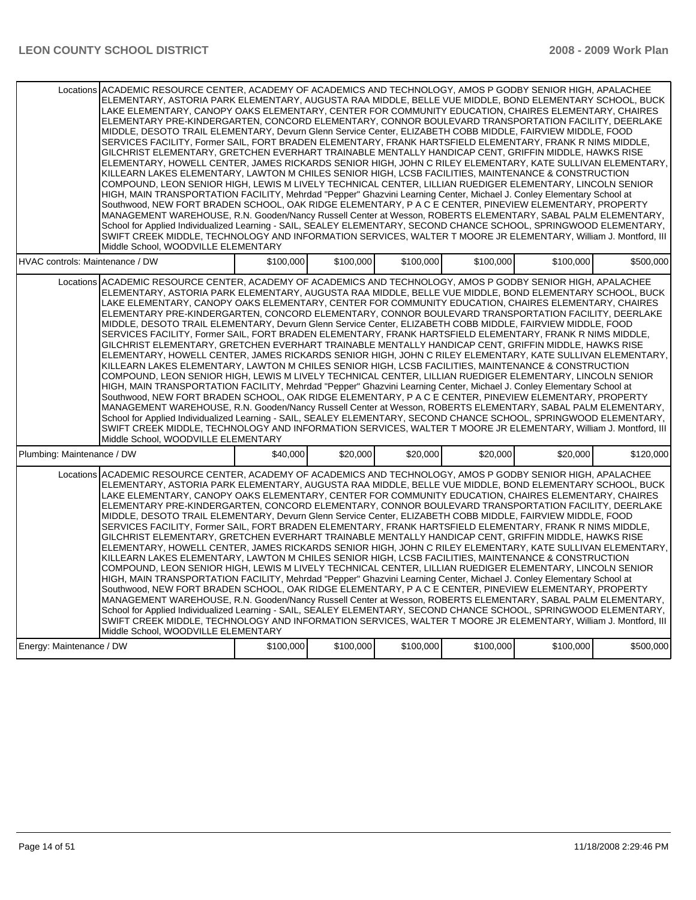| | | | | | | |
|---|---|---|---|---|---|---|
| Locations | ACADEMIC RESOURCE CENTER, ACADEMY OF ACADEMICS AND TECHNOLOGY, AMOS P GODBY SENIOR HIGH, APALACHEE ELEMENTARY, ASTORIA PARK ELEMENTARY, AUGUSTA RAA MIDDLE, BELLE VUE MIDDLE, BOND ELEMENTARY SCHOOL, BUCK LAKE ELEMENTARY, CANOPY OAKS ELEMENTARY, CENTER FOR COMMUNITY EDUCATION, CHAIRES ELEMENTARY, CHAIRES ELEMENTARY PRE-KINDERGARTEN, CONCORD ELEMENTARY, CONNOR BOULEVARD TRANSPORTATION FACILITY, DEERLAKE MIDDLE, DESOTO TRAIL ELEMENTARY, Devurn Glenn Service Center, ELIZABETH COBB MIDDLE, FAIRVIEW MIDDLE, FOOD SERVICES FACILITY, Former SAIL, FORT BRADEN ELEMENTARY, FRANK HARTSFIELD ELEMENTARY, FRANK R NIMS MIDDLE, GILCHRIST ELEMENTARY, GRETCHEN EVERHART TRAINABLE MENTALLY HANDICAP CENT, GRIFFIN MIDDLE, HAWKS RISE ELEMENTARY, HOWELL CENTER, JAMES RICKARDS SENIOR HIGH, JOHN C RILEY ELEMENTARY, KATE SULLIVAN ELEMENTARY, KILLEARN LAKES ELEMENTARY, LAWTON M CHILES SENIOR HIGH, LCSB FACILITIES, MAINTENANCE & CONSTRUCTION COMPOUND, LEON SENIOR HIGH, LEWIS M LIVELY TECHNICAL CENTER, LILLIAN RUEDIGER ELEMENTARY, LINCOLN SENIOR HIGH, MAIN TRANSPORTATION FACILITY, Mehrdad "Pepper" Ghazvini Learning Center, Michael J. Conley Elementary School at Southwood, NEW FORT BRADEN SCHOOL, OAK RIDGE ELEMENTARY, P A C E CENTER, PINEVIEW ELEMENTARY, PROPERTY MANAGEMENT WAREHOUSE, R.N. Gooden/Nancy Russell Center at Wesson, ROBERTS ELEMENTARY, SABAL PALM ELEMENTARY, School for Applied Individualized Learning - SAIL, SEALEY ELEMENTARY, SECOND CHANCE SCHOOL, SPRINGWOOD ELEMENTARY, SWIFT CREEK MIDDLE, TECHNOLOGY AND INFORMATION SERVICES, WALTER T MOORE JR ELEMENTARY, William J. Montford, III Middle School, WOODVILLE ELEMENTARY | | | | | |
| HVAC controls: Maintenance / DW | | $100,000 | $100,000 | $100,000 | $100,000 | $100,000 | $500,000 |
| Locations | ACADEMIC RESOURCE CENTER, ACADEMY OF ACADEMICS AND TECHNOLOGY, AMOS P GODBY SENIOR HIGH, APALACHEE ELEMENTARY, ASTORIA PARK ELEMENTARY, AUGUSTA RAA MIDDLE, BELLE VUE MIDDLE, BOND ELEMENTARY SCHOOL, BUCK LAKE ELEMENTARY, CANOPY OAKS ELEMENTARY, CENTER FOR COMMUNITY EDUCATION, CHAIRES ELEMENTARY, CHAIRES ELEMENTARY PRE-KINDERGARTEN, CONCORD ELEMENTARY, CONNOR BOULEVARD TRANSPORTATION FACILITY, DEERLAKE MIDDLE, DESOTO TRAIL ELEMENTARY, Devurn Glenn Service Center, ELIZABETH COBB MIDDLE, FAIRVIEW MIDDLE, FOOD SERVICES FACILITY, Former SAIL, FORT BRADEN ELEMENTARY, FRANK HARTSFIELD ELEMENTARY, FRANK R NIMS MIDDLE, GILCHRIST ELEMENTARY, GRETCHEN EVERHART TRAINABLE MENTALLY HANDICAP CENT, GRIFFIN MIDDLE, HAWKS RISE ELEMENTARY, HOWELL CENTER, JAMES RICKARDS SENIOR HIGH, JOHN C RILEY ELEMENTARY, KATE SULLIVAN ELEMENTARY, KILLEARN LAKES ELEMENTARY, LAWTON M CHILES SENIOR HIGH, LCSB FACILITIES, MAINTENANCE & CONSTRUCTION COMPOUND, LEON SENIOR HIGH, LEWIS M LIVELY TECHNICAL CENTER, LILLIAN RUEDIGER ELEMENTARY, LINCOLN SENIOR HIGH, MAIN TRANSPORTATION FACILITY, Mehrdad "Pepper" Ghazvini Learning Center, Michael J. Conley Elementary School at Southwood, NEW FORT BRADEN SCHOOL, OAK RIDGE ELEMENTARY, P A C E CENTER, PINEVIEW ELEMENTARY, PROPERTY MANAGEMENT WAREHOUSE, R.N. Gooden/Nancy Russell Center at Wesson, ROBERTS ELEMENTARY, SABAL PALM ELEMENTARY, School for Applied Individualized Learning - SAIL, SEALEY ELEMENTARY, SECOND CHANCE SCHOOL, SPRINGWOOD ELEMENTARY, SWIFT CREEK MIDDLE, TECHNOLOGY AND INFORMATION SERVICES, WALTER T MOORE JR ELEMENTARY, William J. Montford, III Middle School, WOODVILLE ELEMENTARY | | | | | |
| Plumbing: Maintenance / DW | | $40,000 | $20,000 | $20,000 | $20,000 | $20,000 | $120,000 |
| Locations | ACADEMIC RESOURCE CENTER, ACADEMY OF ACADEMICS AND TECHNOLOGY, AMOS P GODBY SENIOR HIGH, APALACHEE ELEMENTARY, ASTORIA PARK ELEMENTARY, AUGUSTA RAA MIDDLE, BELLE VUE MIDDLE, BOND ELEMENTARY SCHOOL, BUCK LAKE ELEMENTARY, CANOPY OAKS ELEMENTARY, CENTER FOR COMMUNITY EDUCATION, CHAIRES ELEMENTARY, CHAIRES ELEMENTARY PRE-KINDERGARTEN, CONCORD ELEMENTARY, CONNOR BOULEVARD TRANSPORTATION FACILITY, DEERLAKE MIDDLE, DESOTO TRAIL ELEMENTARY, Devurn Glenn Service Center, ELIZABETH COBB MIDDLE, FAIRVIEW MIDDLE, FOOD SERVICES FACILITY, Former SAIL, FORT BRADEN ELEMENTARY, FRANK HARTSFIELD ELEMENTARY, FRANK R NIMS MIDDLE, GILCHRIST ELEMENTARY, GRETCHEN EVERHART TRAINABLE MENTALLY HANDICAP CENT, GRIFFIN MIDDLE, HAWKS RISE ELEMENTARY, HOWELL CENTER, JAMES RICKARDS SENIOR HIGH, JOHN C RILEY ELEMENTARY, KATE SULLIVAN ELEMENTARY, KILLEARN LAKES ELEMENTARY, LAWTON M CHILES SENIOR HIGH, LCSB FACILITIES, MAINTENANCE & CONSTRUCTION COMPOUND, LEON SENIOR HIGH, LEWIS M LIVELY TECHNICAL CENTER, LILLIAN RUEDIGER ELEMENTARY, LINCOLN SENIOR HIGH, MAIN TRANSPORTATION FACILITY, Mehrdad "Pepper" Ghazvini Learning Center, Michael J. Conley Elementary School at Southwood, NEW FORT BRADEN SCHOOL, OAK RIDGE ELEMENTARY, P A C E CENTER, PINEVIEW ELEMENTARY, PROPERTY MANAGEMENT WAREHOUSE, R.N. Gooden/Nancy Russell Center at Wesson, ROBERTS ELEMENTARY, SABAL PALM ELEMENTARY, School for Applied Individualized Learning - SAIL, SEALEY ELEMENTARY, SECOND CHANCE SCHOOL, SPRINGWOOD ELEMENTARY, SWIFT CREEK MIDDLE, TECHNOLOGY AND INFORMATION SERVICES, WALTER T MOORE JR ELEMENTARY, William J. Montford, III Middle School, WOODVILLE ELEMENTARY | | | | | |
| Energy: Maintenance / DW | | $100,000 | $100,000 | $100,000 | $100,000 | $100,000 | $500,000 |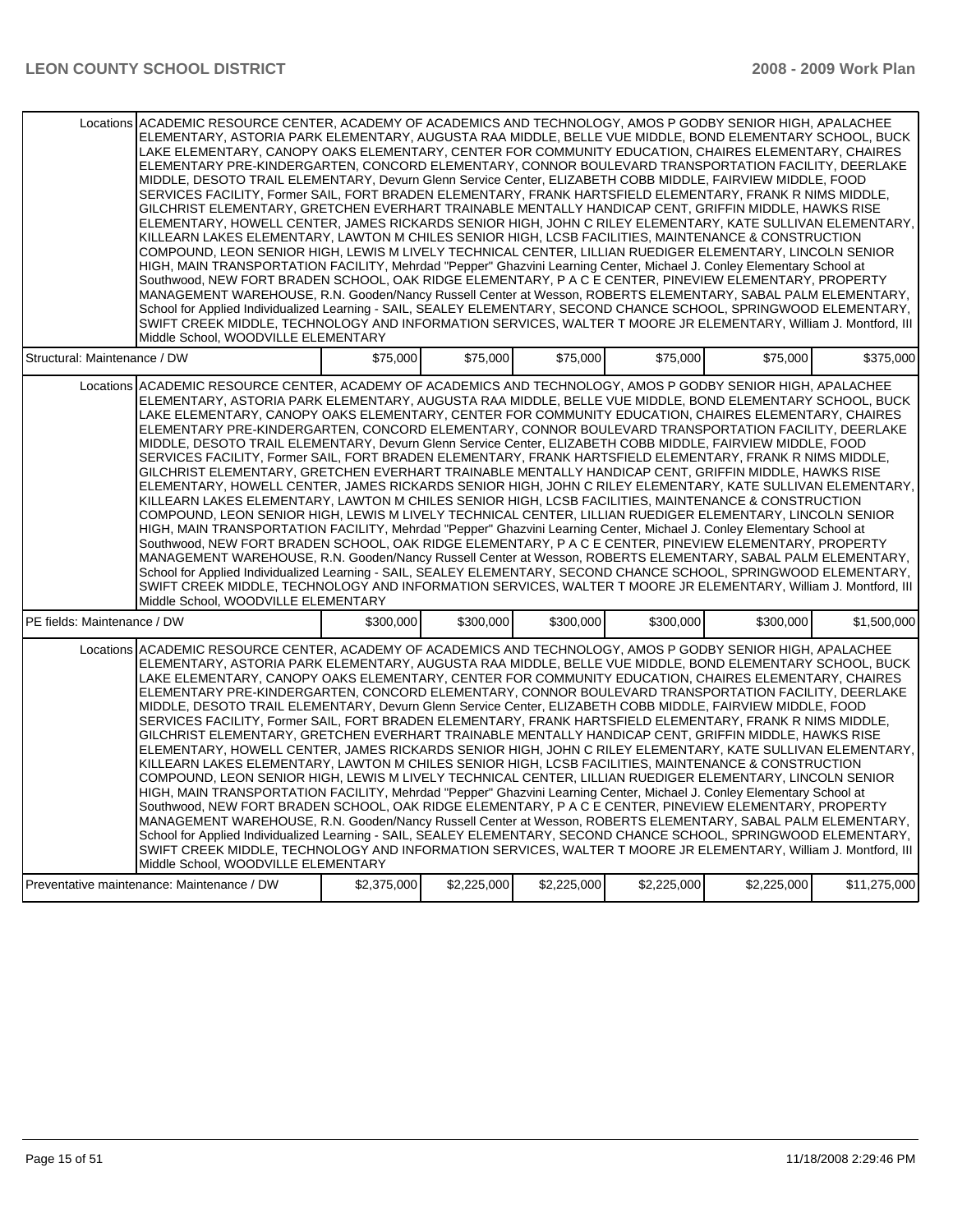| | | | | | | |
|---|---|---|---|---|---|---|
| Locations | ACADEMIC RESOURCE CENTER, ACADEMY OF ACADEMICS AND TECHNOLOGY, AMOS P GODBY SENIOR HIGH, APALACHEE ELEMENTARY, ASTORIA PARK ELEMENTARY, AUGUSTA RAA MIDDLE, BELLE VUE MIDDLE, BOND ELEMENTARY SCHOOL, BUCK LAKE ELEMENTARY, CANOPY OAKS ELEMENTARY, CENTER FOR COMMUNITY EDUCATION, CHAIRES ELEMENTARY, CHAIRES ELEMENTARY PRE-KINDERGARTEN, CONCORD ELEMENTARY, CONNOR BOULEVARD TRANSPORTATION FACILITY, DEERLAKE MIDDLE, DESOTO TRAIL ELEMENTARY, Devurn Glenn Service Center, ELIZABETH COBB MIDDLE, FAIRVIEW MIDDLE, FOOD SERVICES FACILITY, Former SAIL, FORT BRADEN ELEMENTARY, FRANK HARTSFIELD ELEMENTARY, FRANK R NIMS MIDDLE, GILCHRIST ELEMENTARY, GRETCHEN EVERHART TRAINABLE MENTALLY HANDICAP CENT, GRIFFIN MIDDLE, HAWKS RISE ELEMENTARY, HOWELL CENTER, JAMES RICKARDS SENIOR HIGH, JOHN C RILEY ELEMENTARY, KATE SULLIVAN ELEMENTARY, KILLEARN LAKES ELEMENTARY, LAWTON M CHILES SENIOR HIGH, LCSB FACILITIES, MAINTENANCE & CONSTRUCTION COMPOUND, LEON SENIOR HIGH, LEWIS M LIVELY TECHNICAL CENTER, LILLIAN RUEDIGER ELEMENTARY, LINCOLN SENIOR HIGH, MAIN TRANSPORTATION FACILITY, Mehrdad "Pepper" Ghazvini Learning Center, Michael J. Conley Elementary School at Southwood, NEW FORT BRADEN SCHOOL, OAK RIDGE ELEMENTARY, P A C E CENTER, PINEVIEW ELEMENTARY, PROPERTY MANAGEMENT WAREHOUSE, R.N. Gooden/Nancy Russell Center at Wesson, ROBERTS ELEMENTARY, SABAL PALM ELEMENTARY, School for Applied Individualized Learning - SAIL, SEALEY ELEMENTARY, SECOND CHANCE SCHOOL, SPRINGWOOD ELEMENTARY, SWIFT CREEK MIDDLE, TECHNOLOGY AND INFORMATION SERVICES, WALTER T MOORE JR ELEMENTARY, William J. Montford, III Middle School, WOODVILLE ELEMENTARY | | | | | |
| Structural: Maintenance / DW | | $75,000 | $75,000 | $75,000 | $75,000 | $75,000 | $375,000 |
| Locations | ACADEMIC RESOURCE CENTER, ACADEMY OF ACADEMICS AND TECHNOLOGY, AMOS P GODBY SENIOR HIGH, APALACHEE ELEMENTARY, ASTORIA PARK ELEMENTARY, AUGUSTA RAA MIDDLE, BELLE VUE MIDDLE, BOND ELEMENTARY SCHOOL, BUCK LAKE ELEMENTARY, CANOPY OAKS ELEMENTARY, CENTER FOR COMMUNITY EDUCATION, CHAIRES ELEMENTARY, CHAIRES ELEMENTARY PRE-KINDERGARTEN, CONCORD ELEMENTARY, CONNOR BOULEVARD TRANSPORTATION FACILITY, DEERLAKE MIDDLE, DESOTO TRAIL ELEMENTARY, Devurn Glenn Service Center, ELIZABETH COBB MIDDLE, FAIRVIEW MIDDLE, FOOD SERVICES FACILITY, Former SAIL, FORT BRADEN ELEMENTARY, FRANK HARTSFIELD ELEMENTARY, FRANK R NIMS MIDDLE, GILCHRIST ELEMENTARY, GRETCHEN EVERHART TRAINABLE MENTALLY HANDICAP CENT, GRIFFIN MIDDLE, HAWKS RISE ELEMENTARY, HOWELL CENTER, JAMES RICKARDS SENIOR HIGH, JOHN C RILEY ELEMENTARY, KATE SULLIVAN ELEMENTARY, KILLEARN LAKES ELEMENTARY, LAWTON M CHILES SENIOR HIGH, LCSB FACILITIES, MAINTENANCE & CONSTRUCTION COMPOUND, LEON SENIOR HIGH, LEWIS M LIVELY TECHNICAL CENTER, LILLIAN RUEDIGER ELEMENTARY, LINCOLN SENIOR HIGH, MAIN TRANSPORTATION FACILITY, Mehrdad "Pepper" Ghazvini Learning Center, Michael J. Conley Elementary School at Southwood, NEW FORT BRADEN SCHOOL, OAK RIDGE ELEMENTARY, P A C E CENTER, PINEVIEW ELEMENTARY, PROPERTY MANAGEMENT WAREHOUSE, R.N. Gooden/Nancy Russell Center at Wesson, ROBERTS ELEMENTARY, SABAL PALM ELEMENTARY, School for Applied Individualized Learning - SAIL, SEALEY ELEMENTARY, SECOND CHANCE SCHOOL, SPRINGWOOD ELEMENTARY, SWIFT CREEK MIDDLE, TECHNOLOGY AND INFORMATION SERVICES, WALTER T MOORE JR ELEMENTARY, William J. Montford, III Middle School, WOODVILLE ELEMENTARY | | | | | |
| PE fields: Maintenance / DW | | $300,000 | $300,000 | $300,000 | $300,000 | $300,000 | $1,500,000 |
| Locations | ACADEMIC RESOURCE CENTER, ACADEMY OF ACADEMICS AND TECHNOLOGY, AMOS P GODBY SENIOR HIGH, APALACHEE ELEMENTARY, ASTORIA PARK ELEMENTARY, AUGUSTA RAA MIDDLE, BELLE VUE MIDDLE, BOND ELEMENTARY SCHOOL, BUCK LAKE ELEMENTARY, CANOPY OAKS ELEMENTARY, CENTER FOR COMMUNITY EDUCATION, CHAIRES ELEMENTARY, CHAIRES ELEMENTARY PRE-KINDERGARTEN, CONCORD ELEMENTARY, CONNOR BOULEVARD TRANSPORTATION FACILITY, DEERLAKE MIDDLE, DESOTO TRAIL ELEMENTARY, Devurn Glenn Service Center, ELIZABETH COBB MIDDLE, FAIRVIEW MIDDLE, FOOD SERVICES FACILITY, Former SAIL, FORT BRADEN ELEMENTARY, FRANK HARTSFIELD ELEMENTARY, FRANK R NIMS MIDDLE, GILCHRIST ELEMENTARY, GRETCHEN EVERHART TRAINABLE MENTALLY HANDICAP CENT, GRIFFIN MIDDLE, HAWKS RISE ELEMENTARY, HOWELL CENTER, JAMES RICKARDS SENIOR HIGH, JOHN C RILEY ELEMENTARY, KATE SULLIVAN ELEMENTARY, KILLEARN LAKES ELEMENTARY, LAWTON M CHILES SENIOR HIGH, LCSB FACILITIES, MAINTENANCE & CONSTRUCTION COMPOUND, LEON SENIOR HIGH, LEWIS M LIVELY TECHNICAL CENTER, LILLIAN RUEDIGER ELEMENTARY, LINCOLN SENIOR HIGH, MAIN TRANSPORTATION FACILITY, Mehrdad "Pepper" Ghazvini Learning Center, Michael J. Conley Elementary School at Southwood, NEW FORT BRADEN SCHOOL, OAK RIDGE ELEMENTARY, P A C E CENTER, PINEVIEW ELEMENTARY, PROPERTY MANAGEMENT WAREHOUSE, R.N. Gooden/Nancy Russell Center at Wesson, ROBERTS ELEMENTARY, SABAL PALM ELEMENTARY, School for Applied Individualized Learning - SAIL, SEALEY ELEMENTARY, SECOND CHANCE SCHOOL, SPRINGWOOD ELEMENTARY, SWIFT CREEK MIDDLE, TECHNOLOGY AND INFORMATION SERVICES, WALTER T MOORE JR ELEMENTARY, William J. Montford, III Middle School, WOODVILLE ELEMENTARY | | | | | |
| Preventative maintenance: Maintenance / DW | | $2,375,000 | $2,225,000 | $2,225,000 | $2,225,000 | $2,225,000 | $11,275,000 |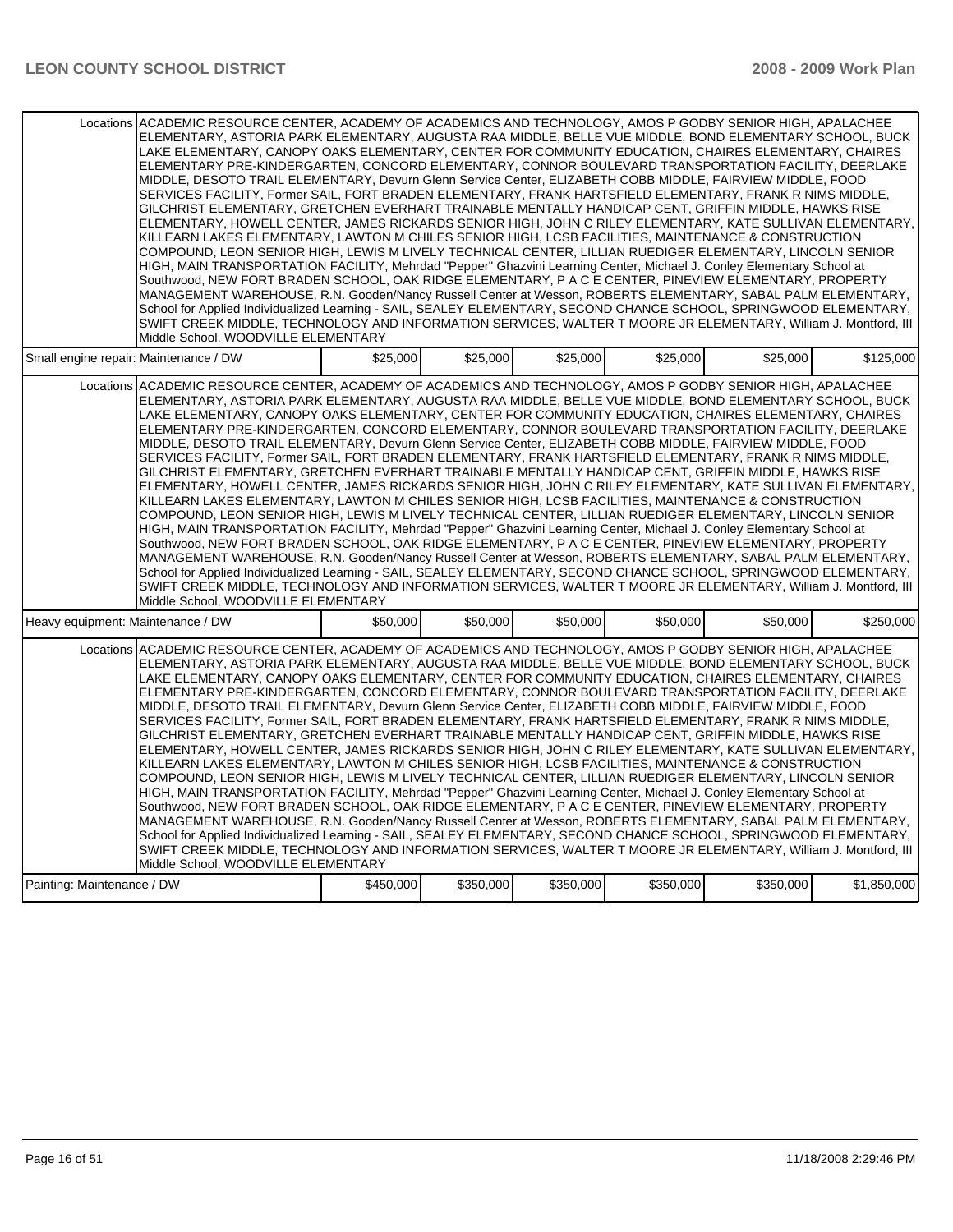| | | | | | | |
|---|---|---|---|---|---|---|
| Locations | ACADEMIC RESOURCE CENTER, ACADEMY OF ACADEMICS AND TECHNOLOGY, AMOS P GODBY SENIOR HIGH, APALACHEE ELEMENTARY, ASTORIA PARK ELEMENTARY, AUGUSTA RAA MIDDLE, BELLE VUE MIDDLE, BOND ELEMENTARY SCHOOL, BUCK LAKE ELEMENTARY, CANOPY OAKS ELEMENTARY, CENTER FOR COMMUNITY EDUCATION, CHAIRES ELEMENTARY, CHAIRES ELEMENTARY PRE-KINDERGARTEN, CONCORD ELEMENTARY, CONNOR BOULEVARD TRANSPORTATION FACILITY, DEERLAKE MIDDLE, DESOTO TRAIL ELEMENTARY, Devurn Glenn Service Center, ELIZABETH COBB MIDDLE, FAIRVIEW MIDDLE, FOOD SERVICES FACILITY, Former SAIL, FORT BRADEN ELEMENTARY, FRANK HARTSFIELD ELEMENTARY, FRANK R NIMS MIDDLE, GILCHRIST ELEMENTARY, GRETCHEN EVERHART TRAINABLE MENTALLY HANDICAP CENT, GRIFFIN MIDDLE, HAWKS RISE ELEMENTARY, HOWELL CENTER, JAMES RICKARDS SENIOR HIGH, JOHN C RILEY ELEMENTARY, KATE SULLIVAN ELEMENTARY, KILLEARN LAKES ELEMENTARY, LAWTON M CHILES SENIOR HIGH, LCSB FACILITIES, MAINTENANCE & CONSTRUCTION COMPOUND, LEON SENIOR HIGH, LEWIS M LIVELY TECHNICAL CENTER, LILLIAN RUEDIGER ELEMENTARY, LINCOLN SENIOR HIGH, MAIN TRANSPORTATION FACILITY, Mehrdad "Pepper" Ghazvini Learning Center, Michael J. Conley Elementary School at Southwood, NEW FORT BRADEN SCHOOL, OAK RIDGE ELEMENTARY, P A C E CENTER, PINEVIEW ELEMENTARY, PROPERTY MANAGEMENT WAREHOUSE, R.N. Gooden/Nancy Russell Center at Wesson, ROBERTS ELEMENTARY, SABAL PALM ELEMENTARY, School for Applied Individualized Learning - SAIL, SEALEY ELEMENTARY, SECOND CHANCE SCHOOL, SPRINGWOOD ELEMENTARY, SWIFT CREEK MIDDLE, TECHNOLOGY AND INFORMATION SERVICES, WALTER T MOORE JR ELEMENTARY, William J. Montford, III Middle School, WOODVILLE ELEMENTARY | | | | | |
| Small engine repair: Maintenance / DW | | $25,000 | $25,000 | $25,000 | $25,000 | $25,000 | $125,000 |
| Locations | ACADEMIC RESOURCE CENTER, ACADEMY OF ACADEMICS AND TECHNOLOGY, AMOS P GODBY SENIOR HIGH, APALACHEE ELEMENTARY, ASTORIA PARK ELEMENTARY, AUGUSTA RAA MIDDLE, BELLE VUE MIDDLE, BOND ELEMENTARY SCHOOL, BUCK LAKE ELEMENTARY, CANOPY OAKS ELEMENTARY, CENTER FOR COMMUNITY EDUCATION, CHAIRES ELEMENTARY, CHAIRES ELEMENTARY PRE-KINDERGARTEN, CONCORD ELEMENTARY, CONNOR BOULEVARD TRANSPORTATION FACILITY, DEERLAKE MIDDLE, DESOTO TRAIL ELEMENTARY, Devurn Glenn Service Center, ELIZABETH COBB MIDDLE, FAIRVIEW MIDDLE, FOOD SERVICES FACILITY, Former SAIL, FORT BRADEN ELEMENTARY, FRANK HARTSFIELD ELEMENTARY, FRANK R NIMS MIDDLE, GILCHRIST ELEMENTARY, GRETCHEN EVERHART TRAINABLE MENTALLY HANDICAP CENT, GRIFFIN MIDDLE, HAWKS RISE ELEMENTARY, HOWELL CENTER, JAMES RICKARDS SENIOR HIGH, JOHN C RILEY ELEMENTARY, KATE SULLIVAN ELEMENTARY, KILLEARN LAKES ELEMENTARY, LAWTON M CHILES SENIOR HIGH, LCSB FACILITIES, MAINTENANCE & CONSTRUCTION COMPOUND, LEON SENIOR HIGH, LEWIS M LIVELY TECHNICAL CENTER, LILLIAN RUEDIGER ELEMENTARY, LINCOLN SENIOR HIGH, MAIN TRANSPORTATION FACILITY, Mehrdad "Pepper" Ghazvini Learning Center, Michael J. Conley Elementary School at Southwood, NEW FORT BRADEN SCHOOL, OAK RIDGE ELEMENTARY, P A C E CENTER, PINEVIEW ELEMENTARY, PROPERTY MANAGEMENT WAREHOUSE, R.N. Gooden/Nancy Russell Center at Wesson, ROBERTS ELEMENTARY, SABAL PALM ELEMENTARY, School for Applied Individualized Learning - SAIL, SEALEY ELEMENTARY, SECOND CHANCE SCHOOL, SPRINGWOOD ELEMENTARY, SWIFT CREEK MIDDLE, TECHNOLOGY AND INFORMATION SERVICES, WALTER T MOORE JR ELEMENTARY, William J. Montford, III Middle School, WOODVILLE ELEMENTARY | | | | | |
| Heavy equipment: Maintenance / DW | | $50,000 | $50,000 | $50,000 | $50,000 | $50,000 | $250,000 |
| Locations | ACADEMIC RESOURCE CENTER, ACADEMY OF ACADEMICS AND TECHNOLOGY, AMOS P GODBY SENIOR HIGH, APALACHEE ELEMENTARY, ASTORIA PARK ELEMENTARY, AUGUSTA RAA MIDDLE, BELLE VUE MIDDLE, BOND ELEMENTARY SCHOOL, BUCK LAKE ELEMENTARY, CANOPY OAKS ELEMENTARY, CENTER FOR COMMUNITY EDUCATION, CHAIRES ELEMENTARY, CHAIRES ELEMENTARY PRE-KINDERGARTEN, CONCORD ELEMENTARY, CONNOR BOULEVARD TRANSPORTATION FACILITY, DEERLAKE MIDDLE, DESOTO TRAIL ELEMENTARY, Devurn Glenn Service Center, ELIZABETH COBB MIDDLE, FAIRVIEW MIDDLE, FOOD SERVICES FACILITY, Former SAIL, FORT BRADEN ELEMENTARY, FRANK HARTSFIELD ELEMENTARY, FRANK R NIMS MIDDLE, GILCHRIST ELEMENTARY, GRETCHEN EVERHART TRAINABLE MENTALLY HANDICAP CENT, GRIFFIN MIDDLE, HAWKS RISE ELEMENTARY, HOWELL CENTER, JAMES RICKARDS SENIOR HIGH, JOHN C RILEY ELEMENTARY, KATE SULLIVAN ELEMENTARY, KILLEARN LAKES ELEMENTARY, LAWTON M CHILES SENIOR HIGH, LCSB FACILITIES, MAINTENANCE & CONSTRUCTION COMPOUND, LEON SENIOR HIGH, LEWIS M LIVELY TECHNICAL CENTER, LILLIAN RUEDIGER ELEMENTARY, LINCOLN SENIOR HIGH, MAIN TRANSPORTATION FACILITY, Mehrdad "Pepper" Ghazvini Learning Center, Michael J. Conley Elementary School at Southwood, NEW FORT BRADEN SCHOOL, OAK RIDGE ELEMENTARY, P A C E CENTER, PINEVIEW ELEMENTARY, PROPERTY MANAGEMENT WAREHOUSE, R.N. Gooden/Nancy Russell Center at Wesson, ROBERTS ELEMENTARY, SABAL PALM ELEMENTARY, School for Applied Individualized Learning - SAIL, SEALEY ELEMENTARY, SECOND CHANCE SCHOOL, SPRINGWOOD ELEMENTARY, SWIFT CREEK MIDDLE, TECHNOLOGY AND INFORMATION SERVICES, WALTER T MOORE JR ELEMENTARY, William J. Montford, III Middle School, WOODVILLE ELEMENTARY | | | | | |
| Painting: Maintenance / DW | | $450,000 | $350,000 | $350,000 | $350,000 | $350,000 | $1,850,000 |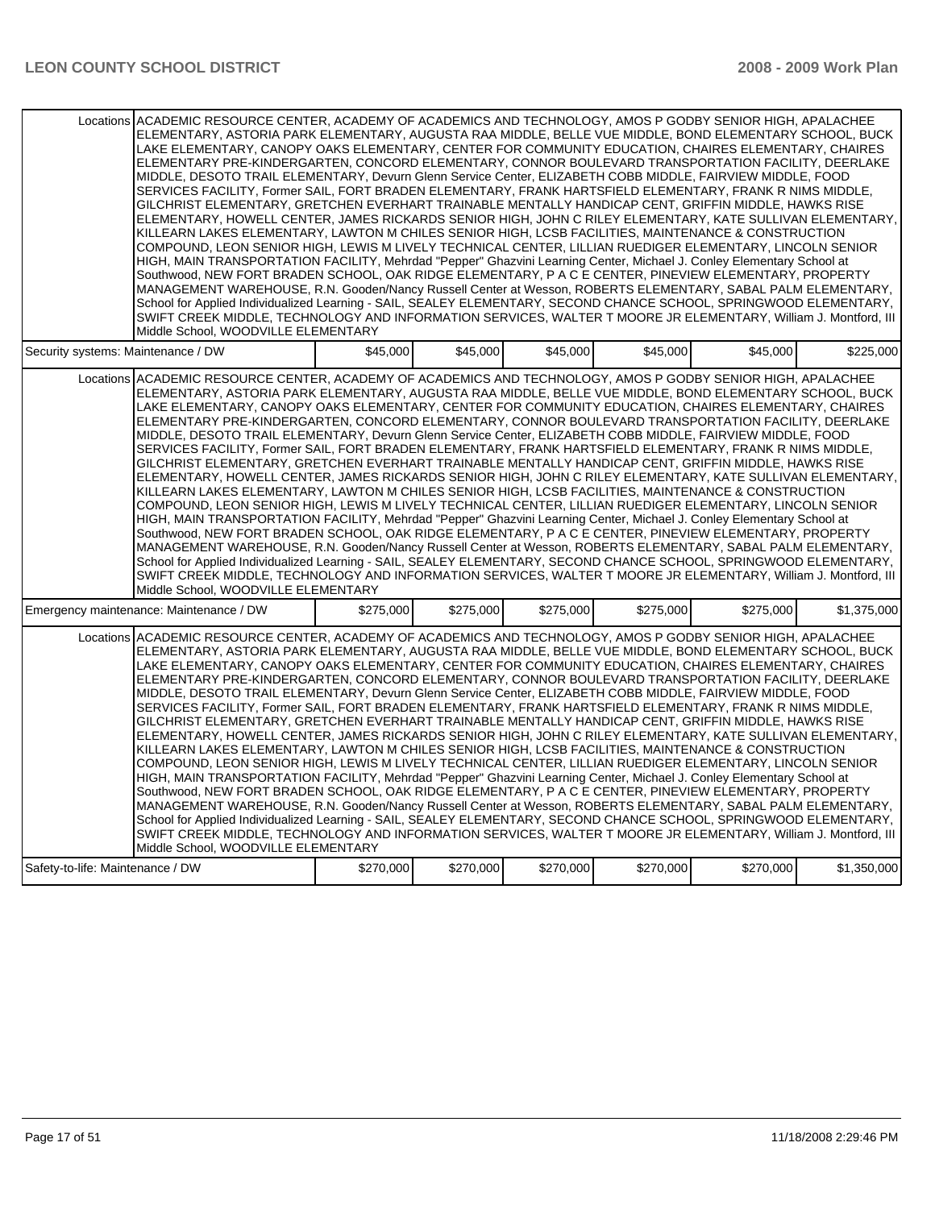| | | | | | | |
|---|---|---|---|---|---|---|
| Locations | ACADEMIC RESOURCE CENTER, ACADEMY OF ACADEMICS AND TECHNOLOGY, AMOS P GODBY SENIOR HIGH, APALACHEE ELEMENTARY, ASTORIA PARK ELEMENTARY, AUGUSTA RAA MIDDLE, BELLE VUE MIDDLE, BOND ELEMENTARY SCHOOL, BUCK LAKE ELEMENTARY, CANOPY OAKS ELEMENTARY, CENTER FOR COMMUNITY EDUCATION, CHAIRES ELEMENTARY, CHAIRES ELEMENTARY PRE-KINDERGARTEN, CONCORD ELEMENTARY, CONNOR BOULEVARD TRANSPORTATION FACILITY, DEERLAKE MIDDLE, DESOTO TRAIL ELEMENTARY, Devurn Glenn Service Center, ELIZABETH COBB MIDDLE, FAIRVIEW MIDDLE, FOOD SERVICES FACILITY, Former SAIL, FORT BRADEN ELEMENTARY, FRANK HARTSFIELD ELEMENTARY, FRANK R NIMS MIDDLE, GILCHRIST ELEMENTARY, GRETCHEN EVERHART TRAINABLE MENTALLY HANDICAP CENT, GRIFFIN MIDDLE, HAWKS RISE ELEMENTARY, HOWELL CENTER, JAMES RICKARDS SENIOR HIGH, JOHN C RILEY ELEMENTARY, KATE SULLIVAN ELEMENTARY, KILLEARN LAKES ELEMENTARY, LAWTON M CHILES SENIOR HIGH, LCSB FACILITIES, MAINTENANCE & CONSTRUCTION COMPOUND, LEON SENIOR HIGH, LEWIS M LIVELY TECHNICAL CENTER, LILLIAN RUEDIGER ELEMENTARY, LINCOLN SENIOR HIGH, MAIN TRANSPORTATION FACILITY, Mehrdad "Pepper" Ghazvini Learning Center, Michael J. Conley Elementary School at Southwood, NEW FORT BRADEN SCHOOL, OAK RIDGE ELEMENTARY, P A C E CENTER, PINEVIEW ELEMENTARY, PROPERTY MANAGEMENT WAREHOUSE, R.N. Gooden/Nancy Russell Center at Wesson, ROBERTS ELEMENTARY, SABAL PALM ELEMENTARY, School for Applied Individualized Learning - SAIL, SEALEY ELEMENTARY, SECOND CHANCE SCHOOL, SPRINGWOOD ELEMENTARY, SWIFT CREEK MIDDLE, TECHNOLOGY AND INFORMATION SERVICES, WALTER T MOORE JR ELEMENTARY, William J. Montford, III Middle School, WOODVILLE ELEMENTARY | | | | | |
| Security systems: Maintenance / DW | | $45,000 | $45,000 | $45,000 | $45,000 | $45,000 | $225,000 |
| Locations | ACADEMIC RESOURCE CENTER, ACADEMY OF ACADEMICS AND TECHNOLOGY, AMOS P GODBY SENIOR HIGH, APALACHEE ELEMENTARY, ASTORIA PARK ELEMENTARY, AUGUSTA RAA MIDDLE, BELLE VUE MIDDLE, BOND ELEMENTARY SCHOOL, BUCK LAKE ELEMENTARY, CANOPY OAKS ELEMENTARY, CENTER FOR COMMUNITY EDUCATION, CHAIRES ELEMENTARY, CHAIRES ELEMENTARY PRE-KINDERGARTEN, CONCORD ELEMENTARY, CONNOR BOULEVARD TRANSPORTATION FACILITY, DEERLAKE MIDDLE, DESOTO TRAIL ELEMENTARY, Devurn Glenn Service Center, ELIZABETH COBB MIDDLE, FAIRVIEW MIDDLE, FOOD SERVICES FACILITY, Former SAIL, FORT BRADEN ELEMENTARY, FRANK HARTSFIELD ELEMENTARY, FRANK R NIMS MIDDLE, GILCHRIST ELEMENTARY, GRETCHEN EVERHART TRAINABLE MENTALLY HANDICAP CENT, GRIFFIN MIDDLE, HAWKS RISE ELEMENTARY, HOWELL CENTER, JAMES RICKARDS SENIOR HIGH, JOHN C RILEY ELEMENTARY, KATE SULLIVAN ELEMENTARY, KILLEARN LAKES ELEMENTARY, LAWTON M CHILES SENIOR HIGH, LCSB FACILITIES, MAINTENANCE & CONSTRUCTION COMPOUND, LEON SENIOR HIGH, LEWIS M LIVELY TECHNICAL CENTER, LILLIAN RUEDIGER ELEMENTARY, LINCOLN SENIOR HIGH, MAIN TRANSPORTATION FACILITY, Mehrdad "Pepper" Ghazvini Learning Center, Michael J. Conley Elementary School at Southwood, NEW FORT BRADEN SCHOOL, OAK RIDGE ELEMENTARY, P A C E CENTER, PINEVIEW ELEMENTARY, PROPERTY MANAGEMENT WAREHOUSE, R.N. Gooden/Nancy Russell Center at Wesson, ROBERTS ELEMENTARY, SABAL PALM ELEMENTARY, School for Applied Individualized Learning - SAIL, SEALEY ELEMENTARY, SECOND CHANCE SCHOOL, SPRINGWOOD ELEMENTARY, SWIFT CREEK MIDDLE, TECHNOLOGY AND INFORMATION SERVICES, WALTER T MOORE JR ELEMENTARY, William J. Montford, III Middle School, WOODVILLE ELEMENTARY | | | | | |
| Emergency maintenance: Maintenance / DW | | $275,000 | $275,000 | $275,000 | $275,000 | $275,000 | $1,375,000 |
| Locations | ACADEMIC RESOURCE CENTER, ACADEMY OF ACADEMICS AND TECHNOLOGY, AMOS P GODBY SENIOR HIGH, APALACHEE ELEMENTARY, ASTORIA PARK ELEMENTARY, AUGUSTA RAA MIDDLE, BELLE VUE MIDDLE, BOND ELEMENTARY SCHOOL, BUCK LAKE ELEMENTARY, CANOPY OAKS ELEMENTARY, CENTER FOR COMMUNITY EDUCATION, CHAIRES ELEMENTARY, CHAIRES ELEMENTARY PRE-KINDERGARTEN, CONCORD ELEMENTARY, CONNOR BOULEVARD TRANSPORTATION FACILITY, DEERLAKE MIDDLE, DESOTO TRAIL ELEMENTARY, Devurn Glenn Service Center, ELIZABETH COBB MIDDLE, FAIRVIEW MIDDLE, FOOD SERVICES FACILITY, Former SAIL, FORT BRADEN ELEMENTARY, FRANK HARTSFIELD ELEMENTARY, FRANK R NIMS MIDDLE, GILCHRIST ELEMENTARY, GRETCHEN EVERHART TRAINABLE MENTALLY HANDICAP CENT, GRIFFIN MIDDLE, HAWKS RISE ELEMENTARY, HOWELL CENTER, JAMES RICKARDS SENIOR HIGH, JOHN C RILEY ELEMENTARY, KATE SULLIVAN ELEMENTARY, KILLEARN LAKES ELEMENTARY, LAWTON M CHILES SENIOR HIGH, LCSB FACILITIES, MAINTENANCE & CONSTRUCTION COMPOUND, LEON SENIOR HIGH, LEWIS M LIVELY TECHNICAL CENTER, LILLIAN RUEDIGER ELEMENTARY, LINCOLN SENIOR HIGH, MAIN TRANSPORTATION FACILITY, Mehrdad "Pepper" Ghazvini Learning Center, Michael J. Conley Elementary School at Southwood, NEW FORT BRADEN SCHOOL, OAK RIDGE ELEMENTARY, P A C E CENTER, PINEVIEW ELEMENTARY, PROPERTY MANAGEMENT WAREHOUSE, R.N. Gooden/Nancy Russell Center at Wesson, ROBERTS ELEMENTARY, SABAL PALM ELEMENTARY, School for Applied Individualized Learning - SAIL, SEALEY ELEMENTARY, SECOND CHANCE SCHOOL, SPRINGWOOD ELEMENTARY, SWIFT CREEK MIDDLE, TECHNOLOGY AND INFORMATION SERVICES, WALTER T MOORE JR ELEMENTARY, William J. Montford, III Middle School, WOODVILLE ELEMENTARY | | | | | |
| Safety-to-life: Maintenance / DW | | $270,000 | $270,000 | $270,000 | $270,000 | $270,000 | $1,350,000 |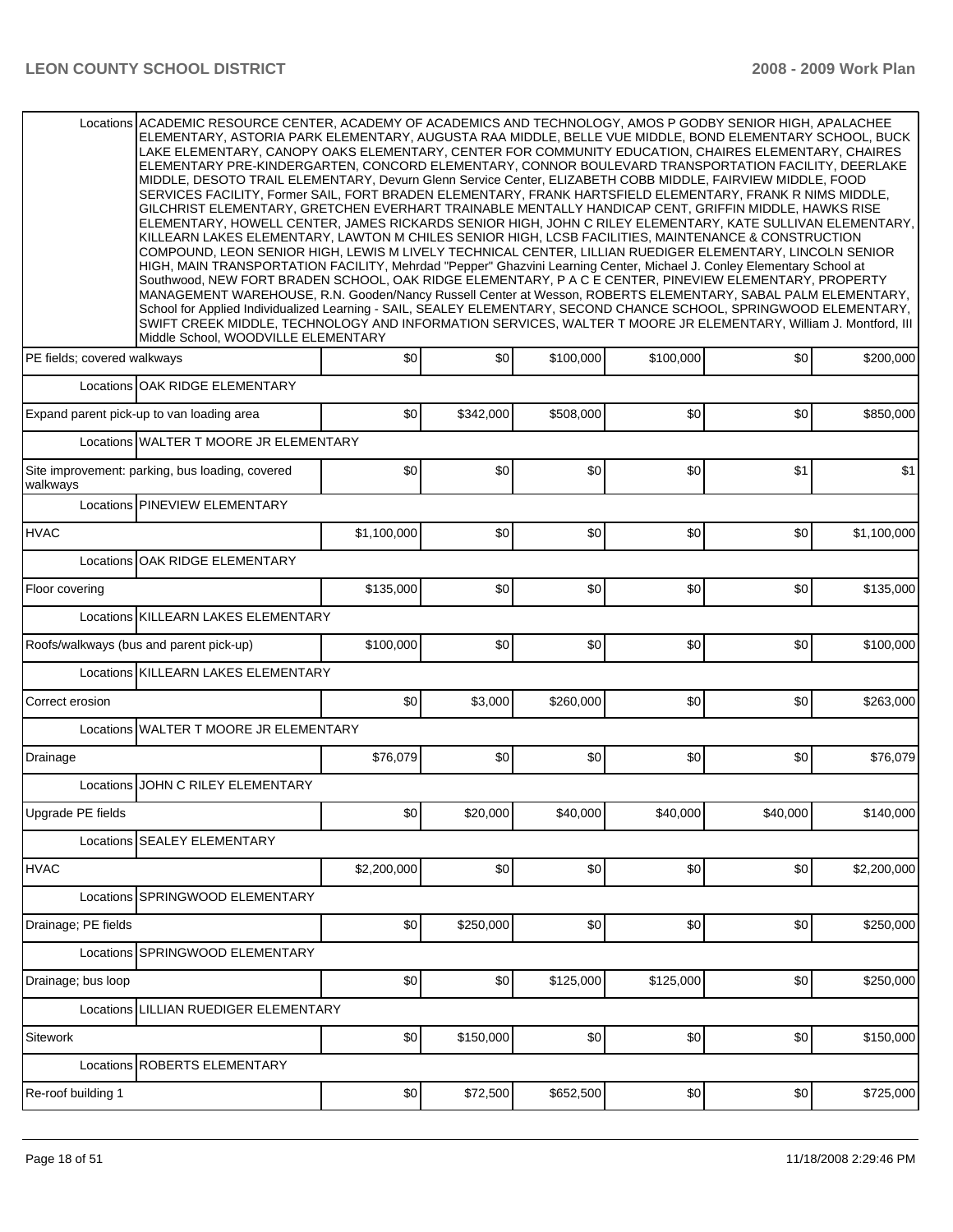| | | | | | | |
|---|---|---|---|---|---|---|
| Locations | ACADEMIC RESOURCE CENTER, ACADEMY OF ACADEMICS AND TECHNOLOGY, AMOS P GODBY SENIOR HIGH, APALACHEE ELEMENTARY, ASTORIA PARK ELEMENTARY, AUGUSTA RAA MIDDLE, BELLE VUE MIDDLE, BOND ELEMENTARY SCHOOL, BUCK LAKE ELEMENTARY, CANOPY OAKS ELEMENTARY, CENTER FOR COMMUNITY EDUCATION, CHAIRES ELEMENTARY, CHAIRES ELEMENTARY PRE-KINDERGARTEN, CONCORD ELEMENTARY, CONNOR BOULEVARD TRANSPORTATION FACILITY, DEERLAKE MIDDLE, DESOTO TRAIL ELEMENTARY, Devurn Glenn Service Center, ELIZABETH COBB MIDDLE, FAIRVIEW MIDDLE, FOOD SERVICES FACILITY, Former SAIL, FORT BRADEN ELEMENTARY, FRANK HARTSFIELD ELEMENTARY, FRANK R NIMS MIDDLE, GILCHRIST ELEMENTARY, GRETCHEN EVERHART TRAINABLE MENTALLY HANDICAP CENT, GRIFFIN MIDDLE, HAWKS RISE ELEMENTARY, HOWELL CENTER, JAMES RICKARDS SENIOR HIGH, JOHN C RILEY ELEMENTARY, KATE SULLIVAN ELEMENTARY, KILLEARN LAKES ELEMENTARY, LAWTON M CHILES SENIOR HIGH, LCSB FACILITIES, MAINTENANCE & CONSTRUCTION COMPOUND, LEON SENIOR HIGH, LEWIS M LIVELY TECHNICAL CENTER, LILLIAN RUEDIGER ELEMENTARY, LINCOLN SENIOR HIGH, MAIN TRANSPORTATION FACILITY, Mehrdad "Pepper" Ghazvini Learning Center, Michael J. Conley Elementary School at Southwood, NEW FORT BRADEN SCHOOL, OAK RIDGE ELEMENTARY, P A C E CENTER, PINEVIEW ELEMENTARY, PROPERTY MANAGEMENT WAREHOUSE, R.N. Gooden/Nancy Russell Center at Wesson, ROBERTS ELEMENTARY, SABAL PALM ELEMENTARY, School for Applied Individualized Learning - SAIL, SEALEY ELEMENTARY, SECOND CHANCE SCHOOL, SPRINGWOOD ELEMENTARY, SWIFT CREEK MIDDLE, TECHNOLOGY AND INFORMATION SERVICES, WALTER T MOORE JR ELEMENTARY, William J. Montford, III Middle School, WOODVILLE ELEMENTARY | | | | | |
| PE fields; covered walkways | $0 | $0 | $100,000 | $100,000 | $0 | $200,000 |
| Locations | OAK RIDGE ELEMENTARY | | | | | |
| Expand parent pick-up to van loading area | $0 | $342,000 | $508,000 | $0 | $0 | $850,000 |
| Locations | WALTER T MOORE JR ELEMENTARY | | | | | |
| Site improvement: parking, bus loading, covered walkways | $0 | $0 | $0 | $0 | $1 | $1 |
| Locations | PINEVIEW ELEMENTARY | | | | | |
| HVAC | $1,100,000 | $0 | $0 | $0 | $0 | $1,100,000 |
| Locations | OAK RIDGE ELEMENTARY | | | | | |
| Floor covering | $135,000 | $0 | $0 | $0 | $0 | $135,000 |
| Locations | KILLEARN LAKES ELEMENTARY | | | | | |
| Roofs/walkways (bus and parent pick-up) | $100,000 | $0 | $0 | $0 | $0 | $100,000 |
| Locations | KILLEARN LAKES ELEMENTARY | | | | | |
| Correct erosion | $0 | $3,000 | $260,000 | $0 | $0 | $263,000 |
| Locations | WALTER T MOORE JR ELEMENTARY | | | | | |
| Drainage | $76,079 | $0 | $0 | $0 | $0 | $76,079 |
| Locations | JOHN C RILEY ELEMENTARY | | | | | |
| Upgrade PE fields | $0 | $20,000 | $40,000 | $40,000 | $40,000 | $140,000 |
| Locations | SEALEY ELEMENTARY | | | | | |
| HVAC | $2,200,000 | $0 | $0 | $0 | $0 | $2,200,000 |
| Locations | SPRINGWOOD ELEMENTARY | | | | | |
| Drainage; PE fields | $0 | $250,000 | $0 | $0 | $0 | $250,000 |
| Locations | SPRINGWOOD ELEMENTARY | | | | | |
| Drainage; bus loop | $0 | $0 | $125,000 | $125,000 | $0 | $250,000 |
| Locations | LILLIAN RUEDIGER ELEMENTARY | | | | | |
| Sitework | $0 | $150,000 | $0 | $0 | $0 | $150,000 |
| Locations | ROBERTS ELEMENTARY | | | | | |
| Re-roof building 1 | $0 | $72,500 | $652,500 | $0 | $0 | $725,000 |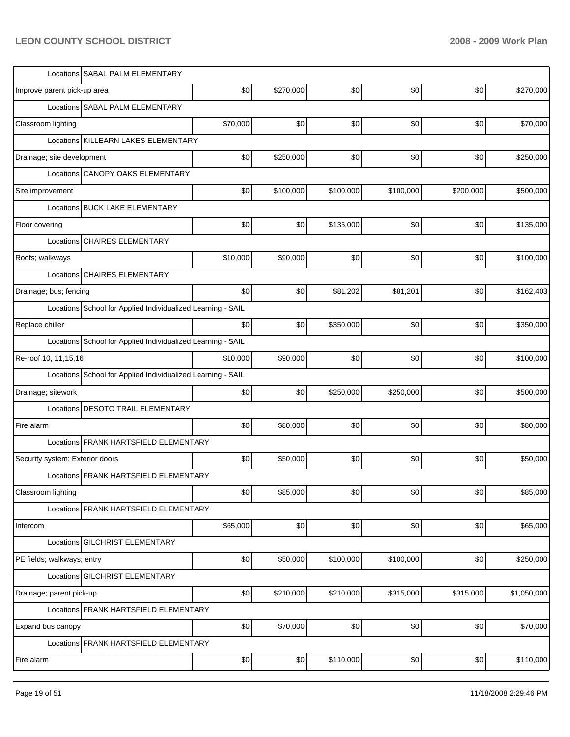| | | | | | | |
|---|---|---|---|---|---|---|
| Locations SABAL PALM ELEMENTARY | | | | | | |
| Improve parent pick-up area | $0 | $270,000 | $0 | $0 | $0 | $270,000 |
| Locations SABAL PALM ELEMENTARY | | | | | | |
| Classroom lighting | $70,000 | $0 | $0 | $0 | $0 | $70,000 |
| Locations KILLEARN LAKES ELEMENTARY | | | | | | |
| Drainage; site development | $0 | $250,000 | $0 | $0 | $0 | $250,000 |
| Locations CANOPY OAKS ELEMENTARY | | | | | | |
| Site improvement | $0 | $100,000 | $100,000 | $100,000 | $200,000 | $500,000 |
| Locations BUCK LAKE ELEMENTARY | | | | | | |
| Floor covering | $0 | $0 | $135,000 | $0 | $0 | $135,000 |
| Locations CHAIRES ELEMENTARY | | | | | | |
| Roofs; walkways | $10,000 | $90,000 | $0 | $0 | $0 | $100,000 |
| Locations CHAIRES ELEMENTARY | | | | | | |
| Drainage; bus; fencing | $0 | $0 | $81,202 | $81,201 | $0 | $162,403 |
| Locations School for Applied Individualized Learning - SAIL | | | | | | |
| Replace chiller | $0 | $0 | $350,000 | $0 | $0 | $350,000 |
| Locations School for Applied Individualized Learning - SAIL | | | | | | |
| Re-roof 10, 11,15,16 | $10,000 | $90,000 | $0 | $0 | $0 | $100,000 |
| Locations School for Applied Individualized Learning - SAIL | | | | | | |
| Drainage; sitework | $0 | $0 | $250,000 | $250,000 | $0 | $500,000 |
| Locations DESOTO TRAIL ELEMENTARY | | | | | | |
| Fire alarm | $0 | $80,000 | $0 | $0 | $0 | $80,000 |
| Locations FRANK HARTSFIELD ELEMENTARY | | | | | | |
| Security system: Exterior doors | $0 | $50,000 | $0 | $0 | $0 | $50,000 |
| Locations FRANK HARTSFIELD ELEMENTARY | | | | | | |
| Classroom lighting | $0 | $85,000 | $0 | $0 | $0 | $85,000 |
| Locations FRANK HARTSFIELD ELEMENTARY | | | | | | |
| Intercom | $65,000 | $0 | $0 | $0 | $0 | $65,000 |
| Locations GILCHRIST ELEMENTARY | | | | | | |
| PE fields; walkways; entry | $0 | $50,000 | $100,000 | $100,000 | $0 | $250,000 |
| Locations GILCHRIST ELEMENTARY | | | | | | |
| Drainage; parent pick-up | $0 | $210,000 | $210,000 | $315,000 | $315,000 | $1,050,000 |
| Locations FRANK HARTSFIELD ELEMENTARY | | | | | | |
| Expand bus canopy | $0 | $70,000 | $0 | $0 | $0 | $70,000 |
| Locations FRANK HARTSFIELD ELEMENTARY | | | | | | |
| Fire alarm | $0 | $0 | $110,000 | $0 | $0 | $110,000 |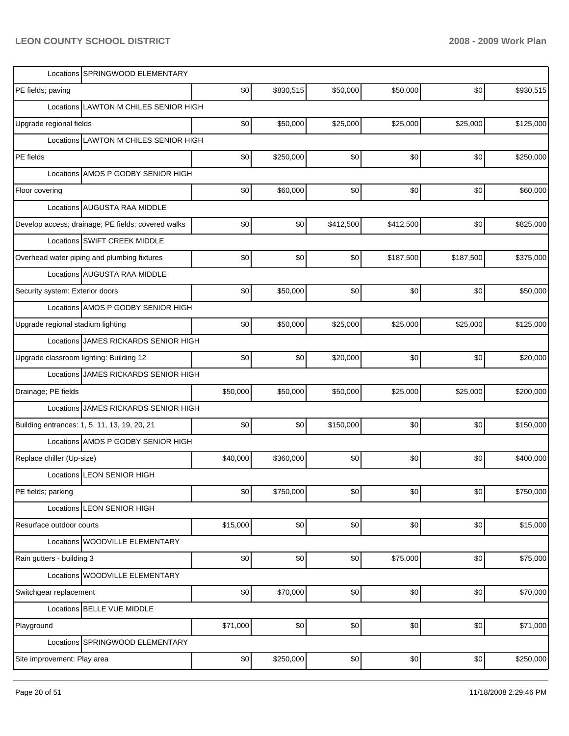| | | | | | | |
|---|---|---|---|---|---|---|
| Locations SPRINGWOOD ELEMENTARY | | | | | | |
| PE fields; paving | $0 | $830,515 | $50,000 | $50,000 | $0 | $930,515 |
| Locations LAWTON M CHILES SENIOR HIGH | | | | | | |
| Upgrade regional fields | $0 | $50,000 | $25,000 | $25,000 | $25,000 | $125,000 |
| Locations LAWTON M CHILES SENIOR HIGH | | | | | | |
| PE fields | $0 | $250,000 | $0 | $0 | $0 | $250,000 |
| Locations AMOS P GODBY SENIOR HIGH | | | | | | |
| Floor covering | $0 | $60,000 | $0 | $0 | $0 | $60,000 |
| Locations AUGUSTA RAA MIDDLE | | | | | | |
| Develop access; drainage; PE fields; covered walks | $0 | $0 | $412,500 | $412,500 | $0 | $825,000 |
| Locations SWIFT CREEK MIDDLE | | | | | | |
| Overhead water piping and plumbing fixtures | $0 | $0 | $0 | $187,500 | $187,500 | $375,000 |
| Locations AUGUSTA RAA MIDDLE | | | | | | |
| Security system: Exterior doors | $0 | $50,000 | $0 | $0 | $0 | $50,000 |
| Locations AMOS P GODBY SENIOR HIGH | | | | | | |
| Upgrade regional stadium lighting | $0 | $50,000 | $25,000 | $25,000 | $25,000 | $125,000 |
| Locations JAMES RICKARDS SENIOR HIGH | | | | | | |
| Upgrade classroom lighting: Building 12 | $0 | $0 | $20,000 | $0 | $0 | $20,000 |
| Locations JAMES RICKARDS SENIOR HIGH | | | | | | |
| Drainage; PE fields | $50,000 | $50,000 | $50,000 | $25,000 | $25,000 | $200,000 |
| Locations JAMES RICKARDS SENIOR HIGH | | | | | | |
| Building entrances: 1, 5, 11, 13, 19, 20, 21 | $0 | $0 | $150,000 | $0 | $0 | $150,000 |
| Locations AMOS P GODBY SENIOR HIGH | | | | | | |
| Replace chiller (Up-size) | $40,000 | $360,000 | $0 | $0 | $0 | $400,000 |
| Locations LEON SENIOR HIGH | | | | | | |
| PE fields; parking | $0 | $750,000 | $0 | $0 | $0 | $750,000 |
| Locations LEON SENIOR HIGH | | | | | | |
| Resurface outdoor courts | $15,000 | $0 | $0 | $0 | $0 | $15,000 |
| Locations WOODVILLE ELEMENTARY | | | | | | |
| Rain gutters - building 3 | $0 | $0 | $0 | $75,000 | $0 | $75,000 |
| Locations WOODVILLE ELEMENTARY | | | | | | |
| Switchgear replacement | $0 | $70,000 | $0 | $0 | $0 | $70,000 |
| Locations BELLE VUE MIDDLE | | | | | | |
| Playground | $71,000 | $0 | $0 | $0 | $0 | $71,000 |
| Locations SPRINGWOOD ELEMENTARY | | | | | | |
| Site improvement: Play area | $0 | $250,000 | $0 | $50,000 | $0 | $250,000 |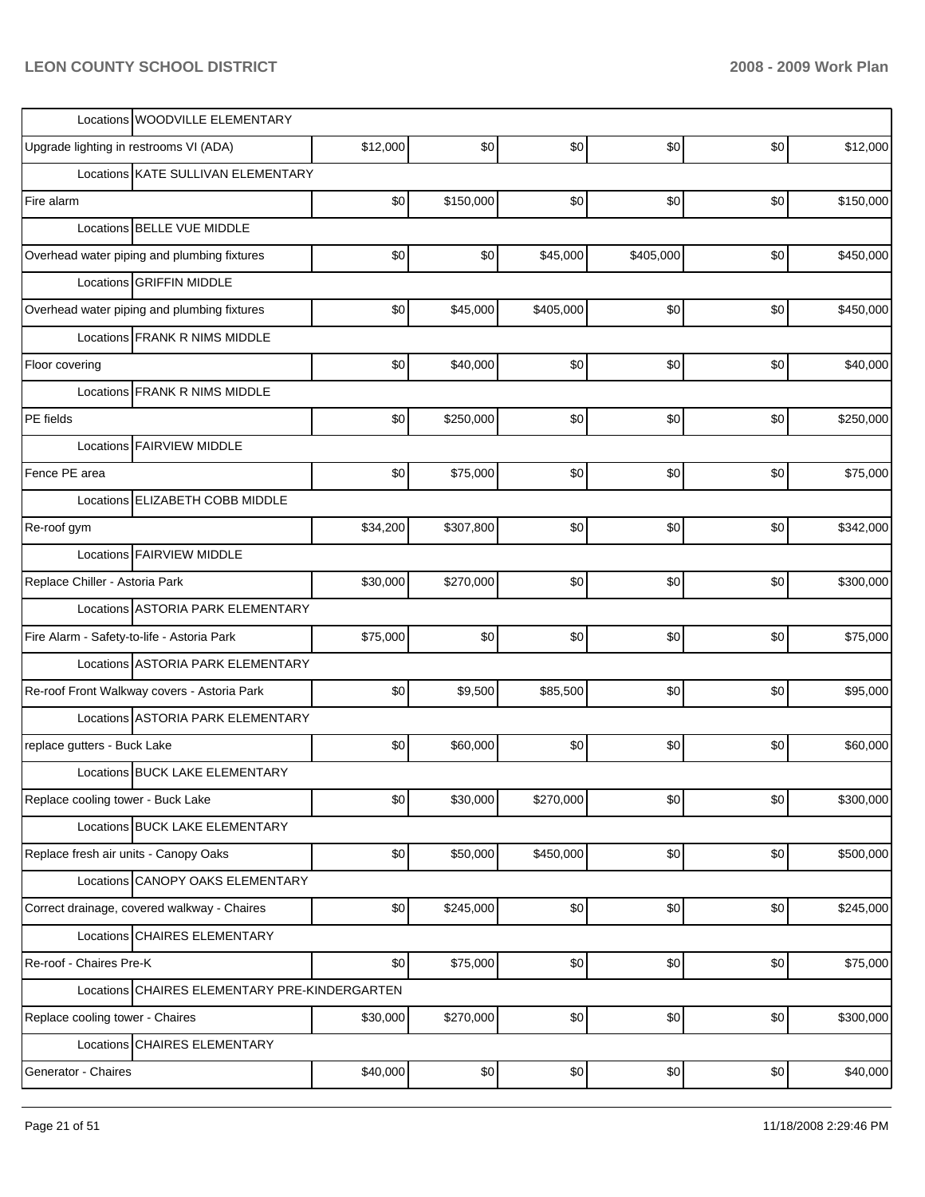| | | | | | | |
|---|---|---|---|---|---|---|
| Locations | WOODVILLE ELEMENTARY | | | | | |
| Upgrade lighting in restrooms VI (ADA) | $12,000 | $0 | $0 | $0 | $0 | $12,000 |
| Locations | KATE SULLIVAN ELEMENTARY | | | | | |
| Fire alarm | $0 | $150,000 | $0 | $0 | $0 | $150,000 |
| Locations | BELLE VUE MIDDLE | | | | | |
| Overhead water piping and plumbing fixtures | $0 | $0 | $45,000 | $405,000 | $0 | $450,000 |
| Locations | GRIFFIN MIDDLE | | | | | |
| Overhead water piping and plumbing fixtures | $0 | $45,000 | $405,000 | $0 | $0 | $450,000 |
| Locations | FRANK R NIMS MIDDLE | | | | | |
| Floor covering | $0 | $40,000 | $0 | $0 | $0 | $40,000 |
| Locations | FRANK R NIMS MIDDLE | | | | | |
| PE fields | $0 | $250,000 | $0 | $0 | $0 | $250,000 |
| Locations | FAIRVIEW MIDDLE | | | | | |
| Fence PE area | $0 | $75,000 | $0 | $0 | $0 | $75,000 |
| Locations | ELIZABETH COBB MIDDLE | | | | | |
| Re-roof gym | $34,200 | $307,800 | $0 | $0 | $0 | $342,000 |
| Locations | FAIRVIEW MIDDLE | | | | | |
| Replace Chiller - Astoria Park | $30,000 | $270,000 | $0 | $0 | $0 | $300,000 |
| Locations | ASTORIA PARK ELEMENTARY | | | | | |
| Fire Alarm - Safety-to-life - Astoria Park | $75,000 | $0 | $0 | $0 | $0 | $75,000 |
| Locations | ASTORIA PARK ELEMENTARY | | | | | |
| Re-roof Front Walkway covers - Astoria Park | $0 | $9,500 | $85,500 | $0 | $0 | $95,000 |
| Locations | ASTORIA PARK ELEMENTARY | | | | | |
| replace gutters - Buck Lake | $0 | $60,000 | $0 | $0 | $0 | $60,000 |
| Locations | BUCK LAKE ELEMENTARY | | | | | |
| Replace cooling tower - Buck Lake | $0 | $30,000 | $270,000 | $0 | $0 | $300,000 |
| Locations | BUCK LAKE ELEMENTARY | | | | | |
| Replace fresh air units - Canopy Oaks | $0 | $50,000 | $450,000 | $0 | $0 | $500,000 |
| Locations | CANOPY OAKS ELEMENTARY | | | | | |
| Correct drainage, covered walkway - Chaires | $0 | $245,000 | $0 | $0 | $0 | $245,000 |
| Locations | CHAIRES ELEMENTARY | | | | | |
| Re-roof - Chaires Pre-K | $0 | $75,000 | $0 | $0 | $0 | $75,000 |
| Locations | CHAIRES ELEMENTARY PRE-KINDERGARTEN | | | | | |
| Replace cooling tower - Chaires | $30,000 | $270,000 | $0 | $0 | $0 | $300,000 |
| Locations | CHAIRES ELEMENTARY | | | | | |
| Generator - Chaires | $40,000 | $0 | $0 | $0 | $0 | $40,000 |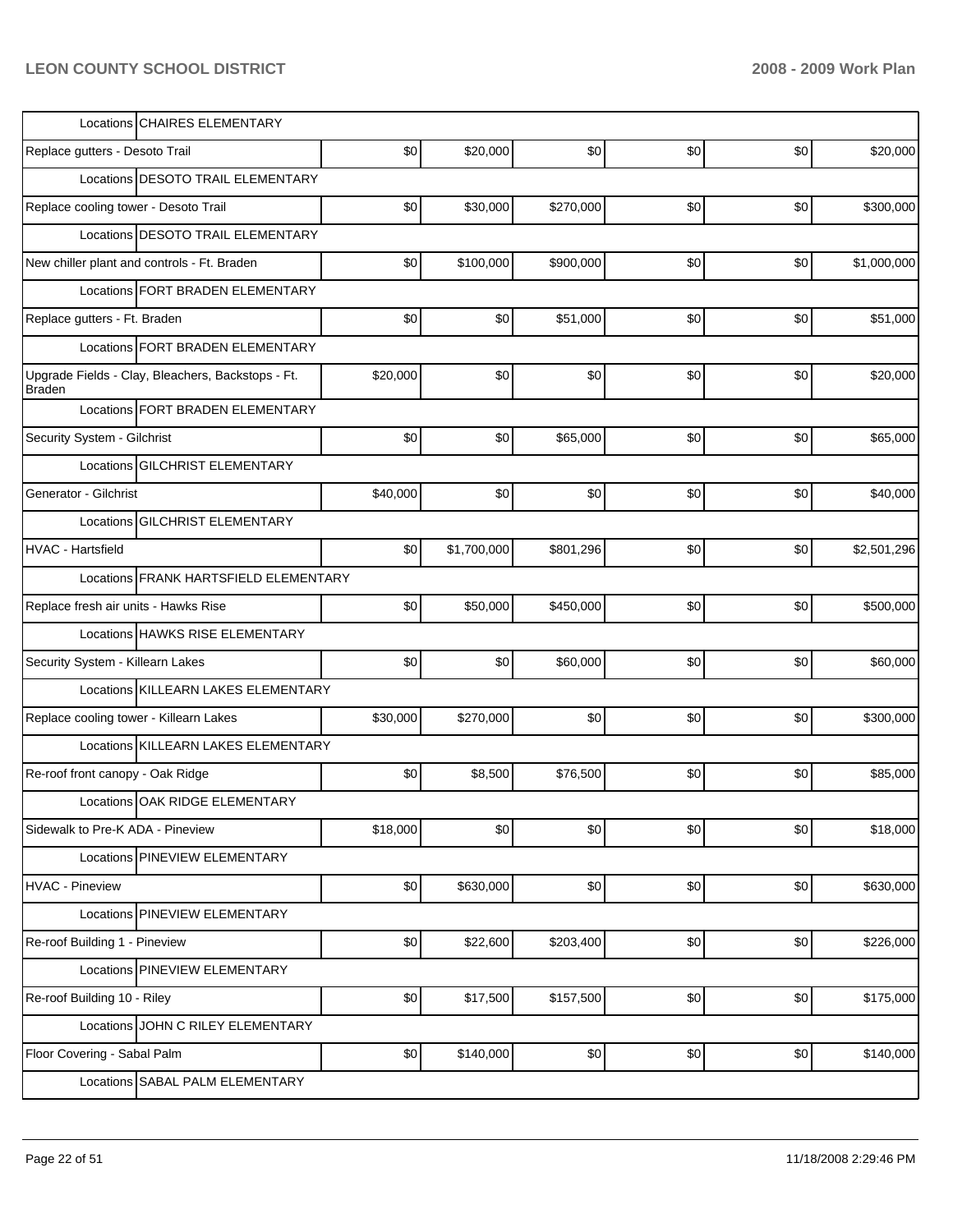| | | | | | | |
|---|---|---|---|---|---|---|
| Locations CHAIRES ELEMENTARY | | | | | | |
| Replace gutters - Desoto Trail | $0 | $20,000 | $0 | $0 | $0 | $20,000 |
| Locations DESOTO TRAIL ELEMENTARY | | | | | | |
| Replace cooling tower - Desoto Trail | $0 | $30,000 | $270,000 | $0 | $0 | $300,000 |
| Locations DESOTO TRAIL ELEMENTARY | | | | | | |
| New chiller plant and controls - Ft. Braden | $0 | $100,000 | $900,000 | $0 | $0 | $1,000,000 |
| Locations FORT BRADEN ELEMENTARY | | | | | | |
| Replace gutters - Ft. Braden | $0 | $0 | $51,000 | $0 | $0 | $51,000 |
| Locations FORT BRADEN ELEMENTARY | | | | | | |
| Upgrade Fields - Clay, Bleachers, Backstops - Ft. Braden | $20,000 | $0 | $0 | $0 | $0 | $20,000 |
| Locations FORT BRADEN ELEMENTARY | | | | | | |
| Security System - Gilchrist | $0 | $0 | $65,000 | $0 | $0 | $65,000 |
| Locations GILCHRIST ELEMENTARY | | | | | | |
| Generator - Gilchrist | $40,000 | $0 | $0 | $0 | $0 | $40,000 |
| Locations GILCHRIST ELEMENTARY | | | | | | |
| HVAC - Hartsfield | $0 | $1,700,000 | $801,296 | $0 | $0 | $2,501,296 |
| Locations FRANK HARTSFIELD ELEMENTARY | | | | | | |
| Replace fresh air units - Hawks Rise | $0 | $50,000 | $450,000 | $0 | $0 | $500,000 |
| Locations HAWKS RISE ELEMENTARY | | | | | | |
| Security System - Killearn Lakes | $0 | $0 | $60,000 | $0 | $0 | $60,000 |
| Locations KILLEARN LAKES ELEMENTARY | | | | | | |
| Replace cooling tower - Killearn Lakes | $30,000 | $270,000 | $0 | $0 | $0 | $300,000 |
| Locations KILLEARN LAKES ELEMENTARY | | | | | | |
| Re-roof front canopy - Oak Ridge | $0 | $8,500 | $76,500 | $0 | $0 | $85,000 |
| Locations OAK RIDGE ELEMENTARY | | | | | | |
| Sidewalk to Pre-K ADA - Pineview | $18,000 | $0 | $0 | $0 | $0 | $18,000 |
| Locations PINEVIEW ELEMENTARY | | | | | | |
| HVAC - Pineview | $0 | $630,000 | $0 | $0 | $0 | $630,000 |
| Locations PINEVIEW ELEMENTARY | | | | | | |
| Re-roof Building 1 - Pineview | $0 | $22,600 | $203,400 | $0 | $0 | $226,000 |
| Locations PINEVIEW ELEMENTARY | | | | | | |
| Re-roof Building 10 - Riley | $0 | $17,500 | $157,500 | $0 | $0 | $175,000 |
| Locations JOHN C RILEY ELEMENTARY | | | | | | |
| Floor Covering - Sabal Palm | $0 | $140,000 | $0 | $0 | $0 | $140,000 |
| Locations SABAL PALM ELEMENTARY | | | | | | |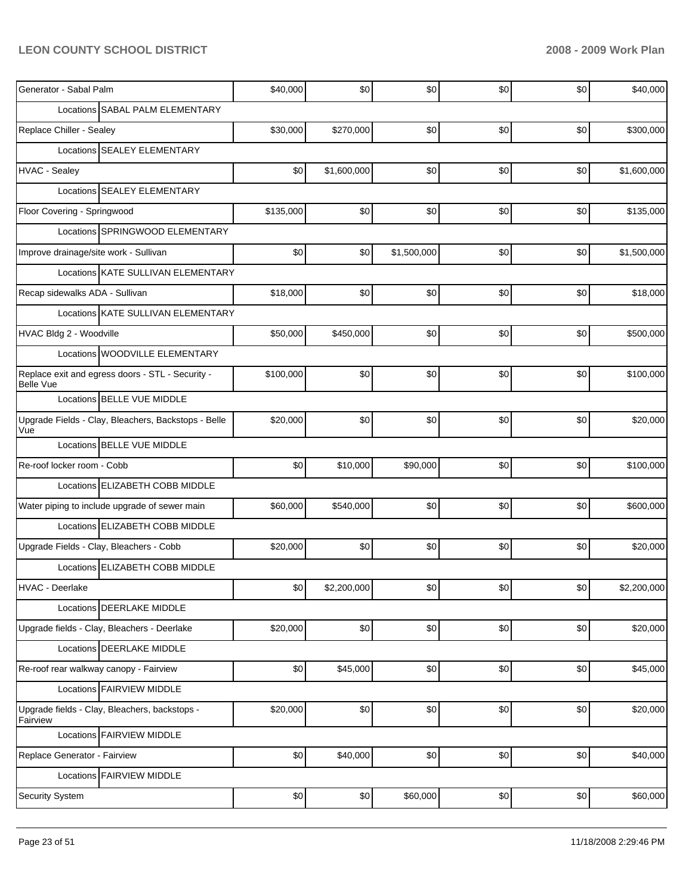| Project | | | | | | |
|---|---|---|---|---|---|---|
| Generator - Sabal Palm | $40,000 | $0 | $0 | $0 | $0 | $40,000 |
| Locations SABAL PALM ELEMENTARY | | | | | | |
| Replace Chiller - Sealey | $30,000 | $270,000 | $0 | $0 | $0 | $300,000 |
| Locations SEALEY ELEMENTARY | | | | | | |
| HVAC - Sealey | $0 | $1,600,000 | $0 | $0 | $0 | $1,600,000 |
| Locations SEALEY ELEMENTARY | | | | | | |
| Floor Covering - Springwood | $135,000 | $0 | $0 | $0 | $0 | $135,000 |
| Locations SPRINGWOOD ELEMENTARY | | | | | | |
| Improve drainage/site work - Sullivan | $0 | $0 | $1,500,000 | $0 | $0 | $1,500,000 |
| Locations KATE SULLIVAN ELEMENTARY | | | | | | |
| Recap sidewalks ADA - Sullivan | $18,000 | $0 | $0 | $0 | $0 | $18,000 |
| Locations KATE SULLIVAN ELEMENTARY | | | | | | |
| HVAC Bldg 2 - Woodville | $50,000 | $450,000 | $0 | $0 | $0 | $500,000 |
| Locations WOODVILLE ELEMENTARY | | | | | | |
| Replace exit and egress doors - STL - Security - Belle Vue | $100,000 | $0 | $0 | $0 | $0 | $100,000 |
| Locations BELLE VUE MIDDLE | | | | | | |
| Upgrade Fields - Clay, Bleachers, Backstops - Belle Vue | $20,000 | $0 | $0 | $0 | $0 | $20,000 |
| Locations BELLE VUE MIDDLE | | | | | | |
| Re-roof locker room - Cobb | $0 | $10,000 | $90,000 | $0 | $0 | $100,000 |
| Locations ELIZABETH COBB MIDDLE | | | | | | |
| Water piping to include upgrade of sewer main | $60,000 | $540,000 | $0 | $0 | $0 | $600,000 |
| Locations ELIZABETH COBB MIDDLE | | | | | | |
| Upgrade Fields - Clay, Bleachers - Cobb | $20,000 | $0 | $0 | $0 | $0 | $20,000 |
| Locations ELIZABETH COBB MIDDLE | | | | | | |
| HVAC - Deerlake | $0 | $2,200,000 | $0 | $0 | $0 | $2,200,000 |
| Locations DEERLAKE MIDDLE | | | | | | |
| Upgrade fields - Clay, Bleachers - Deerlake | $20,000 | $0 | $0 | $0 | $0 | $20,000 |
| Locations DEERLAKE MIDDLE | | | | | | |
| Re-roof rear walkway canopy - Fairview | $0 | $45,000 | $0 | $0 | $0 | $45,000 |
| Locations FAIRVIEW MIDDLE | | | | | | |
| Upgrade fields - Clay, Bleachers, backstops - Fairview | $20,000 | $0 | $0 | $0 | $0 | $20,000 |
| Locations FAIRVIEW MIDDLE | | | | | | |
| Replace Generator - Fairview | $0 | $40,000 | $0 | $0 | $0 | $40,000 |
| Locations FAIRVIEW MIDDLE | | | | | | |
| Security System | $0 | $0 | $60,000 | $0 | $0 | $60,000 |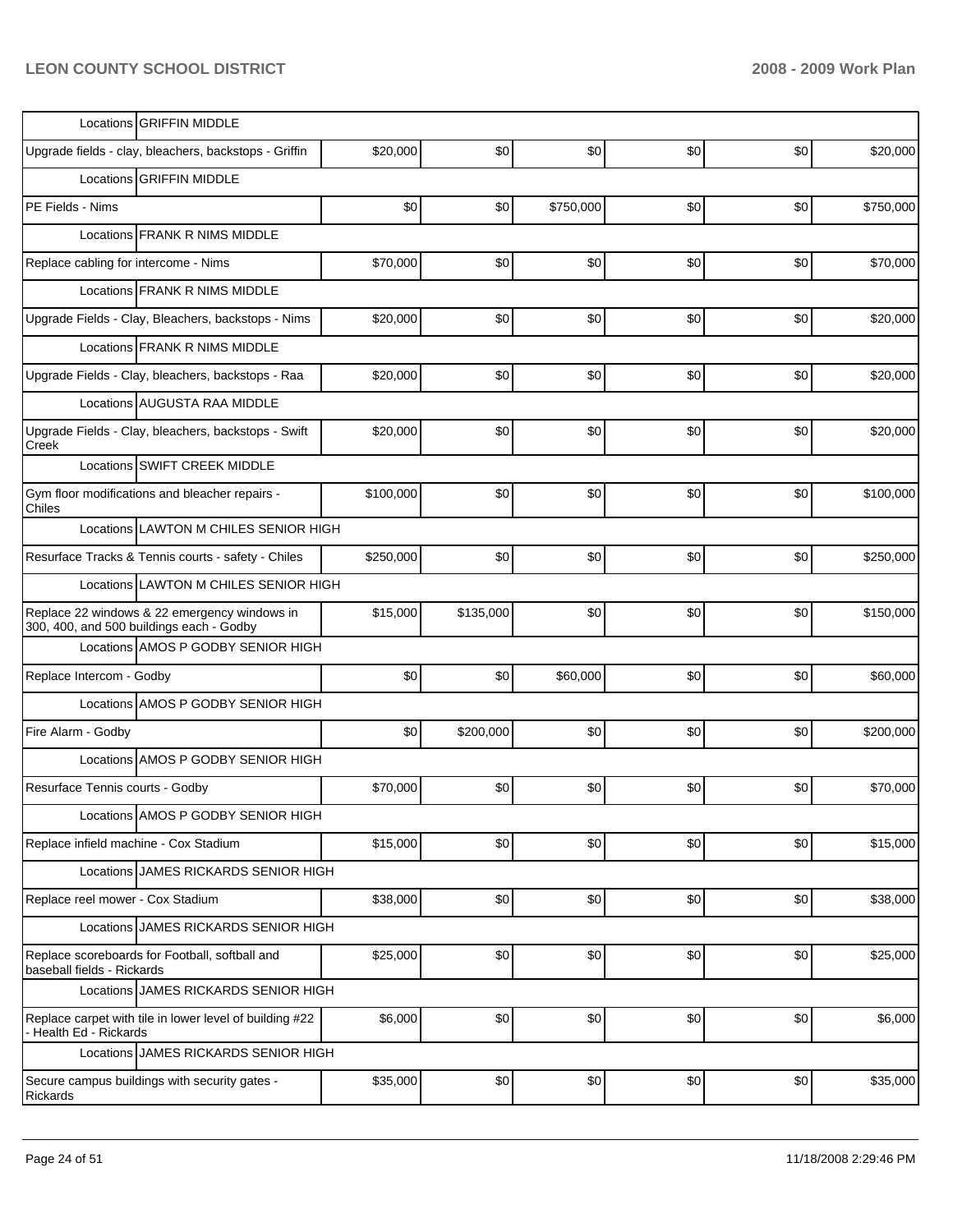| | | | | | | |
|---|---|---|---|---|---|---|
| Locations | GRIFFIN MIDDLE | | | | | |
| Upgrade fields - clay, bleachers, backstops - Griffin | $20,000 | $0 | $0 | $0 | $0 | $20,000 |
| Locations | GRIFFIN MIDDLE | | | | | |
| PE Fields - Nims | $0 | $0 | $750,000 | $0 | $0 | $750,000 |
| Locations | FRANK R NIMS MIDDLE | | | | | |
| Replace cabling for intercome - Nims | $70,000 | $0 | $0 | $0 | $0 | $70,000 |
| Locations | FRANK R NIMS MIDDLE | | | | | |
| Upgrade Fields - Clay, Bleachers, backstops - Nims | $20,000 | $0 | $0 | $0 | $0 | $20,000 |
| Locations | FRANK R NIMS MIDDLE | | | | | |
| Upgrade Fields - Clay, bleachers, backstops - Raa | $20,000 | $0 | $0 | $0 | $0 | $20,000 |
| Locations | AUGUSTA RAA MIDDLE | | | | | |
| Upgrade Fields - Clay, bleachers, backstops - Swift Creek | $20,000 | $0 | $0 | $0 | $0 | $20,000 |
| Locations | SWIFT CREEK MIDDLE | | | | | |
| Gym floor modifications and bleacher repairs - Chiles | $100,000 | $0 | $0 | $0 | $0 | $100,000 |
| Locations | LAWTON M CHILES SENIOR HIGH | | | | | |
| Resurface Tracks & Tennis courts - safety - Chiles | $250,000 | $0 | $0 | $0 | $0 | $250,000 |
| Locations | LAWTON M CHILES SENIOR HIGH | | | | | |
| Replace 22 windows & 22 emergency windows in 300, 400, and 500 buildings each - Godby | $15,000 | $135,000 | $0 | $0 | $0 | $150,000 |
| Locations | AMOS P GODBY SENIOR HIGH | | | | | |
| Replace Intercom - Godby | $0 | $0 | $60,000 | $0 | $0 | $60,000 |
| Locations | AMOS P GODBY SENIOR HIGH | | | | | |
| Fire Alarm - Godby | $0 | $200,000 | $0 | $0 | $0 | $200,000 |
| Locations | AMOS P GODBY SENIOR HIGH | | | | | |
| Resurface Tennis courts - Godby | $70,000 | $0 | $0 | $0 | $0 | $70,000 |
| Locations | AMOS P GODBY SENIOR HIGH | | | | | |
| Replace infield machine - Cox Stadium | $15,000 | $0 | $0 | $0 | $0 | $15,000 |
| Locations | JAMES RICKARDS SENIOR HIGH | | | | | |
| Replace reel mower - Cox Stadium | $38,000 | $0 | $0 | $0 | $0 | $38,000 |
| Locations | JAMES RICKARDS SENIOR HIGH | | | | | |
| Replace scoreboards for Football, softball and baseball fields - Rickards | $25,000 | $0 | $0 | $0 | $0 | $25,000 |
| Locations | JAMES RICKARDS SENIOR HIGH | | | | | |
| Replace carpet with tile in lower level of building #22 - Health Ed - Rickards | $6,000 | $0 | $0 | $0 | $0 | $6,000 |
| Locations | JAMES RICKARDS SENIOR HIGH | | | | | |
| Secure campus buildings with security gates - Rickards | $35,000 | $0 | $0 | $0 | $0 | $35,000 |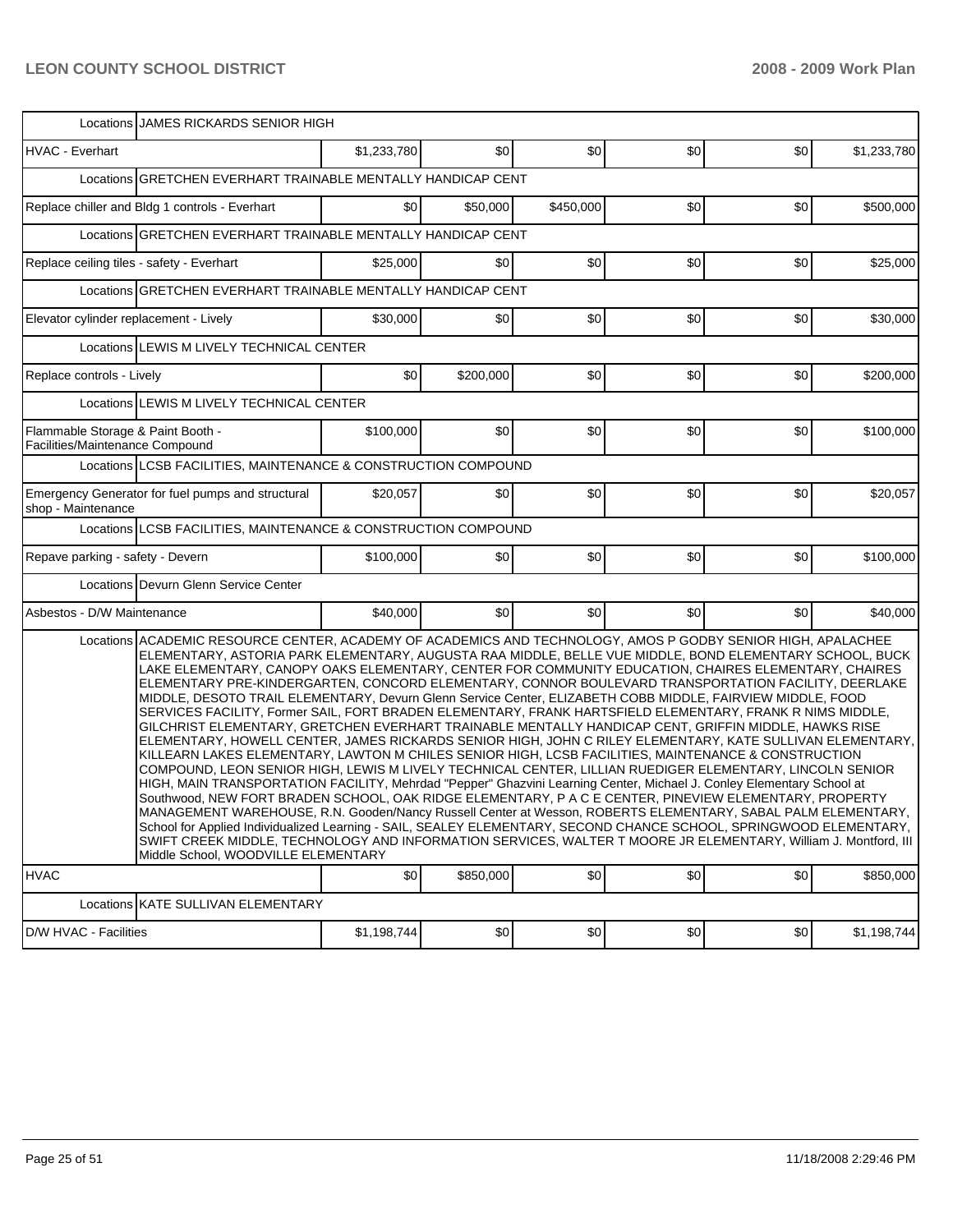| | | | | | | |
|---|---|---|---|---|---|---|
| Locations | JAMES RICKARDS SENIOR HIGH | | | | | |
| HVAC - Everhart | $1,233,780 | $0 | $0 | $0 | $0 | $1,233,780 |
| Locations | GRETCHEN EVERHART TRAINABLE MENTALLY HANDICAP CENT | | | | | |
| Replace chiller and Bldg 1 controls - Everhart | $0 | $50,000 | $450,000 | $0 | $0 | $500,000 |
| Locations | GRETCHEN EVERHART TRAINABLE MENTALLY HANDICAP CENT | | | | | |
| Replace ceiling tiles - safety - Everhart | $25,000 | $0 | $0 | $0 | $0 | $25,000 |
| Locations | GRETCHEN EVERHART TRAINABLE MENTALLY HANDICAP CENT | | | | | |
| Elevator cylinder replacement - Lively | $30,000 | $0 | $0 | $0 | $0 | $30,000 |
| Locations | LEWIS M LIVELY TECHNICAL CENTER | | | | | |
| Replace controls - Lively | $0 | $200,000 | $0 | $0 | $0 | $200,000 |
| Locations | LEWIS M LIVELY TECHNICAL CENTER | | | | | |
| Flammable Storage & Paint Booth - Facilities/Maintenance Compound | $100,000 | $0 | $0 | $0 | $0 | $100,000 |
| Locations | LCSB FACILITIES, MAINTENANCE & CONSTRUCTION COMPOUND | | | | | |
| Emergency Generator for fuel pumps and structural shop - Maintenance | $20,057 | $0 | $0 | $0 | $0 | $20,057 |
| Locations | LCSB FACILITIES, MAINTENANCE & CONSTRUCTION COMPOUND | | | | | |
| Repave parking - safety - Devern | $100,000 | $0 | $0 | $0 | $0 | $100,000 |
| Locations | Devurn Glenn Service Center | | | | | |
| Asbestos - D/W Maintenance | $40,000 | $0 | $0 | $0 | $0 | $40,000 |
| Locations | ACADEMIC RESOURCE CENTER, ACADEMY OF ACADEMICS AND TECHNOLOGY, AMOS P GODBY SENIOR HIGH, APALACHEE ELEMENTARY, ASTORIA PARK ELEMENTARY, AUGUSTA RAA MIDDLE, BELLE VUE MIDDLE, BOND ELEMENTARY SCHOOL, BUCK LAKE ELEMENTARY, CANOPY OAKS ELEMENTARY, CENTER FOR COMMUNITY EDUCATION, CHAIRES ELEMENTARY, CHAIRES ELEMENTARY PRE-KINDERGARTEN, CONCORD ELEMENTARY, CONNOR BOULEVARD TRANSPORTATION FACILITY, DEERLAKE MIDDLE, DESOTO TRAIL ELEMENTARY, Devurn Glenn Service Center, ELIZABETH COBB MIDDLE, FAIRVIEW MIDDLE, FOOD SERVICES FACILITY, Former SAIL, FORT BRADEN ELEMENTARY, FRANK HARTSFIELD ELEMENTARY, FRANK R NIMS MIDDLE, GILCHRIST ELEMENTARY, GRETCHEN EVERHART TRAINABLE MENTALLY HANDICAP CENT, GRIFFIN MIDDLE, HAWKS RISE ELEMENTARY, HOWELL CENTER, JAMES RICKARDS SENIOR HIGH, JOHN C RILEY ELEMENTARY, KATE SULLIVAN ELEMENTARY, KILLEARN LAKES ELEMENTARY, LAWTON M CHILES SENIOR HIGH, LCSB FACILITIES, MAINTENANCE & CONSTRUCTION COMPOUND, LEON SENIOR HIGH, LEWIS M LIVELY TECHNICAL CENTER, LILLIAN RUEDIGER ELEMENTARY, LINCOLN SENIOR HIGH, MAIN TRANSPORTATION FACILITY, Mehrdad "Pepper" Ghazvini Learning Center, Michael J. Conley Elementary School at Southwood, NEW FORT BRADEN SCHOOL, OAK RIDGE ELEMENTARY, P A C E CENTER, PINEVIEW ELEMENTARY, PROPERTY MANAGEMENT WAREHOUSE, R.N. Gooden/Nancy Russell Center at Wesson, ROBERTS ELEMENTARY, SABAL PALM ELEMENTARY, School for Applied Individualized Learning - SAIL, SEALEY ELEMENTARY, SECOND CHANCE SCHOOL, SPRINGWOOD ELEMENTARY, SWIFT CREEK MIDDLE, TECHNOLOGY AND INFORMATION SERVICES, WALTER T MOORE JR ELEMENTARY, William J. Montford, III Middle School, WOODVILLE ELEMENTARY | | | | | |
| HVAC | $0 | $850,000 | $0 | $0 | $0 | $850,000 |
| Locations | KATE SULLIVAN ELEMENTARY | | | | | |
| D/W HVAC - Facilities | $1,198,744 | $0 | $0 | $0 | $0 | $1,198,744 |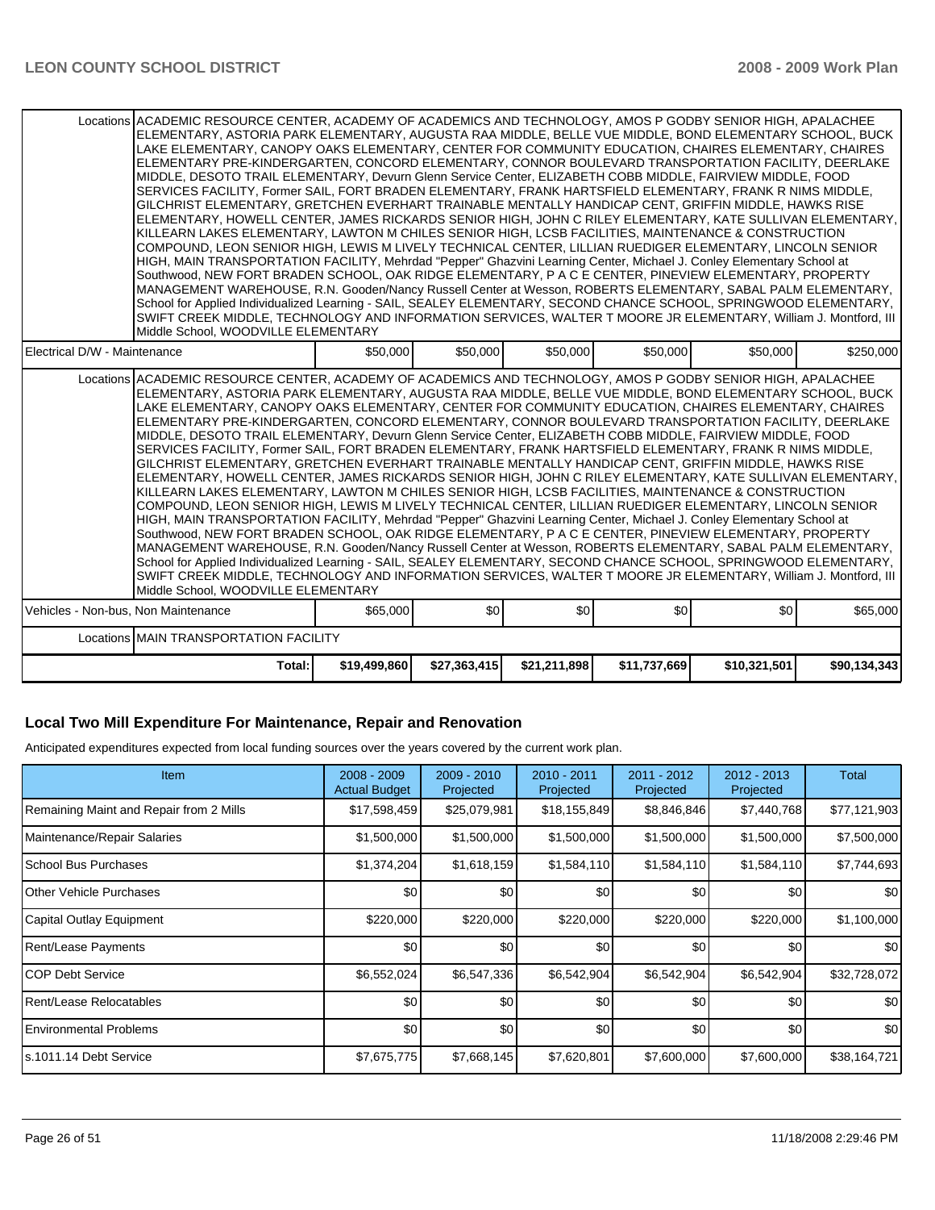| | | | | | | |
|---|---|---|---|---|---|---|
| Locations | ACADEMIC RESOURCE CENTER, ACADEMY OF ACADEMICS AND TECHNOLOGY, AMOS P GODBY SENIOR HIGH, APALACHEE ELEMENTARY, ASTORIA PARK ELEMENTARY, AUGUSTA RAA MIDDLE, BELLE VUE MIDDLE, BOND ELEMENTARY SCHOOL, BUCK LAKE ELEMENTARY, CANOPY OAKS ELEMENTARY, CENTER FOR COMMUNITY EDUCATION, CHAIRES ELEMENTARY, CHAIRES ELEMENTARY PRE-KINDERGARTEN, CONCORD ELEMENTARY, CONNOR BOULEVARD TRANSPORTATION FACILITY, DEERLAKE MIDDLE, DESOTO TRAIL ELEMENTARY, Devurn Glenn Service Center, ELIZABETH COBB MIDDLE, FAIRVIEW MIDDLE, FOOD SERVICES FACILITY, Former SAIL, FORT BRADEN ELEMENTARY, FRANK HARTSFIELD ELEMENTARY, FRANK R NIMS MIDDLE, GILCHRIST ELEMENTARY, GRETCHEN EVERHART TRAINABLE MENTALLY HANDICAP CENT, GRIFFIN MIDDLE, HAWKS RISE ELEMENTARY, HOWELL CENTER, JAMES RICKARDS SENIOR HIGH, JOHN C RILEY ELEMENTARY, KATE SULLIVAN ELEMENTARY, KILLEARN LAKES ELEMENTARY, LAWTON M CHILES SENIOR HIGH, LCSB FACILITIES, MAINTENANCE & CONSTRUCTION COMPOUND, LEON SENIOR HIGH, LEWIS M LIVELY TECHNICAL CENTER, LILLIAN RUEDIGER ELEMENTARY, LINCOLN SENIOR HIGH, MAIN TRANSPORTATION FACILITY, Mehrdad "Pepper" Ghazvini Learning Center, Michael J. Conley Elementary School at Southwood, NEW FORT BRADEN SCHOOL, OAK RIDGE ELEMENTARY, P A C E CENTER, PINEVIEW ELEMENTARY, PROPERTY MANAGEMENT WAREHOUSE, R.N. Gooden/Nancy Russell Center at Wesson, ROBERTS ELEMENTARY, SABAL PALM ELEMENTARY, School for Applied Individualized Learning - SAIL, SEALEY ELEMENTARY, SECOND CHANCE SCHOOL, SPRINGWOOD ELEMENTARY, SWIFT CREEK MIDDLE, TECHNOLOGY AND INFORMATION SERVICES, WALTER T MOORE JR ELEMENTARY, William J. Montford, III Middle School, WOODVILLE ELEMENTARY | | | | | |
| Electrical D/W - Maintenance | | $50,000 | $50,000 | $50,000 | $50,000 | $50,000 | $250,000 |
| Locations | ACADEMIC RESOURCE CENTER, ACADEMY OF ACADEMICS AND TECHNOLOGY, AMOS P GODBY SENIOR HIGH, APALACHEE ELEMENTARY, ASTORIA PARK ELEMENTARY, AUGUSTA RAA MIDDLE, BELLE VUE MIDDLE, BOND ELEMENTARY SCHOOL, BUCK LAKE ELEMENTARY, CANOPY OAKS ELEMENTARY, CENTER FOR COMMUNITY EDUCATION, CHAIRES ELEMENTARY, CHAIRES ELEMENTARY PRE-KINDERGARTEN, CONCORD ELEMENTARY, CONNOR BOULEVARD TRANSPORTATION FACILITY, DEERLAKE MIDDLE, DESOTO TRAIL ELEMENTARY, Devurn Glenn Service Center, ELIZABETH COBB MIDDLE, FAIRVIEW MIDDLE, FOOD SERVICES FACILITY, Former SAIL, FORT BRADEN ELEMENTARY, FRANK HARTSFIELD ELEMENTARY, FRANK R NIMS MIDDLE, GILCHRIST ELEMENTARY, GRETCHEN EVERHART TRAINABLE MENTALLY HANDICAP CENT, GRIFFIN MIDDLE, HAWKS RISE ELEMENTARY, HOWELL CENTER, JAMES RICKARDS SENIOR HIGH, JOHN C RILEY ELEMENTARY, KATE SULLIVAN ELEMENTARY, KILLEARN LAKES ELEMENTARY, LAWTON M CHILES SENIOR HIGH, LCSB FACILITIES, MAINTENANCE & CONSTRUCTION COMPOUND, LEON SENIOR HIGH, LEWIS M LIVELY TECHNICAL CENTER, LILLIAN RUEDIGER ELEMENTARY, LINCOLN SENIOR HIGH, MAIN TRANSPORTATION FACILITY, Mehrdad "Pepper" Ghazvini Learning Center, Michael J. Conley Elementary School at Southwood, NEW FORT BRADEN SCHOOL, OAK RIDGE ELEMENTARY, P A C E CENTER, PINEVIEW ELEMENTARY, PROPERTY MANAGEMENT WAREHOUSE, R.N. Gooden/Nancy Russell Center at Wesson, ROBERTS ELEMENTARY, SABAL PALM ELEMENTARY, School for Applied Individualized Learning - SAIL, SEALEY ELEMENTARY, SECOND CHANCE SCHOOL, SPRINGWOOD ELEMENTARY, SWIFT CREEK MIDDLE, TECHNOLOGY AND INFORMATION SERVICES, WALTER T MOORE JR ELEMENTARY, William J. Montford, III Middle School, WOODVILLE ELEMENTARY | | | | | |
| Vehicles - Non-bus, Non Maintenance | | $65,000 | $0 | $0 | $0 | $0 | $65,000 |
| Locations | MAIN TRANSPORTATION FACILITY | | | | | | |
| | Total: | $19,499,860 | $27,363,415 | $21,211,898 | $11,737,669 | $10,321,501 | $90,134,343 |

## Local Two Mill Expenditure For Maintenance, Repair and Renovation

Anticipated expenditures expected from local funding sources over the years covered by the current work plan.

| Item | 2008 - 2009 Actual Budget | 2009 - 2010 Projected | 2010 - 2011 Projected | 2011 - 2012 Projected | 2012 - 2013 Projected | Total |
|---|---|---|---|---|---|---|
| Remaining Maint and Repair from 2 Mills | $17,598,459 | $25,079,981 | $18,155,849 | $8,846,846 | $7,440,768 | $77,121,903 |
| Maintenance/Repair Salaries | $1,500,000 | $1,500,000 | $1,500,000 | $1,500,000 | $1,500,000 | $7,500,000 |
| School Bus Purchases | $1,374,204 | $1,618,159 | $1,584,110 | $1,584,110 | $1,584,110 | $7,744,693 |
| Other Vehicle Purchases | $0 | $0 | $0 | $0 | $0 | $0 |
| Capital Outlay Equipment | $220,000 | $220,000 | $220,000 | $220,000 | $220,000 | $1,100,000 |
| Rent/Lease Payments | $0 | $0 | $0 | $0 | $0 | $0 |
| COP Debt Service | $6,552,024 | $6,547,336 | $6,542,904 | $6,542,904 | $6,542,904 | $32,728,072 |
| Rent/Lease Relocatables | $0 | $0 | $0 | $0 | $0 | $0 |
| Environmental Problems | $0 | $0 | $0 | $0 | $0 | $0 |
| s.1011.14 Debt Service | $7,675,775 | $7,668,145 | $7,620,801 | $7,600,000 | $7,600,000 | $38,164,721 |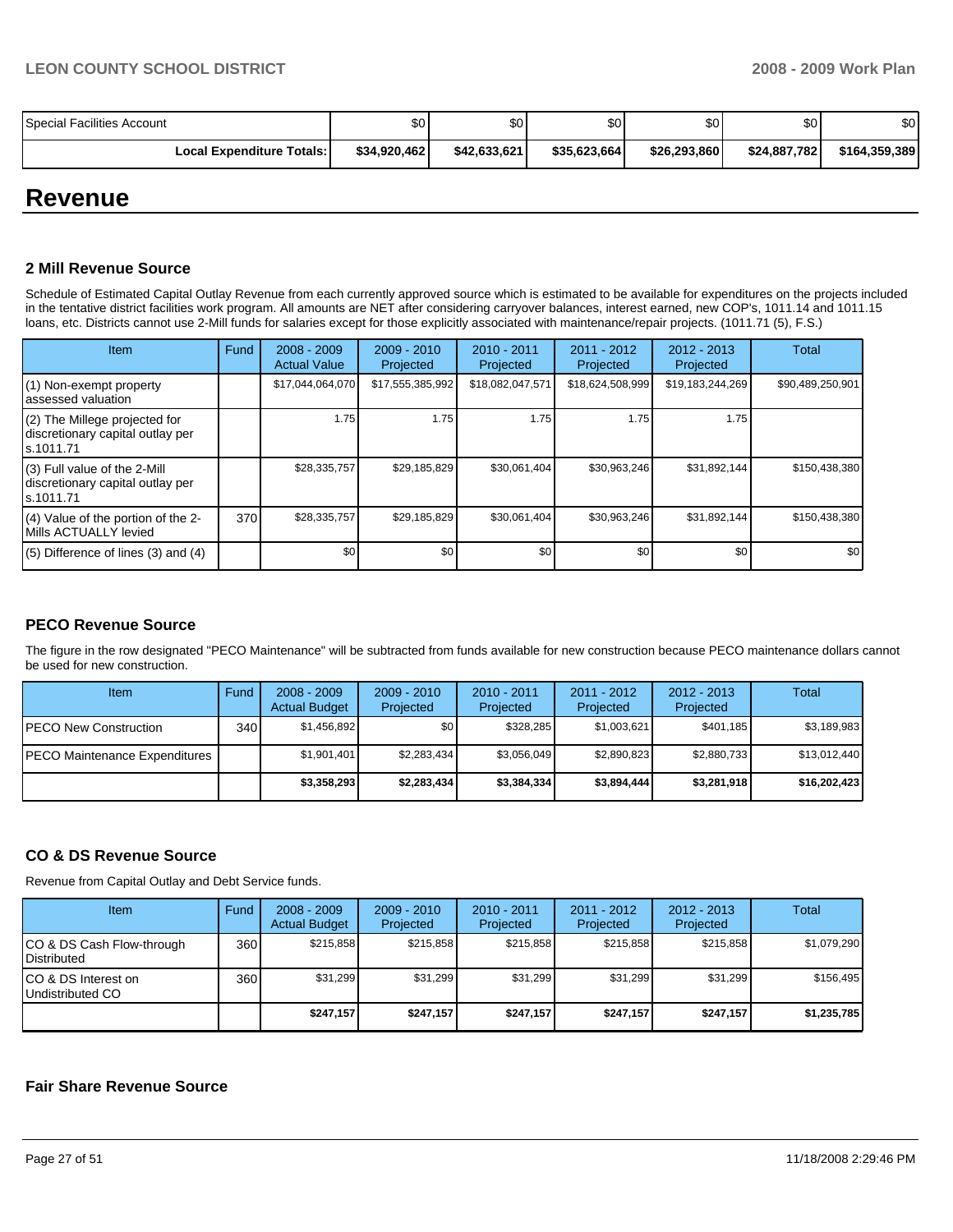| | | | | | | |
|---|---|---|---|---|---|---|
| Special Facilities Account | $0 | $0 | $0 | $0 | $0 | $0 |
| **Local Expenditure Totals:** | **$34,920,462** | **$42,633,621** | **$35,623,664** | **$26,293,860** | **$24,887,782** | **$164,359,389** |

# Revenue

### 2 Mill Revenue Source

Schedule of Estimated Capital Outlay Revenue from each currently approved source which is estimated to be available for expenditures on the projects included in the tentative district facilities work program. All amounts are NET after considering carryover balances, interest earned, new COP's, 1011.14 and 1011.15 loans, etc. Districts cannot use 2-Mill funds for salaries except for those explicitly associated with maintenance/repair projects. (1011.71 (5), F.S.)

| Item | Fund | 2008 - 2009 Actual Value | 2009 - 2010 Projected | 2010 - 2011 Projected | 2011 - 2012 Projected | 2012 - 2013 Projected | Total |
|---|---|---|---|---|---|---|---|
| (1) Non-exempt property assessed valuation | | $17,044,064,070 | $17,555,385,992 | $18,082,047,571 | $18,624,508,999 | $19,183,244,269 | $90,489,250,901 |
| (2) The Millege projected for discretionary capital outlay per s.1011.71 | | 1.75 | 1.75 | 1.75 | 1.75 | 1.75 | |
| (3) Full value of the 2-Mill discretionary capital outlay per s.1011.71 | | $28,335,757 | $29,185,829 | $30,061,404 | $30,963,246 | $31,892,144 | $150,438,380 |
| (4) Value of the portion of the 2-Mills ACTUALLY levied | 370 | $28,335,757 | $29,185,829 | $30,061,404 | $30,963,246 | $31,892,144 | $150,438,380 |
| (5) Difference of lines (3) and (4) | | $0 | $0 | $0 | $0 | $0 | $0 |

### PECO Revenue Source

The figure in the row designated "PECO Maintenance" will be subtracted from funds available for new construction because PECO maintenance dollars cannot be used for new construction.

| Item | Fund | 2008 - 2009 Actual Budget | 2009 - 2010 Projected | 2010 - 2011 Projected | 2011 - 2012 Projected | 2012 - 2013 Projected | Total |
|---|---|---|---|---|---|---|---|
| PECO New Construction | 340 | $1,456,892 | $0 | $328,285 | $1,003,621 | $401,185 | $3,189,983 |
| PECO Maintenance Expenditures | | $1,901,401 | $2,283,434 | $3,056,049 | $2,890,823 | $2,880,733 | $13,012,440 |
| | | **$3,358,293** | **$2,283,434** | **$3,384,334** | **$3,894,444** | **$3,281,918** | **$16,202,423** |

### CO & DS Revenue Source

Revenue from Capital Outlay and Debt Service funds.

| Item | Fund | 2008 - 2009 Actual Budget | 2009 - 2010 Projected | 2010 - 2011 Projected | 2011 - 2012 Projected | 2012 - 2013 Projected | Total |
|---|---|---|---|---|---|---|---|
| CO & DS Cash Flow-through Distributed | 360 | $215,858 | $215,858 | $215,858 | $215,858 | $215,858 | $1,079,290 |
| CO & DS Interest on Undistributed CO | 360 | $31,299 | $31,299 | $31,299 | $31,299 | $31,299 | $156,495 |
| | | **$247,157** | **$247,157** | **$247,157** | **$247,157** | **$247,157** | **$1,235,785** |

### Fair Share Revenue Source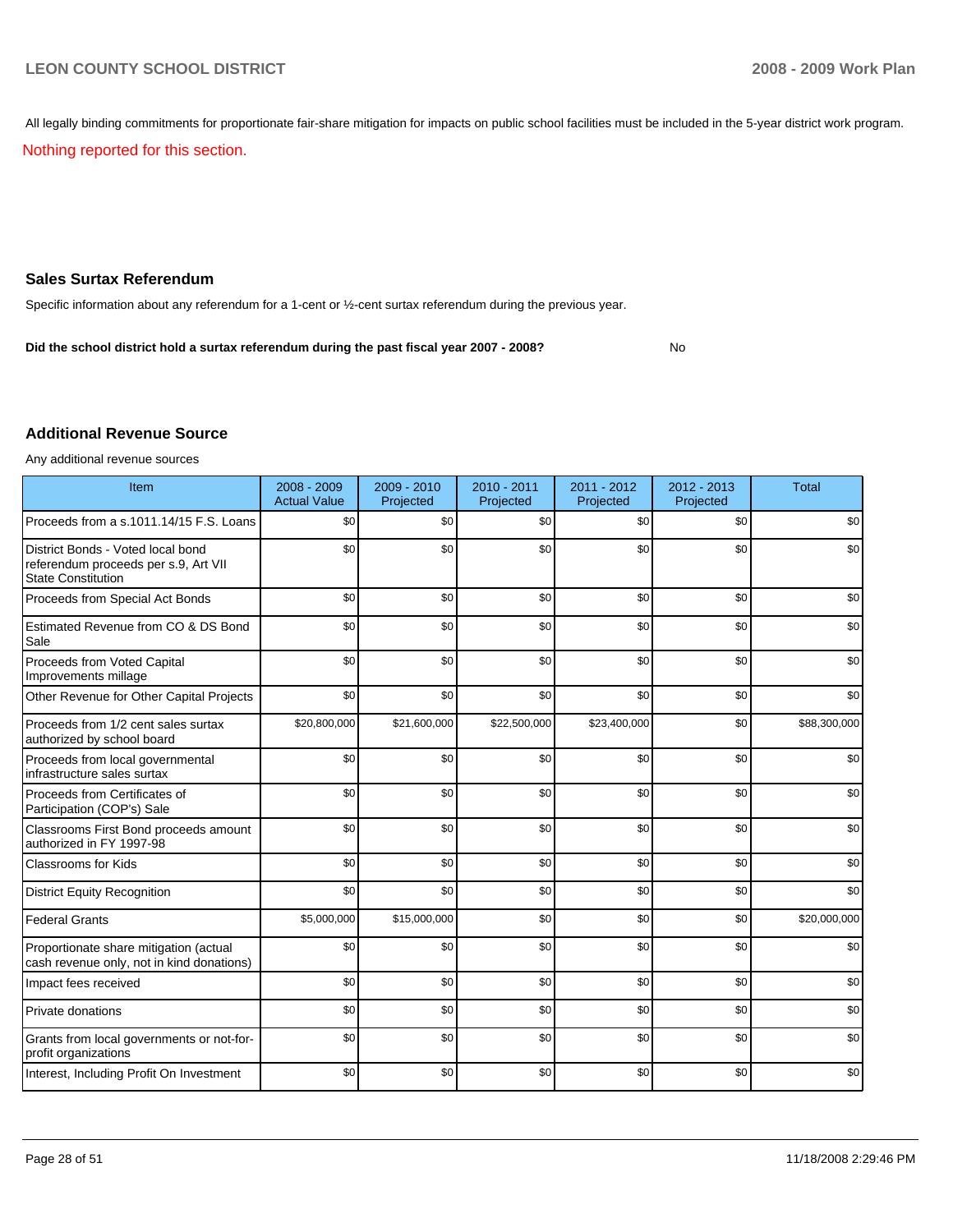All legally binding commitments for proportionate fair-share mitigation for impacts on public school facilities must be included in the 5-year district work program.

Nothing reported for this section.

## Sales Surtax Referendum

Specific information about any referendum for a 1-cent or ½-cent surtax referendum during the previous year.

**Did the school district hold a surtax referendum during the past fiscal year 2007 - 2008?** No

## Additional Revenue Source

Any additional revenue sources

| Item | 2008 - 2009 Actual Value | 2009 - 2010 Projected | 2010 - 2011 Projected | 2011 - 2012 Projected | 2012 - 2013 Projected | Total |
|---|---|---|---|---|---|---|
| Proceeds from a s.1011.14/15 F.S. Loans | $0 | $0 | $0 | $0 | $0 | $0 |
| District Bonds - Voted local bond referendum proceeds per s.9, Art VII State Constitution | $0 | $0 | $0 | $0 | $0 | $0 |
| Proceeds from Special Act Bonds | $0 | $0 | $0 | $0 | $0 | $0 |
| Estimated Revenue from CO & DS Bond Sale | $0 | $0 | $0 | $0 | $0 | $0 |
| Proceeds from Voted Capital Improvements millage | $0 | $0 | $0 | $0 | $0 | $0 |
| Other Revenue for Other Capital Projects | $0 | $0 | $0 | $0 | $0 | $0 |
| Proceeds from 1/2 cent sales surtax authorized by school board | $20,800,000 | $21,600,000 | $22,500,000 | $23,400,000 | $0 | $88,300,000 |
| Proceeds from local governmental infrastructure sales surtax | $0 | $0 | $0 | $0 | $0 | $0 |
| Proceeds from Certificates of Participation (COP's) Sale | $0 | $0 | $0 | $0 | $0 | $0 |
| Classrooms First Bond proceeds amount authorized in FY 1997-98 | $0 | $0 | $0 | $0 | $0 | $0 |
| Classrooms for Kids | $0 | $0 | $0 | $0 | $0 | $0 |
| District Equity Recognition | $0 | $0 | $0 | $0 | $0 | $0 |
| Federal Grants | $5,000,000 | $15,000,000 | $0 | $0 | $0 | $20,000,000 |
| Proportionate share mitigation (actual cash revenue only, not in kind donations) | $0 | $0 | $0 | $0 | $0 | $0 |
| Impact fees received | $0 | $0 | $0 | $0 | $0 | $0 |
| Private donations | $0 | $0 | $0 | $0 | $0 | $0 |
| Grants from local governments or not-for-profit organizations | $0 | $0 | $0 | $0 | $0 | $0 |
| Interest, Including Profit On Investment | $0 | $0 | $0 | $0 | $0 | $0 |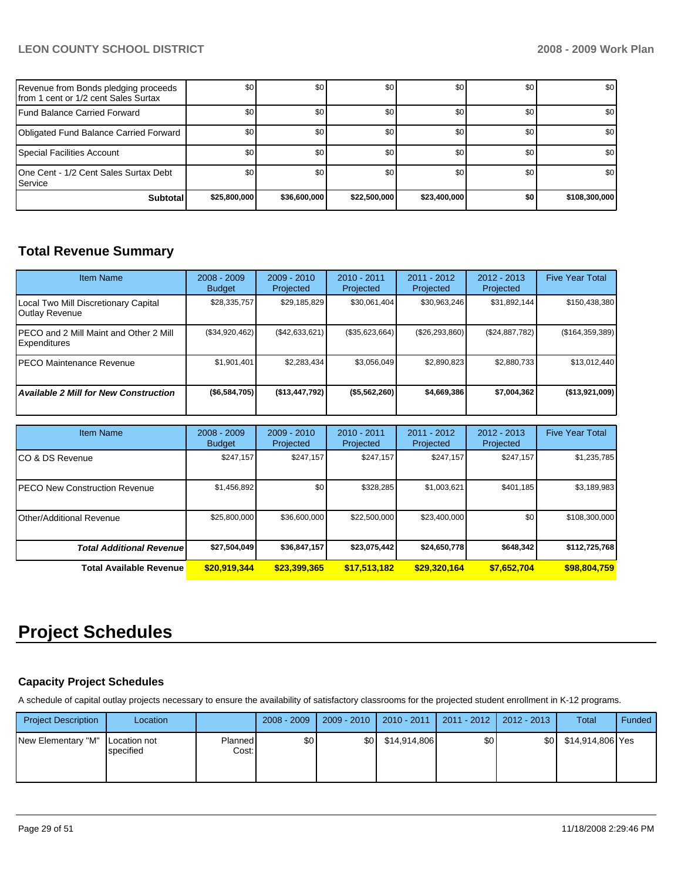| | | | | | | |
|---|---|---|---|---|---|---|
| Revenue from Bonds pledging proceeds from 1 cent or 1/2 cent Sales Surtax | $0 | $0 | $0 | $0 | $0 | $0 |
| Fund Balance Carried Forward | $0 | $0 | $0 | $0 | $0 | $0 |
| Obligated Fund Balance Carried Forward | $0 | $0 | $0 | $0 | $0 | $0 |
| Special Facilities Account | $0 | $0 | $0 | $0 | $0 | $0 |
| One Cent - 1/2 Cent Sales Surtax Debt Service | $0 | $0 | $0 | $0 | $0 | $0 |
| **Subtotal** | **$25,800,000** | **$36,600,000** | **$22,500,000** | **$23,400,000** | **$0** | **$108,300,000** |

## Total Revenue Summary

| Item Name | 2008 - 2009 Budget | 2009 - 2010 Projected | 2010 - 2011 Projected | 2011 - 2012 Projected | 2012 - 2013 Projected | Five Year Total |
|---|---|---|---|---|---|---|
| Local Two Mill Discretionary Capital Outlay Revenue | $28,335,757 | $29,185,829 | $30,061,404 | $30,963,246 | $31,892,144 | $150,438,380 |
| PECO and 2 Mill Maint and Other 2 Mill Expenditures | ($34,920,462) | ($42,633,621) | ($35,623,664) | ($26,293,860) | ($24,887,782) | ($164,359,389) |
| PECO Maintenance Revenue | $1,901,401 | $2,283,434 | $3,056,049 | $2,890,823 | $2,880,733 | $13,012,440 |
| ***Available 2 Mill for New Construction*** | **($6,584,705)** | **($13,447,792)** | **($5,562,260)** | **$4,669,386** | **$7,004,362** | **($13,921,009)** |

| Item Name | 2008 - 2009 Budget | 2009 - 2010 Projected | 2010 - 2011 Projected | 2011 - 2012 Projected | 2012 - 2013 Projected | Five Year Total |
|---|---|---|---|---|---|---|
| CO & DS Revenue | $247,157 | $247,157 | $247,157 | $247,157 | $247,157 | $1,235,785 |
| PECO New Construction Revenue | $1,456,892 | $0 | $328,285 | $1,003,621 | $401,185 | $3,189,983 |
| Other/Additional Revenue | $25,800,000 | $36,600,000 | $22,500,000 | $23,400,000 | $0 | $108,300,000 |
| ***Total Additional Revenue*** | **$27,504,049** | **$36,847,157** | **$23,075,442** | **$24,650,778** | **$648,342** | **$112,725,768** |
| **Total Available Revenue** | **$20,919,344** | **$23,399,365** | **$17,513,182** | **$29,320,164** | **$7,652,704** | **$98,804,759** |

# Project Schedules

### Capacity Project Schedules

A schedule of capital outlay projects necessary to ensure the availability of satisfactory classrooms for the projected student enrollment in K-12 programs.

| Project Description | Location | | 2008 - 2009 | 2009 - 2010 | 2010 - 2011 | 2011 - 2012 | 2012 - 2013 | Total | Funded |
|---|---|---|---|---|---|---|---|---|---|
| New Elementary "M" | Location not specified | Planned Cost: | $0 | $0 | $14,914,806 | $0 | $0 | $14,914,806 | Yes |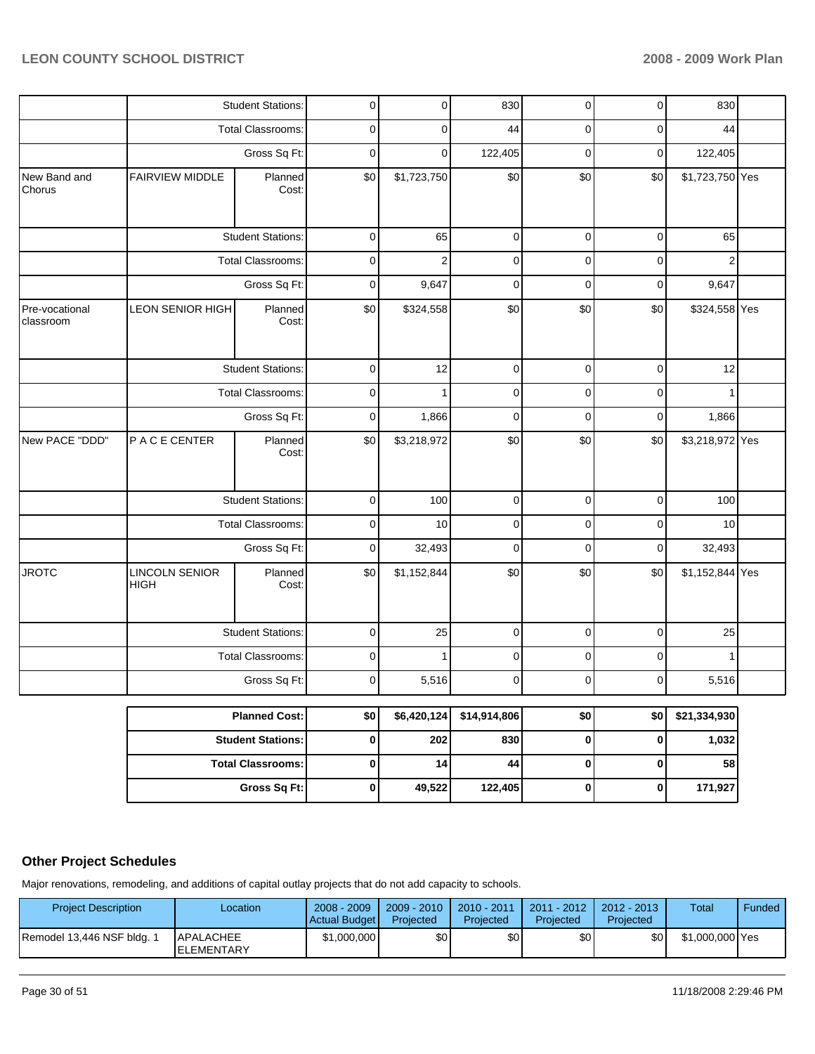| | | | | | | | | | |
|---|---|---|---|---|---|---|---|---|---|
| | | Student Stations: | 0 | 0 | 830 | 0 | 0 | 830 | |
| | | Total Classrooms: | 0 | 0 | 44 | 0 | 0 | 44 | |
| | | Gross Sq Ft: | 0 | 0 | 122,405 | 0 | 0 | 122,405 | |
| New Band and Chorus | FAIRVIEW MIDDLE | Planned Cost: | $0 | $1,723,750 | $0 | $0 | $0 | $1,723,750 | Yes |
| | | Student Stations: | 0 | 65 | 0 | 0 | 0 | 65 | |
| | | Total Classrooms: | 0 | 2 | 0 | 0 | 0 | 2 | |
| | | Gross Sq Ft: | 0 | 9,647 | 0 | 0 | 0 | 9,647 | |
| Pre-vocational classroom | LEON SENIOR HIGH | Planned Cost: | $0 | $324,558 | $0 | $0 | $0 | $324,558 | Yes |
| | | Student Stations: | 0 | 12 | 0 | 0 | 0 | 12 | |
| | | Total Classrooms: | 0 | 1 | 0 | 0 | 0 | 1 | |
| | | Gross Sq Ft: | 0 | 1,866 | 0 | 0 | 0 | 1,866 | |
| New PACE "DDD" | P A C E CENTER | Planned Cost: | $0 | $3,218,972 | $0 | $0 | $0 | $3,218,972 | Yes |
| | | Student Stations: | 0 | 100 | 0 | 0 | 0 | 100 | |
| | | Total Classrooms: | 0 | 10 | 0 | 0 | 0 | 10 | |
| | | Gross Sq Ft: | 0 | 32,493 | 0 | 0 | 0 | 32,493 | |
| JROTC | LINCOLN SENIOR HIGH | Planned Cost: | $0 | $1,152,844 | $0 | $0 | $0 | $1,152,844 | Yes |
| | | Student Stations: | 0 | 25 | 0 | 0 | 0 | 25 | |
| | | Total Classrooms: | 0 | 1 | 0 | 0 | 0 | 1 | |
| | | Gross Sq Ft: | 0 | 5,516 | 0 | 0 | 0 | 5,516 | |

| | | | | | | |
|---|---|---|---|---|---|---|
| **Planned Cost:** | **$0** | **$6,420,124** | **$14,914,806** | **$0** | **$0** | **$21,334,930** |
| **Student Stations:** | **0** | **202** | **830** | **0** | **0** | **1,032** |
| **Total Classrooms:** | **0** | **14** | **44** | **0** | **0** | **58** |
| **Gross Sq Ft:** | **0** | **49,522** | **122,405** | **0** | **0** | **171,927** |

## Other Project Schedules

Major renovations, remodeling, and additions of capital outlay projects that do not add capacity to schools.

| Project Description | Location | 2008 - 2009 Actual Budget | 2009 - 2010 Projected | 2010 - 2011 Projected | 2011 - 2012 Projected | 2012 - 2013 Projected | Total | Funded |
|---|---|---|---|---|---|---|---|---|
| Remodel 13,446 NSF bldg. 1 | APALACHEE ELEMENTARY | $1,000,000 | $0 | $0 | $0 | $0 | $1,000,000 | Yes |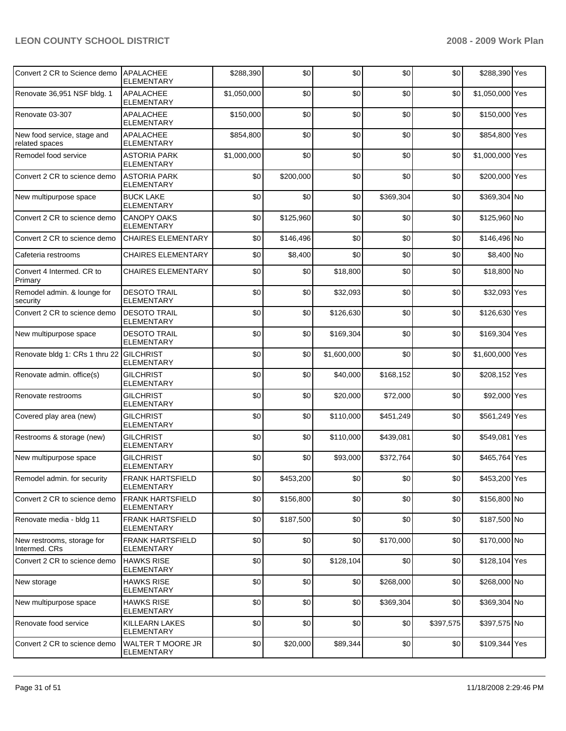| Convert 2 CR to Science demo | APALACHEE ELEMENTARY | $288,390 | $0 | $0 | $0 | $0 | $288,390 | Yes |
|---|---|---|---|---|---|---|---|---|
| Renovate 36,951 NSF bldg. 1 | APALACHEE ELEMENTARY | $1,050,000 | $0 | $0 | $0 | $0 | $1,050,000 | Yes |
| Renovate 03-307 | APALACHEE ELEMENTARY | $150,000 | $0 | $0 | $0 | $0 | $150,000 | Yes |
| New food service, stage and related spaces | APALACHEE ELEMENTARY | $854,800 | $0 | $0 | $0 | $0 | $854,800 | Yes |
| Remodel food service | ASTORIA PARK ELEMENTARY | $1,000,000 | $0 | $0 | $0 | $0 | $1,000,000 | Yes |
| Convert 2 CR to science demo | ASTORIA PARK ELEMENTARY | $0 | $200,000 | $0 | $0 | $0 | $200,000 | Yes |
| New multipurpose space | BUCK LAKE ELEMENTARY | $0 | $0 | $0 | $369,304 | $0 | $369,304 | No |
| Convert 2 CR to science demo | CANOPY OAKS ELEMENTARY | $0 | $125,960 | $0 | $0 | $0 | $125,960 | No |
| Convert 2 CR to science demo | CHAIRES ELEMENTARY | $0 | $146,496 | $0 | $0 | $0 | $146,496 | No |
| Cafeteria restrooms | CHAIRES ELEMENTARY | $0 | $8,400 | $0 | $0 | $0 | $8,400 | No |
| Convert 4 Intermed. CR to Primary | CHAIRES ELEMENTARY | $0 | $0 | $18,800 | $0 | $0 | $18,800 | No |
| Remodel admin. & lounge for security | DESOTO TRAIL ELEMENTARY | $0 | $0 | $32,093 | $0 | $0 | $32,093 | Yes |
| Convert 2 CR to science demo | DESOTO TRAIL ELEMENTARY | $0 | $0 | $126,630 | $0 | $0 | $126,630 | Yes |
| New multipurpose space | DESOTO TRAIL ELEMENTARY | $0 | $0 | $169,304 | $0 | $0 | $169,304 | Yes |
| Renovate bldg 1: CRs 1 thru 22 | GILCHRIST ELEMENTARY | $0 | $0 | $1,600,000 | $0 | $0 | $1,600,000 | Yes |
| Renovate admin. office(s) | GILCHRIST ELEMENTARY | $0 | $0 | $40,000 | $168,152 | $0 | $208,152 | Yes |
| Renovate restrooms | GILCHRIST ELEMENTARY | $0 | $0 | $20,000 | $72,000 | $0 | $92,000 | Yes |
| Covered play area (new) | GILCHRIST ELEMENTARY | $0 | $0 | $110,000 | $451,249 | $0 | $561,249 | Yes |
| Restrooms & storage (new) | GILCHRIST ELEMENTARY | $0 | $0 | $110,000 | $439,081 | $0 | $549,081 | Yes |
| New multipurpose space | GILCHRIST ELEMENTARY | $0 | $0 | $93,000 | $372,764 | $0 | $465,764 | Yes |
| Remodel admin. for security | FRANK HARTSFIELD ELEMENTARY | $0 | $453,200 | $0 | $0 | $0 | $453,200 | Yes |
| Convert 2 CR to science demo | FRANK HARTSFIELD ELEMENTARY | $0 | $156,800 | $0 | $0 | $0 | $156,800 | No |
| Renovate media - bldg 11 | FRANK HARTSFIELD ELEMENTARY | $0 | $187,500 | $0 | $0 | $0 | $187,500 | No |
| New restrooms, storage for Intermed. CRs | FRANK HARTSFIELD ELEMENTARY | $0 | $0 | $0 | $170,000 | $0 | $170,000 | No |
| Convert 2 CR to science demo | HAWKS RISE ELEMENTARY | $0 | $0 | $128,104 | $0 | $0 | $128,104 | Yes |
| New storage | HAWKS RISE ELEMENTARY | $0 | $0 | $0 | $268,000 | $0 | $268,000 | No |
| New multipurpose space | HAWKS RISE ELEMENTARY | $0 | $0 | $0 | $369,304 | $0 | $369,304 | No |
| Renovate food service | KILLEARN LAKES ELEMENTARY | $0 | $0 | $0 | $0 | $397,575 | $397,575 | No |
| Convert 2 CR to science demo | WALTER T MOORE JR ELEMENTARY | $0 | $20,000 | $89,344 | $0 | $0 | $109,344 | Yes |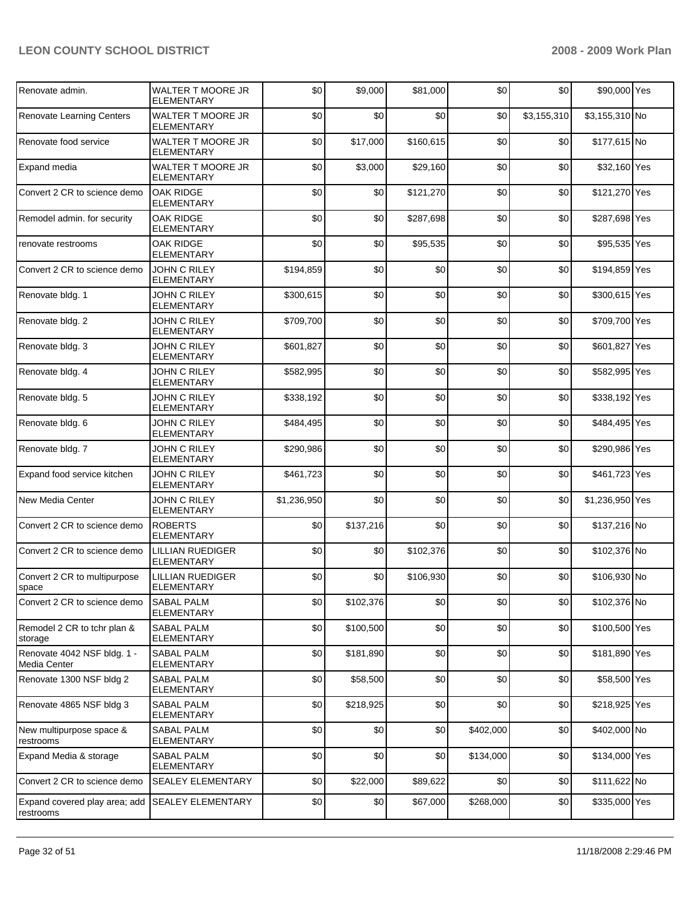| Renovate admin. | WALTER T MOORE JR ELEMENTARY | $0 | $9,000 | $81,000 | $0 | $0 | $90,000 | Yes |
|---|---|---|---|---|---|---|---|---|
| Renovate Learning Centers | WALTER T MOORE JR ELEMENTARY | $0 | $0 | $0 | $0 | $3,155,310 | $3,155,310 | No |
| Renovate food service | WALTER T MOORE JR ELEMENTARY | $0 | $17,000 | $160,615 | $0 | $0 | $177,615 | No |
| Expand media | WALTER T MOORE JR ELEMENTARY | $0 | $3,000 | $29,160 | $0 | $0 | $32,160 | Yes |
| Convert 2 CR to science demo | OAK RIDGE ELEMENTARY | $0 | $0 | $121,270 | $0 | $0 | $121,270 | Yes |
| Remodel admin. for security | OAK RIDGE ELEMENTARY | $0 | $0 | $287,698 | $0 | $0 | $287,698 | Yes |
| renovate restrooms | OAK RIDGE ELEMENTARY | $0 | $0 | $95,535 | $0 | $0 | $95,535 | Yes |
| Convert 2 CR to science demo | JOHN C RILEY ELEMENTARY | $194,859 | $0 | $0 | $0 | $0 | $194,859 | Yes |
| Renovate bldg. 1 | JOHN C RILEY ELEMENTARY | $300,615 | $0 | $0 | $0 | $0 | $300,615 | Yes |
| Renovate bldg. 2 | JOHN C RILEY ELEMENTARY | $709,700 | $0 | $0 | $0 | $0 | $709,700 | Yes |
| Renovate bldg. 3 | JOHN C RILEY ELEMENTARY | $601,827 | $0 | $0 | $0 | $0 | $601,827 | Yes |
| Renovate bldg. 4 | JOHN C RILEY ELEMENTARY | $582,995 | $0 | $0 | $0 | $0 | $582,995 | Yes |
| Renovate bldg. 5 | JOHN C RILEY ELEMENTARY | $338,192 | $0 | $0 | $0 | $0 | $338,192 | Yes |
| Renovate bldg. 6 | JOHN C RILEY ELEMENTARY | $484,495 | $0 | $0 | $0 | $0 | $484,495 | Yes |
| Renovate bldg. 7 | JOHN C RILEY ELEMENTARY | $290,986 | $0 | $0 | $0 | $0 | $290,986 | Yes |
| Expand food service kitchen | JOHN C RILEY ELEMENTARY | $461,723 | $0 | $0 | $0 | $0 | $461,723 | Yes |
| New Media Center | JOHN C RILEY ELEMENTARY | $1,236,950 | $0 | $0 | $0 | $0 | $1,236,950 | Yes |
| Convert 2 CR to science demo | ROBERTS ELEMENTARY | $0 | $137,216 | $0 | $0 | $0 | $137,216 | No |
| Convert 2 CR to science demo | LILLIAN RUEDIGER ELEMENTARY | $0 | $0 | $102,376 | $0 | $0 | $102,376 | No |
| Convert 2 CR to multipurpose space | LILLIAN RUEDIGER ELEMENTARY | $0 | $0 | $106,930 | $0 | $0 | $106,930 | No |
| Convert 2 CR to science demo | SABAL PALM ELEMENTARY | $0 | $102,376 | $0 | $0 | $0 | $102,376 | No |
| Remodel 2 CR to tchr plan & storage | SABAL PALM ELEMENTARY | $0 | $100,500 | $0 | $0 | $0 | $100,500 | Yes |
| Renovate 4042 NSF bldg. 1 - Media Center | SABAL PALM ELEMENTARY | $0 | $181,890 | $0 | $0 | $0 | $181,890 | Yes |
| Renovate 1300 NSF bldg 2 | SABAL PALM ELEMENTARY | $0 | $58,500 | $0 | $0 | $0 | $58,500 | Yes |
| Renovate 4865 NSF bldg 3 | SABAL PALM ELEMENTARY | $0 | $218,925 | $0 | $0 | $0 | $218,925 | Yes |
| New multipurpose space & restrooms | SABAL PALM ELEMENTARY | $0 | $0 | $0 | $402,000 | $0 | $402,000 | No |
| Expand Media & storage | SABAL PALM ELEMENTARY | $0 | $0 | $0 | $134,000 | $0 | $134,000 | Yes |
| Convert 2 CR to science demo | SEALEY ELEMENTARY | $0 | $22,000 | $89,622 | $0 | $0 | $111,622 | No |
| Expand covered play area; add restrooms | SEALEY ELEMENTARY | $0 | $0 | $67,000 | $268,000 | $0 | $335,000 | Yes |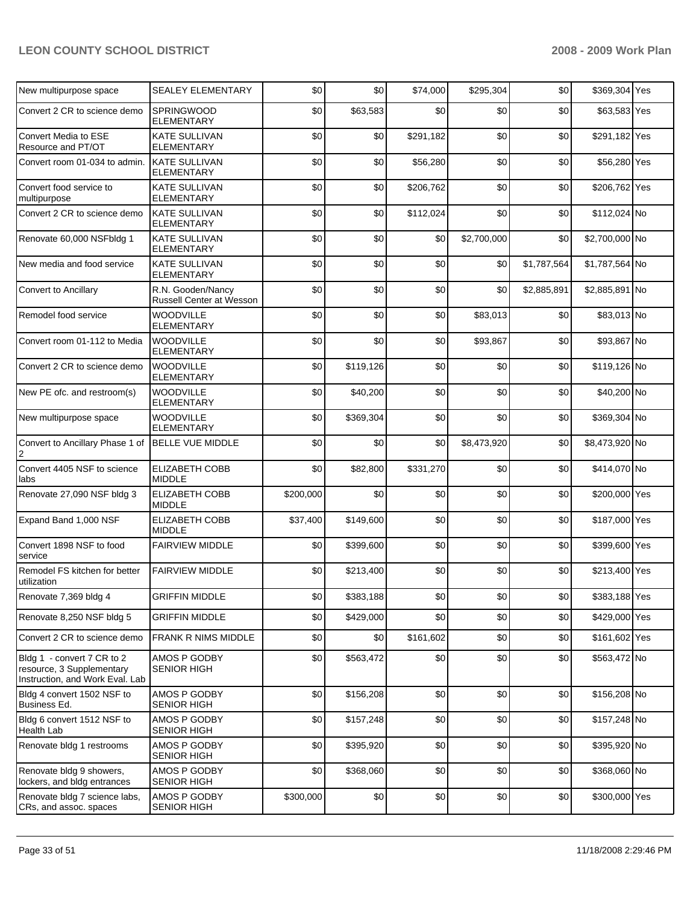| New multipurpose space | SEALEY ELEMENTARY | $0 | $0 | $74,000 | $295,304 | $0 | $369,304 | Yes |
|---|---|---|---|---|---|---|---|---|
| Convert 2 CR to science demo | SPRINGWOOD ELEMENTARY | $0 | $63,583 | $0 | $0 | $0 | $63,583 | Yes |
| Convert Media to ESE Resource and PT/OT | KATE SULLIVAN ELEMENTARY | $0 | $0 | $291,182 | $0 | $0 | $291,182 | Yes |
| Convert room 01-034 to admin. | KATE SULLIVAN ELEMENTARY | $0 | $0 | $56,280 | $0 | $0 | $56,280 | Yes |
| Convert food service to multipurpose | KATE SULLIVAN ELEMENTARY | $0 | $0 | $206,762 | $0 | $0 | $206,762 | Yes |
| Convert 2 CR to science demo | KATE SULLIVAN ELEMENTARY | $0 | $0 | $112,024 | $0 | $0 | $112,024 | No |
| Renovate 60,000 NSFbldg 1 | KATE SULLIVAN ELEMENTARY | $0 | $0 | $0 | $2,700,000 | $0 | $2,700,000 | No |
| New media and food service | KATE SULLIVAN ELEMENTARY | $0 | $0 | $0 | $0 | $1,787,564 | $1,787,564 | No |
| Convert to Ancillary | R.N. Gooden/Nancy Russell Center at Wesson | $0 | $0 | $0 | $0 | $2,885,891 | $2,885,891 | No |
| Remodel food service | WOODVILLE ELEMENTARY | $0 | $0 | $0 | $83,013 | $0 | $83,013 | No |
| Convert room 01-112 to Media | WOODVILLE ELEMENTARY | $0 | $0 | $0 | $93,867 | $0 | $93,867 | No |
| Convert 2 CR to science demo | WOODVILLE ELEMENTARY | $0 | $119,126 | $0 | $0 | $0 | $119,126 | No |
| New PE ofc. and restroom(s) | WOODVILLE ELEMENTARY | $0 | $40,200 | $0 | $0 | $0 | $40,200 | No |
| New multipurpose space | WOODVILLE ELEMENTARY | $0 | $369,304 | $0 | $0 | $0 | $369,304 | No |
| Convert to Ancillary Phase 1 of 2 | BELLE VUE MIDDLE | $0 | $0 | $0 | $8,473,920 | $0 | $8,473,920 | No |
| Convert 4405 NSF to science labs | ELIZABETH COBB MIDDLE | $0 | $82,800 | $331,270 | $0 | $0 | $414,070 | No |
| Renovate 27,090 NSF bldg 3 | ELIZABETH COBB MIDDLE | $200,000 | $0 | $0 | $0 | $0 | $200,000 | Yes |
| Expand Band 1,000 NSF | ELIZABETH COBB MIDDLE | $37,400 | $149,600 | $0 | $0 | $0 | $187,000 | Yes |
| Convert 1898 NSF to food service | FAIRVIEW MIDDLE | $0 | $399,600 | $0 | $0 | $0 | $399,600 | Yes |
| Remodel FS kitchen for better utilization | FAIRVIEW MIDDLE | $0 | $213,400 | $0 | $0 | $0 | $213,400 | Yes |
| Renovate 7,369 bldg 4 | GRIFFIN MIDDLE | $0 | $383,188 | $0 | $0 | $0 | $383,188 | Yes |
| Renovate 8,250 NSF bldg 5 | GRIFFIN MIDDLE | $0 | $429,000 | $0 | $0 | $0 | $429,000 | Yes |
| Convert 2 CR to science demo | FRANK R NIMS MIDDLE | $0 | $0 | $161,602 | $0 | $0 | $161,602 | Yes |
| Bldg 1 - convert 7 CR to 2 resource, 3 Supplementary Instruction, and Work Eval. Lab | AMOS P GODBY SENIOR HIGH | $0 | $563,472 | $0 | $0 | $0 | $563,472 | No |
| Bldg 4 convert 1502 NSF to Business Ed. | AMOS P GODBY SENIOR HIGH | $0 | $156,208 | $0 | $0 | $0 | $156,208 | No |
| Bldg 6 convert 1512 NSF to Health Lab | AMOS P GODBY SENIOR HIGH | $0 | $157,248 | $0 | $0 | $0 | $157,248 | No |
| Renovate bldg 1 restrooms | AMOS P GODBY SENIOR HIGH | $0 | $395,920 | $0 | $0 | $0 | $395,920 | No |
| Renovate bldg 9 showers, lockers, and bldg entrances | AMOS P GODBY SENIOR HIGH | $0 | $368,060 | $0 | $0 | $0 | $368,060 | No |
| Renovate bldg 7 science labs, CRs, and assoc. spaces | AMOS P GODBY SENIOR HIGH | $300,000 | $0 | $0 | $0 | $0 | $300,000 | Yes |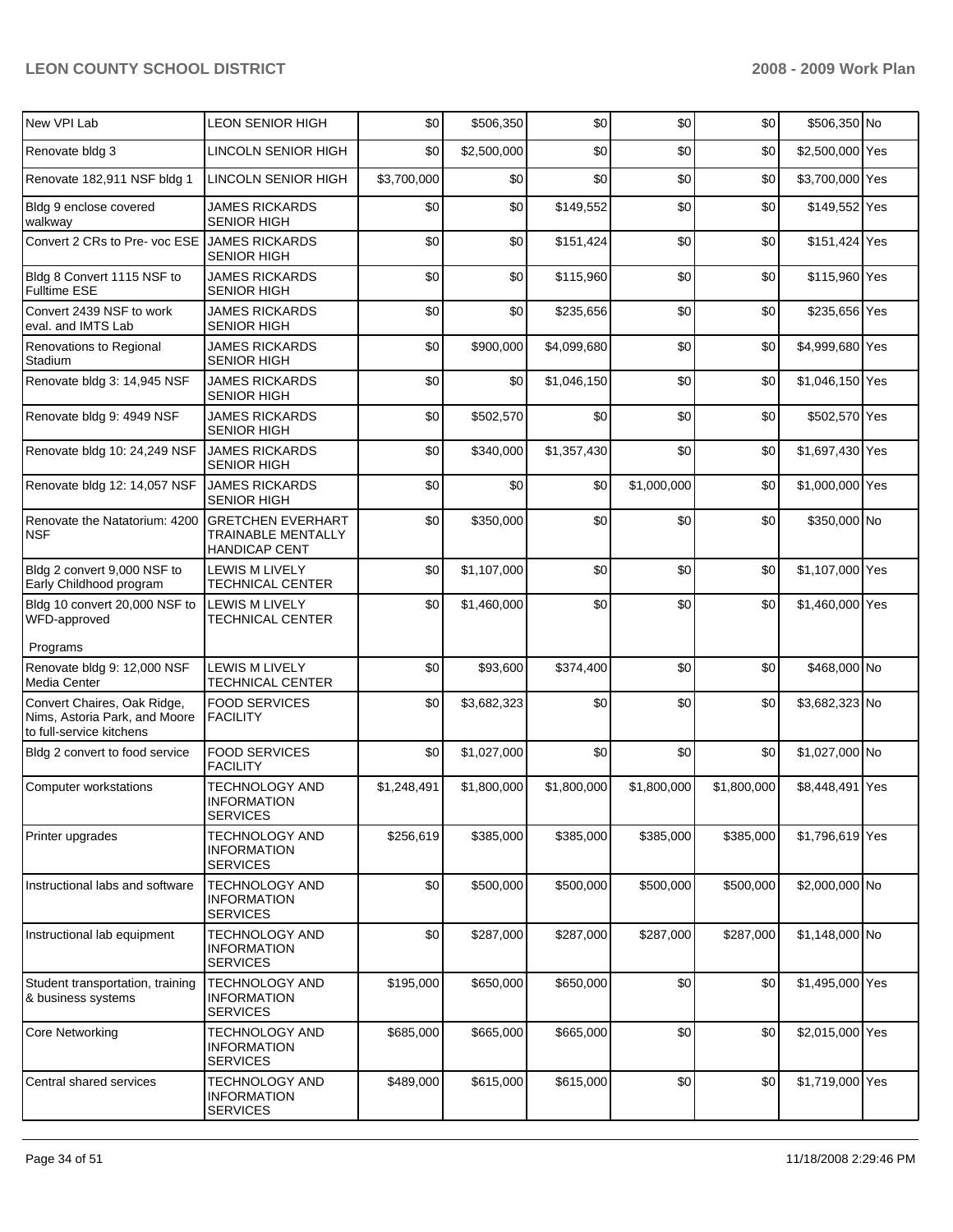| New VPI Lab | LEON SENIOR HIGH | $0 | $506,350 | $0 | $0 | $0 | $506,350 | No |
|---|---|---|---|---|---|---|---|---|
| Renovate bldg 3 | LINCOLN SENIOR HIGH | $0 | $2,500,000 | $0 | $0 | $0 | $2,500,000 | Yes |
| Renovate 182,911 NSF bldg 1 | LINCOLN SENIOR HIGH | $3,700,000 | $0 | $0 | $0 | $0 | $3,700,000 | Yes |
| Bldg 9 enclose covered walkway | JAMES RICKARDS SENIOR HIGH | $0 | $0 | $149,552 | $0 | $0 | $149,552 | Yes |
| Convert 2 CRs to Pre- voc ESE | JAMES RICKARDS SENIOR HIGH | $0 | $0 | $151,424 | $0 | $0 | $151,424 | Yes |
| Bldg 8 Convert 1115 NSF to Fulltime ESE | JAMES RICKARDS SENIOR HIGH | $0 | $0 | $115,960 | $0 | $0 | $115,960 | Yes |
| Convert 2439 NSF to work eval. and IMTS Lab | JAMES RICKARDS SENIOR HIGH | $0 | $0 | $235,656 | $0 | $0 | $235,656 | Yes |
| Renovations to Regional Stadium | JAMES RICKARDS SENIOR HIGH | $0 | $900,000 | $4,099,680 | $0 | $0 | $4,999,680 | Yes |
| Renovate bldg 3: 14,945 NSF | JAMES RICKARDS SENIOR HIGH | $0 | $0 | $1,046,150 | $0 | $0 | $1,046,150 | Yes |
| Renovate bldg 9: 4949 NSF | JAMES RICKARDS SENIOR HIGH | $0 | $502,570 | $0 | $0 | $0 | $502,570 | Yes |
| Renovate bldg 10: 24,249 NSF | JAMES RICKARDS SENIOR HIGH | $0 | $340,000 | $1,357,430 | $0 | $0 | $1,697,430 | Yes |
| Renovate bldg 12: 14,057 NSF | JAMES RICKARDS SENIOR HIGH | $0 | $0 | $0 | $1,000,000 | $0 | $1,000,000 | Yes |
| Renovate the Natatorium: 4200 NSF | GRETCHEN EVERHART TRAINABLE MENTALLY HANDICAP CENT | $0 | $350,000 | $0 | $0 | $0 | $350,000 | No |
| Bldg 2 convert 9,000 NSF to Early Childhood program | LEWIS M LIVELY TECHNICAL CENTER | $0 | $1,107,000 | $0 | $0 | $0 | $1,107,000 | Yes |
| Bldg 10 convert 20,000 NSF to WFD-approved Programs | LEWIS M LIVELY TECHNICAL CENTER | $0 | $1,460,000 | $0 | $0 | $0 | $1,460,000 | Yes |
| Renovate bldg 9: 12,000 NSF Media Center | LEWIS M LIVELY TECHNICAL CENTER | $0 | $93,600 | $374,400 | $0 | $0 | $468,000 | No |
| Convert Chaires, Oak Ridge, Nims, Astoria Park, and Moore to full-service kitchens | FOOD SERVICES FACILITY | $0 | $3,682,323 | $0 | $0 | $0 | $3,682,323 | No |
| Bldg 2 convert to food service | FOOD SERVICES FACILITY | $0 | $1,027,000 | $0 | $0 | $0 | $1,027,000 | No |
| Computer workstations | TECHNOLOGY AND INFORMATION SERVICES | $1,248,491 | $1,800,000 | $1,800,000 | $1,800,000 | $1,800,000 | $8,448,491 | Yes |
| Printer upgrades | TECHNOLOGY AND INFORMATION SERVICES | $256,619 | $385,000 | $385,000 | $385,000 | $385,000 | $1,796,619 | Yes |
| Instructional labs and software | TECHNOLOGY AND INFORMATION SERVICES | $0 | $500,000 | $500,000 | $500,000 | $500,000 | $2,000,000 | No |
| Instructional lab equipment | TECHNOLOGY AND INFORMATION SERVICES | $0 | $287,000 | $287,000 | $287,000 | $287,000 | $1,148,000 | No |
| Student transportation, training & business systems | TECHNOLOGY AND INFORMATION SERVICES | $195,000 | $650,000 | $650,000 | $0 | $0 | $1,495,000 | Yes |
| Core Networking | TECHNOLOGY AND INFORMATION SERVICES | $685,000 | $665,000 | $665,000 | $0 | $0 | $2,015,000 | Yes |
| Central shared services | TECHNOLOGY AND INFORMATION SERVICES | $489,000 | $615,000 | $615,000 | $0 | $0 | $1,719,000 | Yes |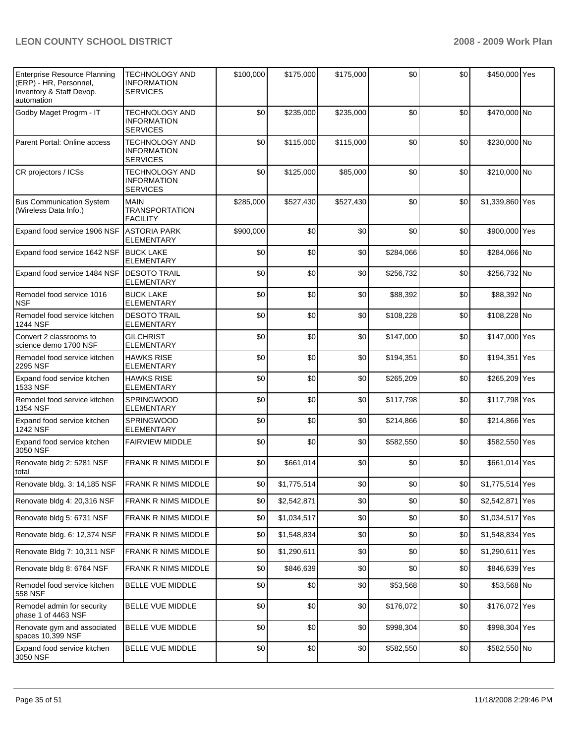| Enterprise Resource Planning (ERP) - HR, Personnel, Inventory & Staff Devop. automation | TECHNOLOGY AND INFORMATION SERVICES | $100,000 | $175,000 | $175,000 | $0 | $0 | $450,000 | Yes |
|---|---|---|---|---|---|---|---|---|
| Godby Maget Progrm - IT | TECHNOLOGY AND INFORMATION SERVICES | $0 | $235,000 | $235,000 | $0 | $0 | $470,000 | No |
| Parent Portal: Online access | TECHNOLOGY AND INFORMATION SERVICES | $0 | $115,000 | $115,000 | $0 | $0 | $230,000 | No |
| CR projectors / ICSs | TECHNOLOGY AND INFORMATION SERVICES | $0 | $125,000 | $85,000 | $0 | $0 | $210,000 | No |
| Bus Communication System (Wireless Data Info.) | MAIN TRANSPORTATION FACILITY | $285,000 | $527,430 | $527,430 | $0 | $0 | $1,339,860 | Yes |
| Expand food service 1906 NSF | ASTORIA PARK ELEMENTARY | $900,000 | $0 | $0 | $0 | $0 | $900,000 | Yes |
| Expand food service 1642 NSF | BUCK LAKE ELEMENTARY | $0 | $0 | $0 | $284,066 | $0 | $284,066 | No |
| Expand food service 1484 NSF | DESOTO TRAIL ELEMENTARY | $0 | $0 | $0 | $256,732 | $0 | $256,732 | No |
| Remodel food service 1016 NSF | BUCK LAKE ELEMENTARY | $0 | $0 | $0 | $88,392 | $0 | $88,392 | No |
| Remodel food service kitchen 1244 NSF | DESOTO TRAIL ELEMENTARY | $0 | $0 | $0 | $108,228 | $0 | $108,228 | No |
| Convert 2 classrooms to science demo 1700 NSF | GILCHRIST ELEMENTARY | $0 | $0 | $0 | $147,000 | $0 | $147,000 | Yes |
| Remodel food service kitchen 2295 NSF | HAWKS RISE ELEMENTARY | $0 | $0 | $0 | $194,351 | $0 | $194,351 | Yes |
| Expand food service kitchen 1533 NSF | HAWKS RISE ELEMENTARY | $0 | $0 | $0 | $265,209 | $0 | $265,209 | Yes |
| Remodel food service kitchen 1354 NSF | SPRINGWOOD ELEMENTARY | $0 | $0 | $0 | $117,798 | $0 | $117,798 | Yes |
| Expand food service kitchen 1242 NSF | SPRINGWOOD ELEMENTARY | $0 | $0 | $0 | $214,866 | $0 | $214,866 | Yes |
| Expand food service kitchen 3050 NSF | FAIRVIEW MIDDLE | $0 | $0 | $0 | $582,550 | $0 | $582,550 | Yes |
| Renovate bldg 2: 5281 NSF total | FRANK R NIMS MIDDLE | $0 | $661,014 | $0 | $0 | $0 | $661,014 | Yes |
| Renovate bldg. 3: 14,185 NSF | FRANK R NIMS MIDDLE | $0 | $1,775,514 | $0 | $0 | $0 | $1,775,514 | Yes |
| Renovate bldg 4: 20,316 NSF | FRANK R NIMS MIDDLE | $0 | $2,542,871 | $0 | $0 | $0 | $2,542,871 | Yes |
| Renovate bldg 5: 6731 NSF | FRANK R NIMS MIDDLE | $0 | $1,034,517 | $0 | $0 | $0 | $1,034,517 | Yes |
| Renovate bldg. 6: 12,374 NSF | FRANK R NIMS MIDDLE | $0 | $1,548,834 | $0 | $0 | $0 | $1,548,834 | Yes |
| Renovate Bldg 7: 10,311 NSF | FRANK R NIMS MIDDLE | $0 | $1,290,611 | $0 | $0 | $0 | $1,290,611 | Yes |
| Renovate bldg 8: 6764 NSF | FRANK R NIMS MIDDLE | $0 | $846,639 | $0 | $0 | $0 | $846,639 | Yes |
| Remodel food service kitchen 558 NSF | BELLE VUE MIDDLE | $0 | $0 | $0 | $53,568 | $0 | $53,568 | No |
| Remodel admin for security phase 1 of 4463 NSF | BELLE VUE MIDDLE | $0 | $0 | $0 | $176,072 | $0 | $176,072 | Yes |
| Renovate gym and associated spaces 10,399 NSF | BELLE VUE MIDDLE | $0 | $0 | $0 | $998,304 | $0 | $998,304 | Yes |
| Expand food service kitchen 3050 NSF | BELLE VUE MIDDLE | $0 | $0 | $0 | $582,550 | $0 | $582,550 | No |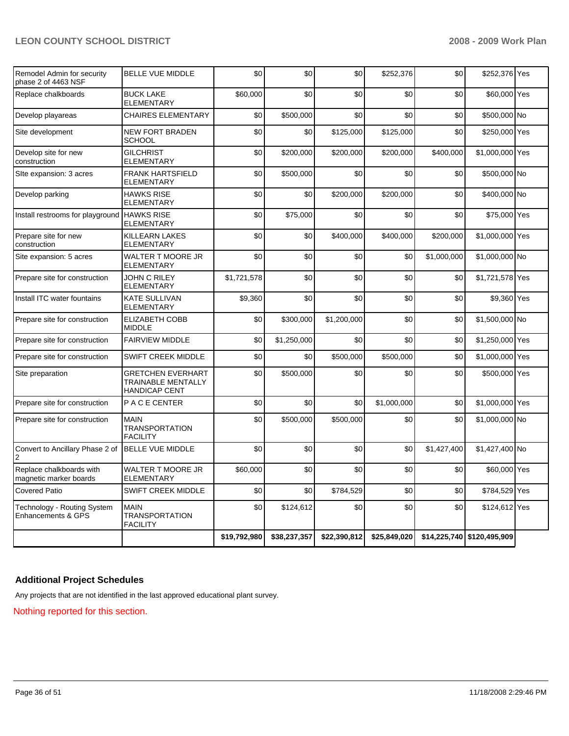| | | | | | | | | |
|---|---|---|---|---|---|---|---|---|
| Remodel Admin for security phase 2 of 4463 NSF | BELLE VUE MIDDLE | $0 | $0 | $0 | $252,376 | $0 | $252,376 | Yes |
| Replace chalkboards | BUCK LAKE ELEMENTARY | $60,000 | $0 | $0 | $0 | $0 | $60,000 | Yes |
| Develop playareas | CHAIRES ELEMENTARY | $0 | $500,000 | $0 | $0 | $0 | $500,000 | No |
| Site development | NEW FORT BRADEN SCHOOL | $0 | $0 | $125,000 | $125,000 | $0 | $250,000 | Yes |
| Develop site for new construction | GILCHRIST ELEMENTARY | $0 | $200,000 | $200,000 | $200,000 | $400,000 | $1,000,000 | Yes |
| SIte expansion: 3 acres | FRANK HARTSFIELD ELEMENTARY | $0 | $500,000 | $0 | $0 | $0 | $500,000 | No |
| Develop parking | HAWKS RISE ELEMENTARY | $0 | $0 | $200,000 | $200,000 | $0 | $400,000 | No |
| Install restrooms for playground | HAWKS RISE ELEMENTARY | $0 | $75,000 | $0 | $0 | $0 | $75,000 | Yes |
| Prepare site for new construction | KILLEARN LAKES ELEMENTARY | $0 | $0 | $400,000 | $400,000 | $200,000 | $1,000,000 | Yes |
| Site expansion: 5 acres | WALTER T MOORE JR ELEMENTARY | $0 | $0 | $0 | $0 | $1,000,000 | $1,000,000 | No |
| Prepare site for construction | JOHN C RILEY ELEMENTARY | $1,721,578 | $0 | $0 | $0 | $0 | $1,721,578 | Yes |
| Install ITC water fountains | KATE SULLIVAN ELEMENTARY | $9,360 | $0 | $0 | $0 | $0 | $9,360 | Yes |
| Prepare site for construction | ELIZABETH COBB MIDDLE | $0 | $300,000 | $1,200,000 | $0 | $0 | $1,500,000 | No |
| Prepare site for construction | FAIRVIEW MIDDLE | $0 | $1,250,000 | $0 | $0 | $0 | $1,250,000 | Yes |
| Prepare site for construction | SWIFT CREEK MIDDLE | $0 | $0 | $500,000 | $500,000 | $0 | $1,000,000 | Yes |
| Site preparation | GRETCHEN EVERHART TRAINABLE MENTALLY HANDICAP CENT | $0 | $500,000 | $0 | $0 | $0 | $500,000 | Yes |
| Prepare site for construction | P A C E CENTER | $0 | $0 | $0 | $1,000,000 | $0 | $1,000,000 | Yes |
| Prepare site for construction | MAIN TRANSPORTATION FACILITY | $0 | $500,000 | $500,000 | $0 | $0 | $1,000,000 | No |
| Convert to Ancillary Phase 2 of 2 | BELLE VUE MIDDLE | $0 | $0 | $0 | $0 | $1,427,400 | $1,427,400 | No |
| Replace chalkboards with magnetic marker boards | WALTER T MOORE JR ELEMENTARY | $60,000 | $0 | $0 | $0 | $0 | $60,000 | Yes |
| Covered Patio | SWIFT CREEK MIDDLE | $0 | $0 | $784,529 | $0 | $0 | $784,529 | Yes |
| Technology - Routing System Enhancements & GPS | MAIN TRANSPORTATION FACILITY | $0 | $124,612 | $0 | $0 | $0 | $124,612 | Yes |
| | | $19,792,980 | $38,237,357 | $22,390,812 | $25,849,020 | $14,225,740 | $120,495,909 | |

## Additional Project Schedules

Any projects that are not identified in the last approved educational plant survey.

Nothing reported for this section.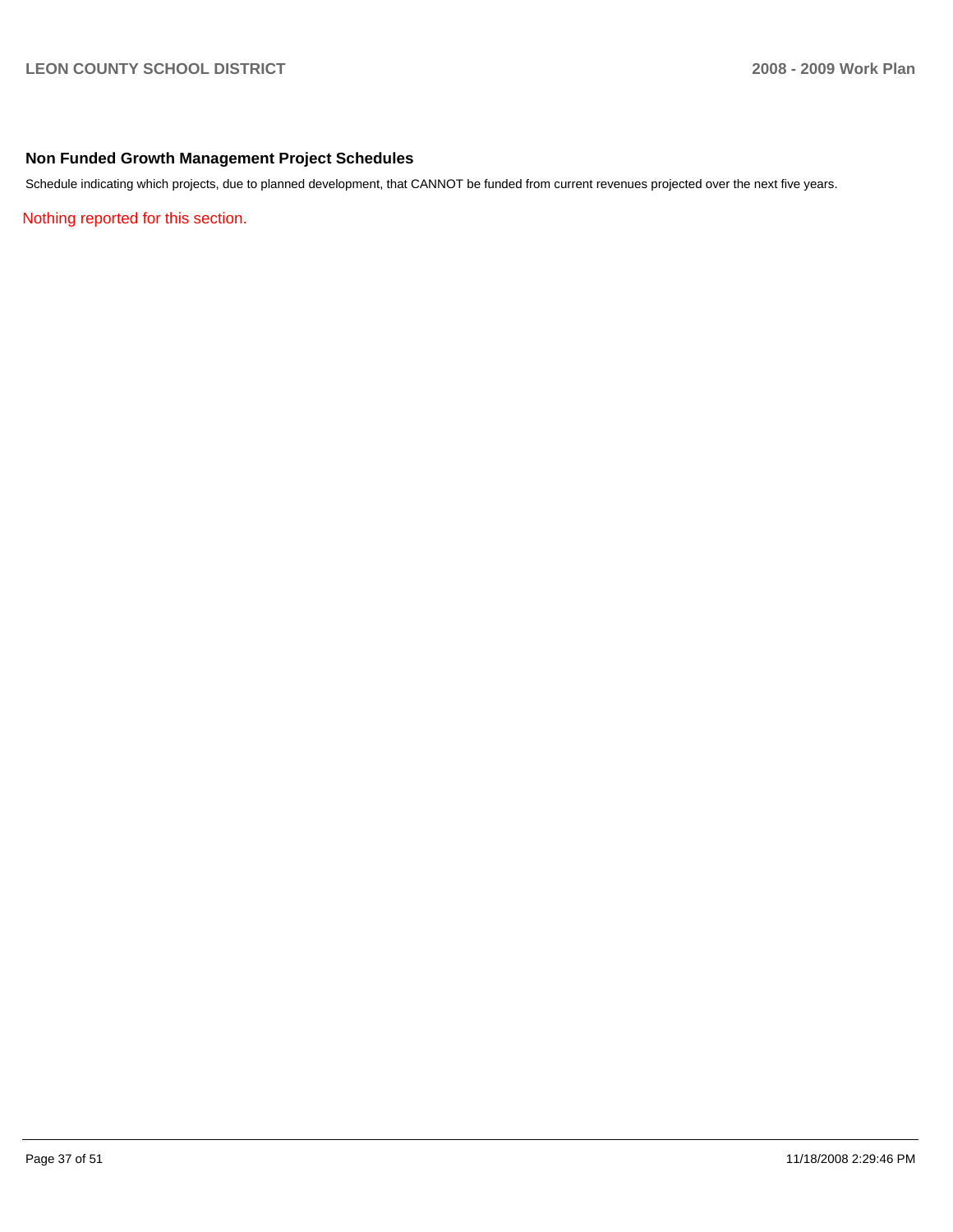## Non Funded Growth Management Project Schedules

Schedule indicating which projects, due to planned development, that CANNOT be funded from current revenues projected over the next five years.

Nothing reported for this section.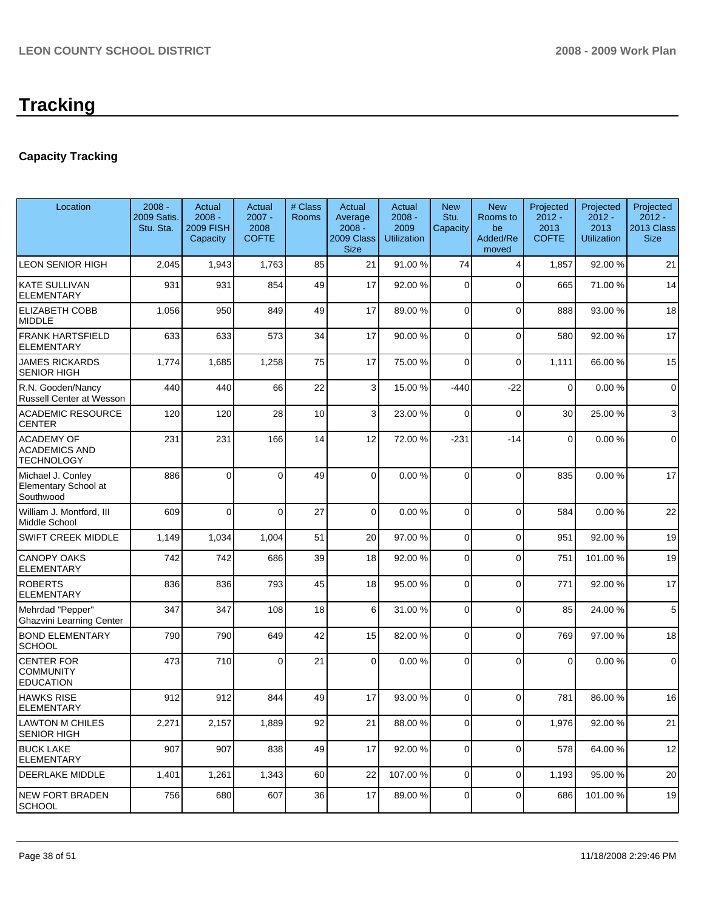# Tracking

## Capacity Tracking

| Location | 2008 - 2009 Satis. Stu. Sta. | Actual 2008 - 2009 FISH Capacity | Actual 2007 - 2008 COFTE | # Class Rooms | Actual Average 2008 - 2009 Class Size | Actual 2008 - 2009 Utilization | New Stu. Capacity | New Rooms to be Added/Re moved | Projected 2012 - 2013 COFTE | Projected 2012 - 2013 Utilization | Projected 2012 - 2013 Class Size |
|---|---|---|---|---|---|---|---|---|---|---|---|
| LEON SENIOR HIGH | 2,045 | 1,943 | 1,763 | 85 | 21 | 91.00 % | 74 | 4 | 1,857 | 92.00 % | 21 |
| KATE SULLIVAN ELEMENTARY | 931 | 931 | 854 | 49 | 17 | 92.00 % | 0 | 0 | 665 | 71.00 % | 14 |
| ELIZABETH COBB MIDDLE | 1,056 | 950 | 849 | 49 | 17 | 89.00 % | 0 | 0 | 888 | 93.00 % | 18 |
| FRANK HARTSFIELD ELEMENTARY | 633 | 633 | 573 | 34 | 17 | 90.00 % | 0 | 0 | 580 | 92.00 % | 17 |
| JAMES RICKARDS SENIOR HIGH | 1,774 | 1,685 | 1,258 | 75 | 17 | 75.00 % | 0 | 0 | 1,111 | 66.00 % | 15 |
| R.N. Gooden/Nancy Russell Center at Wesson | 440 | 440 | 66 | 22 | 3 | 15.00 % | -440 | -22 | 0 | 0.00 % | 0 |
| ACADEMIC RESOURCE CENTER | 120 | 120 | 28 | 10 | 3 | 23.00 % | 0 | 0 | 30 | 25.00 % | 3 |
| ACADEMY OF ACADEMICS AND TECHNOLOGY | 231 | 231 | 166 | 14 | 12 | 72.00 % | -231 | -14 | 0 | 0.00 % | 0 |
| Michael J. Conley Elementary School at Southwood | 886 | 0 | 0 | 49 | 0 | 0.00 % | 0 | 0 | 835 | 0.00 % | 17 |
| William J. Montford, III Middle School | 609 | 0 | 0 | 27 | 0 | 0.00 % | 0 | 0 | 584 | 0.00 % | 22 |
| SWIFT CREEK MIDDLE | 1,149 | 1,034 | 1,004 | 51 | 20 | 97.00 % | 0 | 0 | 951 | 92.00 % | 19 |
| CANOPY OAKS ELEMENTARY | 742 | 742 | 686 | 39 | 18 | 92.00 % | 0 | 0 | 751 | 101.00 % | 19 |
| ROBERTS ELEMENTARY | 836 | 836 | 793 | 45 | 18 | 95.00 % | 0 | 0 | 771 | 92.00 % | 17 |
| Mehrdad "Pepper" Ghazvini Learning Center | 347 | 347 | 108 | 18 | 6 | 31.00 % | 0 | 0 | 85 | 24.00 % | 5 |
| BOND ELEMENTARY SCHOOL | 790 | 790 | 649 | 42 | 15 | 82.00 % | 0 | 0 | 769 | 97.00 % | 18 |
| CENTER FOR COMMUNITY EDUCATION | 473 | 710 | 0 | 21 | 0 | 0.00 % | 0 | 0 | 0 | 0.00 % | 0 |
| HAWKS RISE ELEMENTARY | 912 | 912 | 844 | 49 | 17 | 93.00 % | 0 | 0 | 781 | 86.00 % | 16 |
| LAWTON M CHILES SENIOR HIGH | 2,271 | 2,157 | 1,889 | 92 | 21 | 88.00 % | 0 | 0 | 1,976 | 92.00 % | 21 |
| BUCK LAKE ELEMENTARY | 907 | 907 | 838 | 49 | 17 | 92.00 % | 0 | 0 | 578 | 64.00 % | 12 |
| DEERLAKE MIDDLE | 1,401 | 1,261 | 1,343 | 60 | 22 | 107.00 % | 0 | 0 | 1,193 | 95.00 % | 20 |
| NEW FORT BRADEN SCHOOL | 756 | 680 | 607 | 36 | 17 | 89.00 % | 0 | 0 | 686 | 101.00 % | 19 |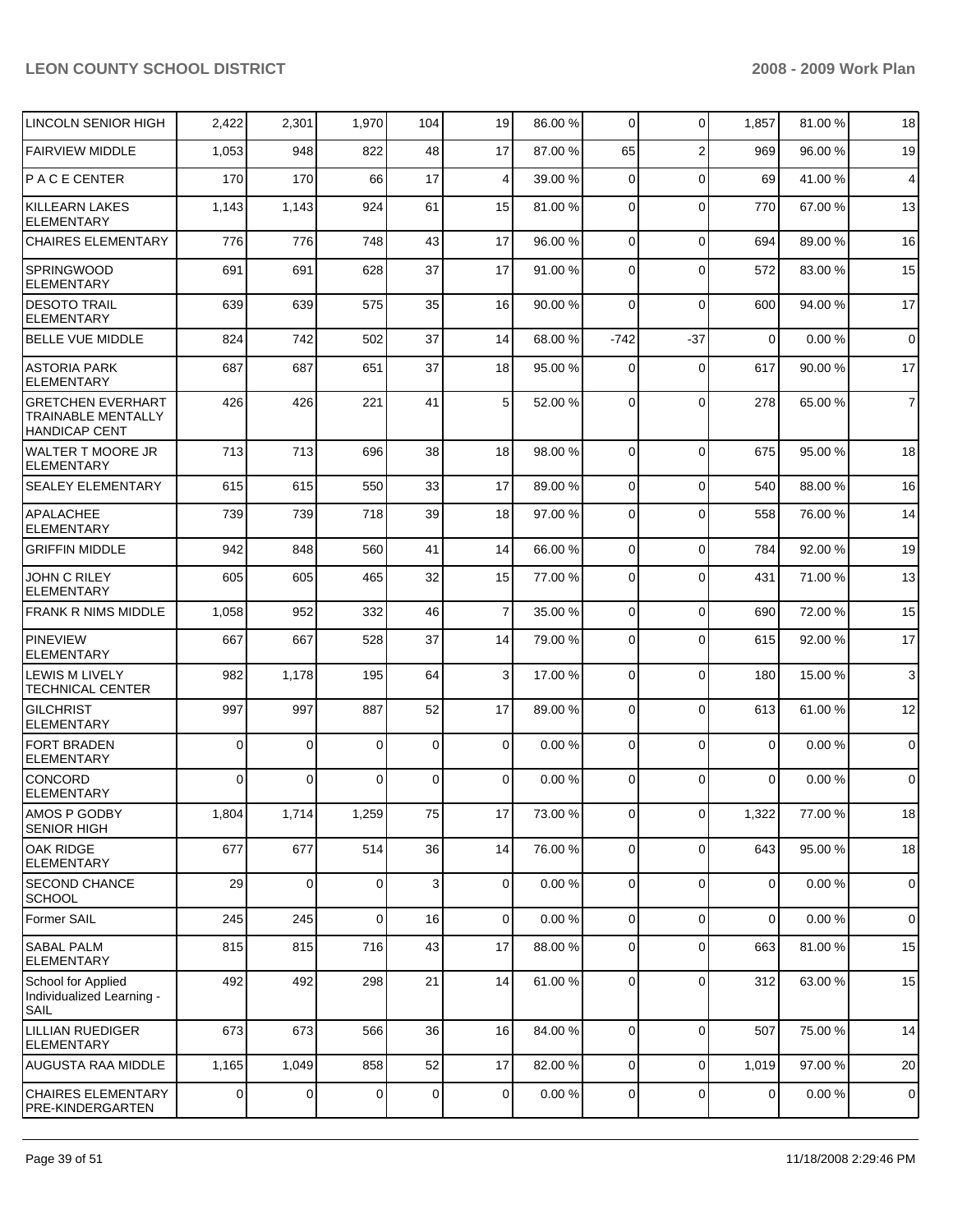| LINCOLN SENIOR HIGH | 2,422 | 2,301 | 1,970 | 104 | 19 | 86.00 % | 0 | 0 | 1,857 | 81.00 % | 18 |
|---|---|---|---|---|---|---|---|---|---|---|---|
| FAIRVIEW MIDDLE | 1,053 | 948 | 822 | 48 | 17 | 87.00 % | 65 | 2 | 969 | 96.00 % | 19 |
| P A C E CENTER | 170 | 170 | 66 | 17 | 4 | 39.00 % | 0 | 0 | 69 | 41.00 % | 4 |
| KILLEARN LAKES ELEMENTARY | 1,143 | 1,143 | 924 | 61 | 15 | 81.00 % | 0 | 0 | 770 | 67.00 % | 13 |
| CHAIRES ELEMENTARY | 776 | 776 | 748 | 43 | 17 | 96.00 % | 0 | 0 | 694 | 89.00 % | 16 |
| SPRINGWOOD ELEMENTARY | 691 | 691 | 628 | 37 | 17 | 91.00 % | 0 | 0 | 572 | 83.00 % | 15 |
| DESOTO TRAIL ELEMENTARY | 639 | 639 | 575 | 35 | 16 | 90.00 % | 0 | 0 | 600 | 94.00 % | 17 |
| BELLE VUE MIDDLE | 824 | 742 | 502 | 37 | 14 | 68.00 % | -742 | -37 | 0 | 0.00 % | 0 |
| ASTORIA PARK ELEMENTARY | 687 | 687 | 651 | 37 | 18 | 95.00 % | 0 | 0 | 617 | 90.00 % | 17 |
| GRETCHEN EVERHART TRAINABLE MENTALLY HANDICAP CENT | 426 | 426 | 221 | 41 | 5 | 52.00 % | 0 | 0 | 278 | 65.00 % | 7 |
| WALTER T MOORE JR ELEMENTARY | 713 | 713 | 696 | 38 | 18 | 98.00 % | 0 | 0 | 675 | 95.00 % | 18 |
| SEALEY ELEMENTARY | 615 | 615 | 550 | 33 | 17 | 89.00 % | 0 | 0 | 540 | 88.00 % | 16 |
| APALACHEE ELEMENTARY | 739 | 739 | 718 | 39 | 18 | 97.00 % | 0 | 0 | 558 | 76.00 % | 14 |
| GRIFFIN MIDDLE | 942 | 848 | 560 | 41 | 14 | 66.00 % | 0 | 0 | 784 | 92.00 % | 19 |
| JOHN C RILEY ELEMENTARY | 605 | 605 | 465 | 32 | 15 | 77.00 % | 0 | 0 | 431 | 71.00 % | 13 |
| FRANK R NIMS MIDDLE | 1,058 | 952 | 332 | 46 | 7 | 35.00 % | 0 | 0 | 690 | 72.00 % | 15 |
| PINEVIEW ELEMENTARY | 667 | 667 | 528 | 37 | 14 | 79.00 % | 0 | 0 | 615 | 92.00 % | 17 |
| LEWIS M LIVELY TECHNICAL CENTER | 982 | 1,178 | 195 | 64 | 3 | 17.00 % | 0 | 0 | 180 | 15.00 % | 3 |
| GILCHRIST ELEMENTARY | 997 | 997 | 887 | 52 | 17 | 89.00 % | 0 | 0 | 613 | 61.00 % | 12 |
| FORT BRADEN ELEMENTARY | 0 | 0 | 0 | 0 | 0 | 0.00 % | 0 | 0 | 0 | 0.00 % | 0 |
| CONCORD ELEMENTARY | 0 | 0 | 0 | 0 | 0 | 0.00 % | 0 | 0 | 0 | 0.00 % | 0 |
| AMOS P GODBY SENIOR HIGH | 1,804 | 1,714 | 1,259 | 75 | 17 | 73.00 % | 0 | 0 | 1,322 | 77.00 % | 18 |
| OAK RIDGE ELEMENTARY | 677 | 677 | 514 | 36 | 14 | 76.00 % | 0 | 0 | 643 | 95.00 % | 18 |
| SECOND CHANCE SCHOOL | 29 | 0 | 0 | 3 | 0 | 0.00 % | 0 | 0 | 0 | 0.00 % | 0 |
| Former SAIL | 245 | 245 | 0 | 16 | 0 | 0.00 % | 0 | 0 | 0 | 0.00 % | 0 |
| SABAL PALM ELEMENTARY | 815 | 815 | 716 | 43 | 17 | 88.00 % | 0 | 0 | 663 | 81.00 % | 15 |
| School for Applied Individualized Learning - SAIL | 492 | 492 | 298 | 21 | 14 | 61.00 % | 0 | 0 | 312 | 63.00 % | 15 |
| LILLIAN RUEDIGER ELEMENTARY | 673 | 673 | 566 | 36 | 16 | 84.00 % | 0 | 0 | 507 | 75.00 % | 14 |
| AUGUSTA RAA MIDDLE | 1,165 | 1,049 | 858 | 52 | 17 | 82.00 % | 0 | 0 | 1,019 | 97.00 % | 20 |
| CHAIRES ELEMENTARY PRE-KINDERGARTEN | 0 | 0 | 0 | 0 | 0 | 0.00 % | 0 | 0 | 0 | 0.00 % | 0 |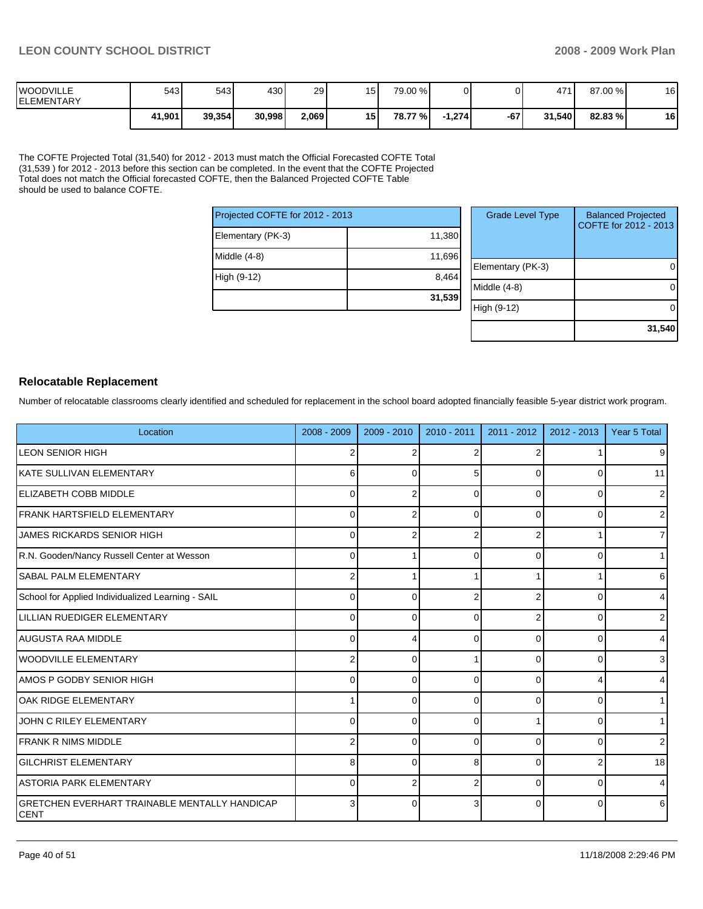| WOODVILLE ELEMENTARY | 543 | 543 | 430 | 29 | 15 | 79.00 % | 0 | 0 | 471 | 87.00 % | 16 |
|---|---|---|---|---|---|---|---|---|---|---|---|
| | **41,901** | **39,354** | **30,998** | **2,069** | **15** | **78.77 %** | **-1,274** | **-67** | **31,540** | **82.83 %** | **16** |

The COFTE Projected Total (31,540) for 2012 - 2013 must match the Official Forecasted COFTE Total (31,539 ) for 2012 - 2013 before this section can be completed. In the event that the COFTE Projected Total does not match the Official forecasted COFTE, then the Balanced Projected COFTE Table should be used to balance COFTE.

| Projected COFTE for 2012 - 2013 | |
|---|---|
| Elementary (PK-3) | 11,380 |
| Middle (4-8) | 11,696 |
| High (9-12) | 8,464 |
| | **31,539** |

| Grade Level Type | Balanced Projected COFTE for 2012 - 2013 |
|---|---|
| Elementary (PK-3) | 0 |
| Middle (4-8) | 0 |
| High (9-12) | 0 |
| | **31,540** |

## Relocatable Replacement

Number of relocatable classrooms clearly identified and scheduled for replacement in the school board adopted financially feasible 5-year district work program.

| Location | 2008 - 2009 | 2009 - 2010 | 2010 - 2011 | 2011 - 2012 | 2012 - 2013 | Year 5 Total |
|---|---|---|---|---|---|---|
| LEON SENIOR HIGH | 2 | 2 | 2 | 2 | 1 | 9 |
| KATE SULLIVAN ELEMENTARY | 6 | 0 | 5 | 0 | 0 | 11 |
| ELIZABETH COBB MIDDLE | 0 | 2 | 0 | 0 | 0 | 2 |
| FRANK HARTSFIELD ELEMENTARY | 0 | 2 | 0 | 0 | 0 | 2 |
| JAMES RICKARDS SENIOR HIGH | 0 | 2 | 2 | 2 | 1 | 7 |
| R.N. Gooden/Nancy Russell Center at Wesson | 0 | 1 | 0 | 0 | 0 | 1 |
| SABAL PALM ELEMENTARY | 2 | 1 | 1 | 1 | 1 | 6 |
| School for Applied Individualized Learning - SAIL | 0 | 0 | 2 | 2 | 0 | 4 |
| LILLIAN RUEDIGER ELEMENTARY | 0 | 0 | 0 | 2 | 0 | 2 |
| AUGUSTA RAA MIDDLE | 0 | 4 | 0 | 0 | 0 | 4 |
| WOODVILLE ELEMENTARY | 2 | 0 | 1 | 0 | 0 | 3 |
| AMOS P GODBY SENIOR HIGH | 0 | 0 | 0 | 0 | 4 | 4 |
| OAK RIDGE ELEMENTARY | 1 | 0 | 0 | 0 | 0 | 1 |
| JOHN C RILEY ELEMENTARY | 0 | 0 | 0 | 1 | 0 | 1 |
| FRANK R NIMS MIDDLE | 2 | 0 | 0 | 0 | 0 | 2 |
| GILCHRIST ELEMENTARY | 8 | 0 | 8 | 0 | 2 | 18 |
| ASTORIA PARK ELEMENTARY | 0 | 2 | 2 | 0 | 0 | 4 |
| GRETCHEN EVERHART TRAINABLE MENTALLY HANDICAP CENT | 3 | 0 | 3 | 0 | 0 | 6 |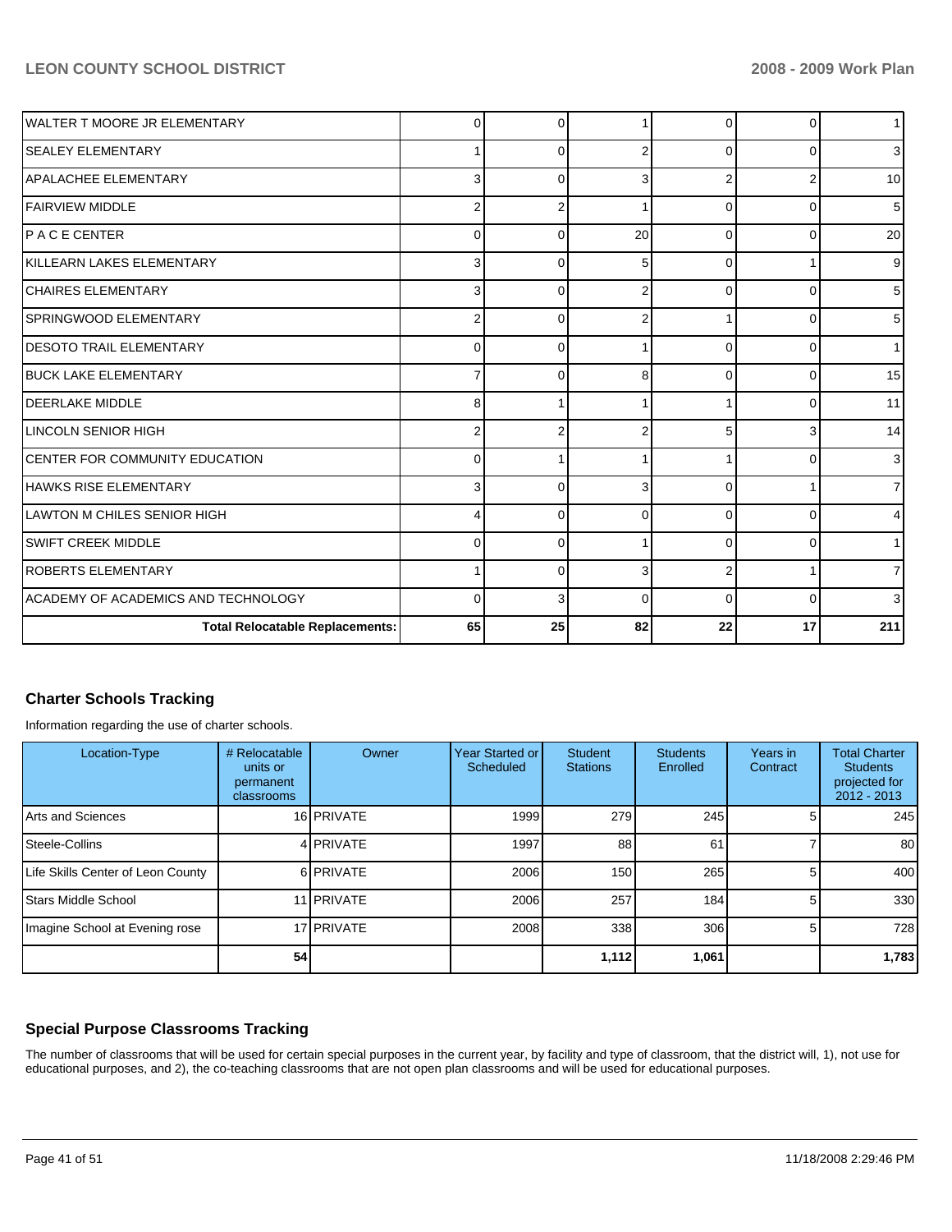| | | | | | | |
|---|---|---|---|---|---|---|
| WALTER T MOORE JR ELEMENTARY | 0 | 0 | 1 | 0 | 0 | 1 |
| SEALEY ELEMENTARY | 1 | 0 | 2 | 0 | 0 | 3 |
| APALACHEE ELEMENTARY | 3 | 0 | 3 | 2 | 2 | 10 |
| FAIRVIEW MIDDLE | 2 | 2 | 1 | 0 | 0 | 5 |
| P A C E CENTER | 0 | 0 | 20 | 0 | 0 | 20 |
| KILLEARN LAKES ELEMENTARY | 3 | 0 | 5 | 0 | 1 | 9 |
| CHAIRES ELEMENTARY | 3 | 0 | 2 | 0 | 0 | 5 |
| SPRINGWOOD ELEMENTARY | 2 | 0 | 2 | 1 | 0 | 5 |
| DESOTO TRAIL ELEMENTARY | 0 | 0 | 1 | 0 | 0 | 1 |
| BUCK LAKE ELEMENTARY | 7 | 0 | 8 | 0 | 0 | 15 |
| DEERLAKE MIDDLE | 8 | 1 | 1 | 1 | 0 | 11 |
| LINCOLN SENIOR HIGH | 2 | 2 | 2 | 5 | 3 | 14 |
| CENTER FOR COMMUNITY EDUCATION | 0 | 1 | 1 | 1 | 0 | 3 |
| HAWKS RISE ELEMENTARY | 3 | 0 | 3 | 0 | 1 | 7 |
| LAWTON M CHILES SENIOR HIGH | 4 | 0 | 0 | 0 | 0 | 4 |
| SWIFT CREEK MIDDLE | 0 | 0 | 1 | 0 | 0 | 1 |
| ROBERTS ELEMENTARY | 1 | 0 | 3 | 2 | 1 | 7 |
| ACADEMY OF ACADEMICS AND TECHNOLOGY | 0 | 3 | 0 | 0 | 0 | 3 |
| **Total Relocatable Replacements:** | **65** | **25** | **82** | **22** | **17** | **211** |

## Charter Schools Tracking

Information regarding the use of charter schools.

| Location-Type | # Relocatable units or permanent classrooms | Owner | Year Started or Scheduled | Student Stations | Students Enrolled | Years in Contract | Total Charter Students projected for 2012 - 2013 |
|---|---|---|---|---|---|---|---|
| Arts and Sciences | 16 | PRIVATE | 1999 | 279 | 245 | 5 | 245 |
| Steele-Collins | 4 | PRIVATE | 1997 | 88 | 61 | 7 | 80 |
| Life Skills Center of Leon County | 6 | PRIVATE | 2006 | 150 | 265 | 5 | 400 |
| Stars Middle School | 11 | PRIVATE | 2006 | 257 | 184 | 5 | 330 |
| Imagine School at Evening rose | 17 | PRIVATE | 2008 | 338 | 306 | 5 | 728 |
| | **54** | | | **1,112** | **1,061** | | **1,783** |

## Special Purpose Classrooms Tracking

The number of classrooms that will be used for certain special purposes in the current year, by facility and type of classroom, that the district will, 1), not use for educational purposes, and 2), the co-teaching classrooms that are not open plan classrooms and will be used for educational purposes.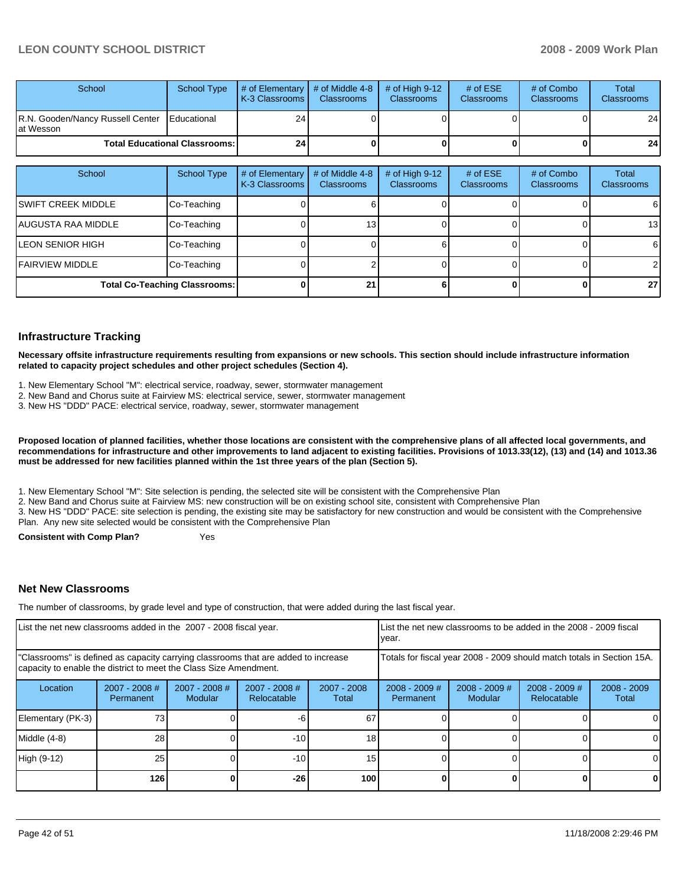| School | School Type | # of Elementary K-3 Classrooms | # of Middle 4-8 Classrooms | # of High 9-12 Classrooms | # of ESE Classrooms | # of Combo Classrooms | Total Classrooms |
|---|---|---|---|---|---|---|---|
| R.N. Gooden/Nancy Russell Center at Wesson | Educational | 24 | 0 | 0 | 0 | 0 | 24 |
| **Total Educational Classrooms:** | | **24** | **0** | **0** | **0** | **0** | **24** |

| School | School Type | # of Elementary K-3 Classrooms | # of Middle 4-8 Classrooms | # of High 9-12 Classrooms | # of ESE Classrooms | # of Combo Classrooms | Total Classrooms |
|---|---|---|---|---|---|---|---|
| SWIFT CREEK MIDDLE | Co-Teaching | 0 | 6 | 0 | 0 | 0 | 6 |
| AUGUSTA RAA MIDDLE | Co-Teaching | 0 | 13 | 0 | 0 | 0 | 13 |
| LEON SENIOR HIGH | Co-Teaching | 0 | 0 | 6 | 0 | 0 | 6 |
| FAIRVIEW MIDDLE | Co-Teaching | 0 | 2 | 0 | 0 | 0 | 2 |
| **Total Co-Teaching Classrooms:** | | **0** | **21** | **6** | **0** | **0** | **27** |

## Infrastructure Tracking

**Necessary offsite infrastructure requirements resulting from expansions or new schools. This section should include infrastructure information related to capacity project schedules and other project schedules (Section 4).**

1. New Elementary School "M": electrical service, roadway, sewer, stormwater management
2. New Band and Chorus suite at Fairview MS: electrical service, sewer, stormwater management
3. New HS "DDD" PACE: electrical service, roadway, sewer, stormwater management

**Proposed location of planned facilities, whether those locations are consistent with the comprehensive plans of all affected local governments, and recommendations for infrastructure and other improvements to land adjacent to existing facilities. Provisions of 1013.33(12), (13) and (14) and 1013.36 must be addressed for new facilities planned within the 1st three years of the plan (Section 5).**

1. New Elementary School "M": Site selection is pending, the selected site will be consistent with the Comprehensive Plan
2. New Band and Chorus suite at Fairview MS: new construction will be on existing school site, consistent with Comprehensive Plan
3. New HS "DDD" PACE: site selection is pending, the existing site may be satisfactory for new construction and would be consistent with the Comprehensive Plan. Any new site selected would be consistent with the Comprehensive Plan

**Consistent with Comp Plan?** Yes

## Net New Classrooms

The number of classrooms, by grade level and type of construction, that were added during the last fiscal year.

| List the net new classrooms added in the 2007 - 2008 fiscal year. "Classrooms" is defined as capacity carrying classrooms that are added to increase capacity to enable the district to meet the Class Size Amendment. | | | | | List the net new classrooms to be added in the 2008 - 2009 fiscal year. Totals for fiscal year 2008 - 2009 should match totals in Section 15A. | | | |
|---|---|---|---|---|---|---|---|---|
| Location | 2007 - 2008 # Permanent | 2007 - 2008 # Modular | 2007 - 2008 # Relocatable | 2007 - 2008 Total | 2008 - 2009 # Permanent | 2008 - 2009 # Modular | 2008 - 2009 # Relocatable | 2008 - 2009 Total |
| Elementary (PK-3) | 73 | 0 | -6 | 67 | 0 | 0 | 0 | 0 |
| Middle (4-8) | 28 | 0 | -10 | 18 | 0 | 0 | 0 | 0 |
| High (9-12) | 25 | 0 | -10 | 15 | 0 | 0 | 0 | 0 |
| | **126** | **0** | **-26** | **100** | **0** | **0** | **0** | **0** |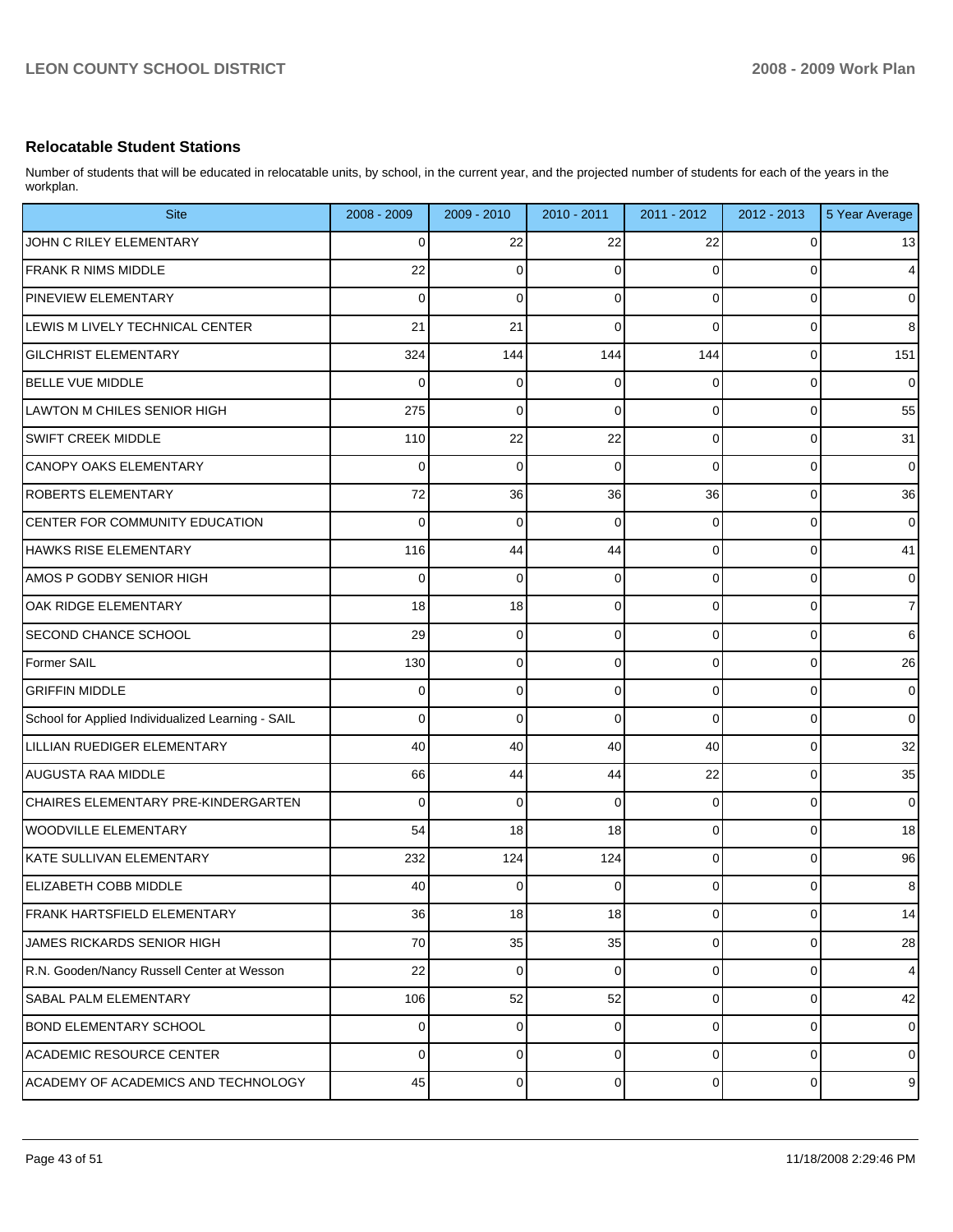## Relocatable Student Stations

Number of students that will be educated in relocatable units, by school, in the current year, and the projected number of students for each of the years in the workplan.

| Site | 2008 - 2009 | 2009 - 2010 | 2010 - 2011 | 2011 - 2012 | 2012 - 2013 | 5 Year Average |
|---|---|---|---|---|---|---|
| JOHN C RILEY ELEMENTARY | 0 | 22 | 22 | 22 | 0 | 13 |
| FRANK R NIMS MIDDLE | 22 | 0 | 0 | 0 | 0 | 4 |
| PINEVIEW ELEMENTARY | 0 | 0 | 0 | 0 | 0 | 0 |
| LEWIS M LIVELY TECHNICAL CENTER | 21 | 21 | 0 | 0 | 0 | 8 |
| GILCHRIST ELEMENTARY | 324 | 144 | 144 | 144 | 0 | 151 |
| BELLE VUE MIDDLE | 0 | 0 | 0 | 0 | 0 | 0 |
| LAWTON M CHILES SENIOR HIGH | 275 | 0 | 0 | 0 | 0 | 55 |
| SWIFT CREEK MIDDLE | 110 | 22 | 22 | 0 | 0 | 31 |
| CANOPY OAKS ELEMENTARY | 0 | 0 | 0 | 0 | 0 | 0 |
| ROBERTS ELEMENTARY | 72 | 36 | 36 | 36 | 0 | 36 |
| CENTER FOR COMMUNITY EDUCATION | 0 | 0 | 0 | 0 | 0 | 0 |
| HAWKS RISE ELEMENTARY | 116 | 44 | 44 | 0 | 0 | 41 |
| AMOS P GODBY SENIOR HIGH | 0 | 0 | 0 | 0 | 0 | 0 |
| OAK RIDGE ELEMENTARY | 18 | 18 | 0 | 0 | 0 | 7 |
| SECOND CHANCE SCHOOL | 29 | 0 | 0 | 0 | 0 | 6 |
| Former SAIL | 130 | 0 | 0 | 0 | 0 | 26 |
| GRIFFIN MIDDLE | 0 | 0 | 0 | 0 | 0 | 0 |
| School for Applied Individualized Learning - SAIL | 0 | 0 | 0 | 0 | 0 | 0 |
| LILLIAN RUEDIGER ELEMENTARY | 40 | 40 | 40 | 40 | 0 | 32 |
| AUGUSTA RAA MIDDLE | 66 | 44 | 44 | 22 | 0 | 35 |
| CHAIRES ELEMENTARY PRE-KINDERGARTEN | 0 | 0 | 0 | 0 | 0 | 0 |
| WOODVILLE ELEMENTARY | 54 | 18 | 18 | 0 | 0 | 18 |
| KATE SULLIVAN ELEMENTARY | 232 | 124 | 124 | 0 | 0 | 96 |
| ELIZABETH COBB MIDDLE | 40 | 0 | 0 | 0 | 0 | 8 |
| FRANK HARTSFIELD ELEMENTARY | 36 | 18 | 18 | 0 | 0 | 14 |
| JAMES RICKARDS SENIOR HIGH | 70 | 35 | 35 | 0 | 0 | 28 |
| R.N. Gooden/Nancy Russell Center at Wesson | 22 | 0 | 0 | 0 | 0 | 4 |
| SABAL PALM ELEMENTARY | 106 | 52 | 52 | 0 | 0 | 42 |
| BOND ELEMENTARY SCHOOL | 0 | 0 | 0 | 0 | 0 | 0 |
| ACADEMIC RESOURCE CENTER | 0 | 0 | 0 | 0 | 0 | 0 |
| ACADEMY OF ACADEMICS AND TECHNOLOGY | 45 | 0 | 0 | 0 | 0 | 9 |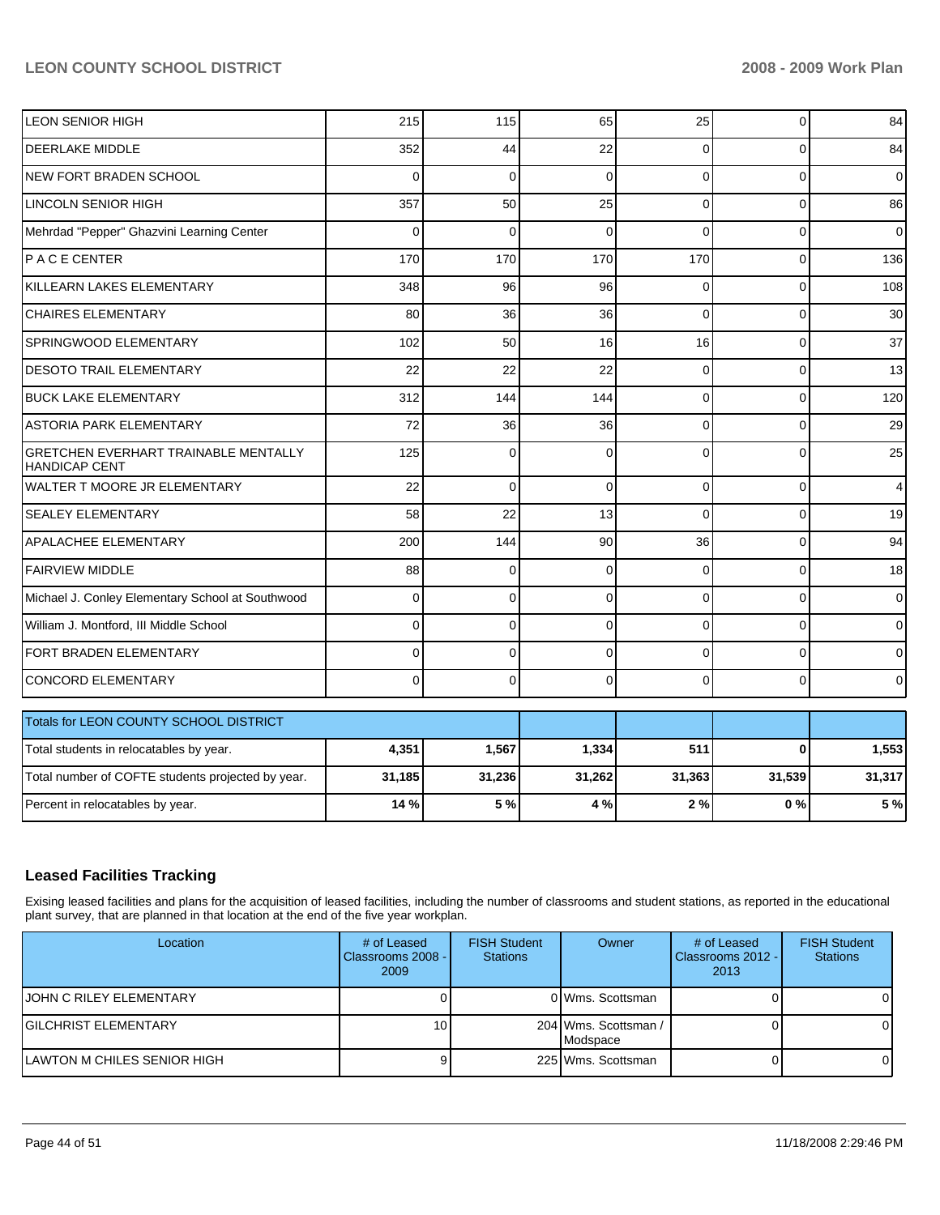| | | | | | | |
|---|---|---|---|---|---|---|
| LEON SENIOR HIGH | 215 | 115 | 65 | 25 | 0 | 84 |
| DEERLAKE MIDDLE | 352 | 44 | 22 | 0 | 0 | 84 |
| NEW FORT BRADEN SCHOOL | 0 | 0 | 0 | 0 | 0 | 0 |
| LINCOLN SENIOR HIGH | 357 | 50 | 25 | 0 | 0 | 86 |
| Mehrdad "Pepper" Ghazvini Learning Center | 0 | 0 | 0 | 0 | 0 | 0 |
| P A C E CENTER | 170 | 170 | 170 | 170 | 0 | 136 |
| KILLEARN LAKES ELEMENTARY | 348 | 96 | 96 | 0 | 0 | 108 |
| CHAIRES ELEMENTARY | 80 | 36 | 36 | 0 | 0 | 30 |
| SPRINGWOOD ELEMENTARY | 102 | 50 | 16 | 16 | 0 | 37 |
| DESOTO TRAIL ELEMENTARY | 22 | 22 | 22 | 0 | 0 | 13 |
| BUCK LAKE ELEMENTARY | 312 | 144 | 144 | 0 | 0 | 120 |
| ASTORIA PARK ELEMENTARY | 72 | 36 | 36 | 0 | 0 | 29 |
| GRETCHEN EVERHART TRAINABLE MENTALLY HANDICAP CENT | 125 | 0 | 0 | 0 | 0 | 25 |
| WALTER T MOORE JR ELEMENTARY | 22 | 0 | 0 | 0 | 0 | 4 |
| SEALEY ELEMENTARY | 58 | 22 | 13 | 0 | 0 | 19 |
| APALACHEE ELEMENTARY | 200 | 144 | 90 | 36 | 0 | 94 |
| FAIRVIEW MIDDLE | 88 | 0 | 0 | 0 | 0 | 18 |
| Michael J. Conley Elementary School at Southwood | 0 | 0 | 0 | 0 | 0 | 0 |
| William J. Montford, III Middle School | 0 | 0 | 0 | 0 | 0 | 0 |
| FORT BRADEN ELEMENTARY | 0 | 0 | 0 | 0 | 0 | 0 |
| CONCORD ELEMENTARY | 0 | 0 | 0 | 0 | 0 | 0 |

| Totals for LEON COUNTY SCHOOL DISTRICT | | | | | | |
|---|---|---|---|---|---|---|
| Total students in relocatables by year. | **4,351** | **1,567** | **1,334** | **511** | **0** | **1,553** |
| Total number of COFTE students projected by year. | **31,185** | **31,236** | **31,262** | **31,363** | **31,539** | **31,317** |
| Percent in relocatables by year. | **14 %** | **5 %** | **4 %** | **2 %** | **0 %** | **5 %** |

## Leased Facilities Tracking

Exising leased facilities and plans for the acquisition of leased facilities, including the number of classrooms and student stations, as reported in the educational plant survey, that are planned in that location at the end of the five year workplan.

| Location | # of Leased Classrooms 2008 - 2009 | FISH Student Stations | Owner | # of Leased Classrooms 2012 - 2013 | FISH Student Stations |
|---|---|---|---|---|---|
| JOHN C RILEY ELEMENTARY | 0 | 0 | Wms. Scottsman | 0 | 0 |
| GILCHRIST ELEMENTARY | 10 | 204 | Wms. Scottsman / Modspace | 0 | 0 |
| LAWTON M CHILES SENIOR HIGH | 9 | 225 | Wms. Scottsman | 0 | 0 |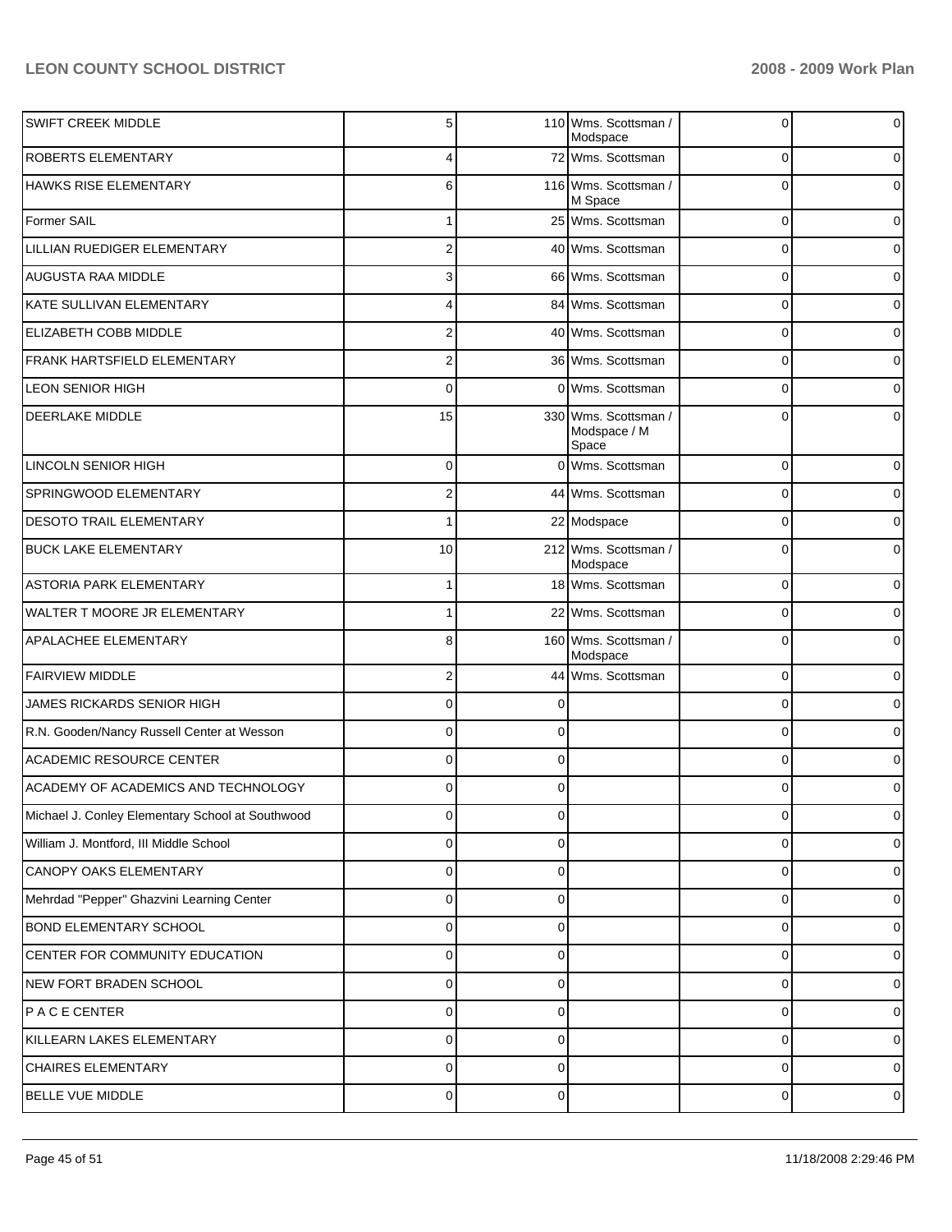| | | | | | |
|---|---|---|---|---|---|
| SWIFT CREEK MIDDLE | 5 | 110 | Wms. Scottsman / Modspace | 0 | 0 |
| ROBERTS ELEMENTARY | 4 | 72 | Wms. Scottsman | 0 | 0 |
| HAWKS RISE ELEMENTARY | 6 | 116 | Wms. Scottsman / M Space | 0 | 0 |
| Former SAIL | 1 | 25 | Wms. Scottsman | 0 | 0 |
| LILLIAN RUEDIGER ELEMENTARY | 2 | 40 | Wms. Scottsman | 0 | 0 |
| AUGUSTA RAA MIDDLE | 3 | 66 | Wms. Scottsman | 0 | 0 |
| KATE SULLIVAN ELEMENTARY | 4 | 84 | Wms. Scottsman | 0 | 0 |
| ELIZABETH COBB MIDDLE | 2 | 40 | Wms. Scottsman | 0 | 0 |
| FRANK HARTSFIELD ELEMENTARY | 2 | 36 | Wms. Scottsman | 0 | 0 |
| LEON SENIOR HIGH | 0 | 0 | Wms. Scottsman | 0 | 0 |
| DEERLAKE MIDDLE | 15 | 330 | Wms. Scottsman / Modspace / M Space | 0 | 0 |
| LINCOLN SENIOR HIGH | 0 | 0 | Wms. Scottsman | 0 | 0 |
| SPRINGWOOD ELEMENTARY | 2 | 44 | Wms. Scottsman | 0 | 0 |
| DESOTO TRAIL ELEMENTARY | 1 | 22 | Modspace | 0 | 0 |
| BUCK LAKE ELEMENTARY | 10 | 212 | Wms. Scottsman / Modspace | 0 | 0 |
| ASTORIA PARK ELEMENTARY | 1 | 18 | Wms. Scottsman | 0 | 0 |
| WALTER T MOORE JR ELEMENTARY | 1 | 22 | Wms. Scottsman | 0 | 0 |
| APALACHEE ELEMENTARY | 8 | 160 | Wms. Scottsman / Modspace | 0 | 0 |
| FAIRVIEW MIDDLE | 2 | 44 | Wms. Scottsman | 0 | 0 |
| JAMES RICKARDS SENIOR HIGH | 0 | 0 | | 0 | 0 |
| R.N. Gooden/Nancy Russell Center at Wesson | 0 | 0 | | 0 | 0 |
| ACADEMIC RESOURCE CENTER | 0 | 0 | | 0 | 0 |
| ACADEMY OF ACADEMICS AND TECHNOLOGY | 0 | 0 | | 0 | 0 |
| Michael J. Conley Elementary School at Southwood | 0 | 0 | | 0 | 0 |
| William J. Montford, III Middle School | 0 | 0 | | 0 | 0 |
| CANOPY OAKS ELEMENTARY | 0 | 0 | | 0 | 0 |
| Mehrdad "Pepper" Ghazvini Learning Center | 0 | 0 | | 0 | 0 |
| BOND ELEMENTARY SCHOOL | 0 | 0 | | 0 | 0 |
| CENTER FOR COMMUNITY EDUCATION | 0 | 0 | | 0 | 0 |
| NEW FORT BRADEN SCHOOL | 0 | 0 | | 0 | 0 |
| P A C E CENTER | 0 | 0 | | 0 | 0 |
| KILLEARN LAKES ELEMENTARY | 0 | 0 | | 0 | 0 |
| CHAIRES ELEMENTARY | 0 | 0 | | 0 | 0 |
| BELLE VUE MIDDLE | 0 | 0 | | 0 | 0 |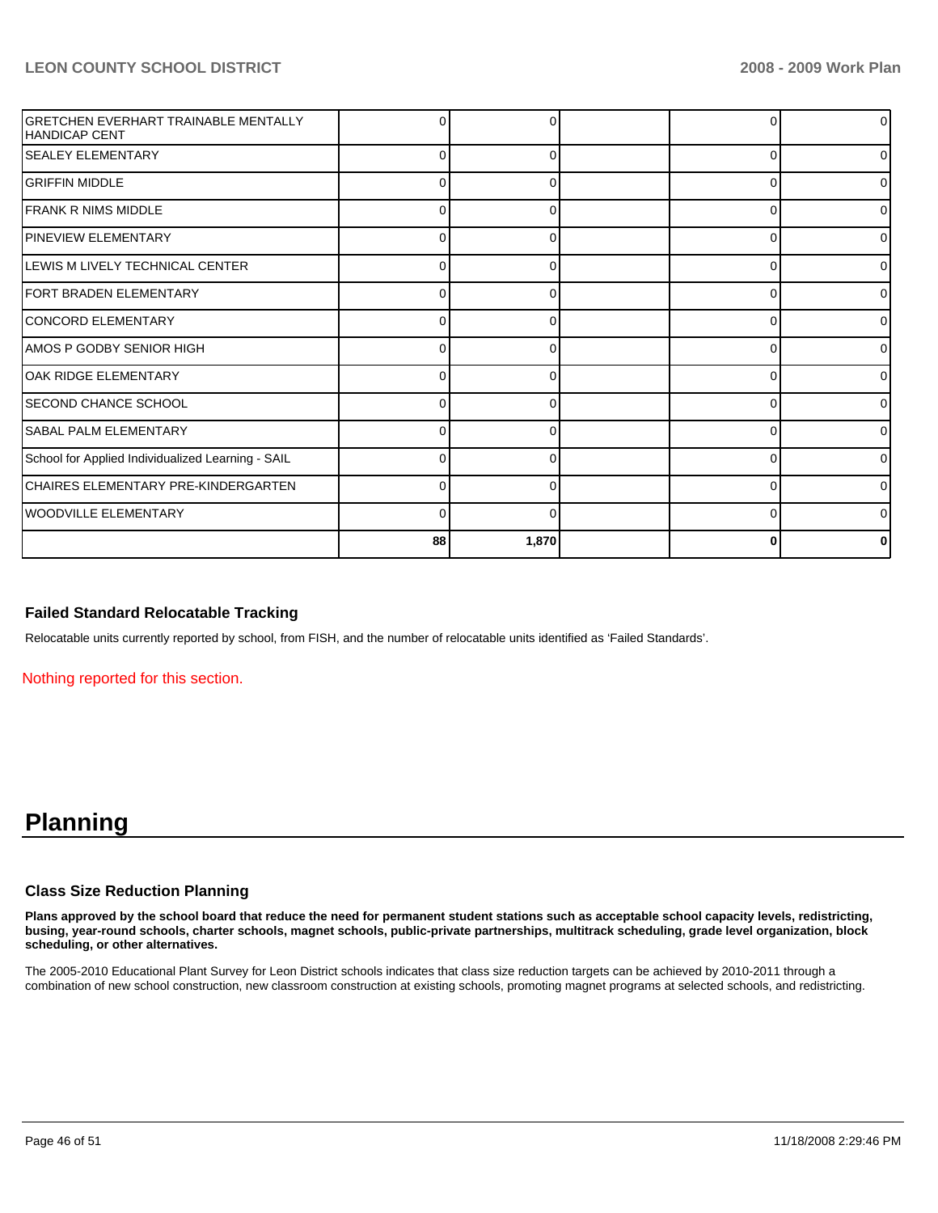| | | | | | |
|---|---|---|---|---|---|
| GRETCHEN EVERHART TRAINABLE MENTALLY HANDICAP CENT | 0 | 0 | | 0 | 0 |
| SEALEY ELEMENTARY | 0 | 0 | | 0 | 0 |
| GRIFFIN MIDDLE | 0 | 0 | | 0 | 0 |
| FRANK R NIMS MIDDLE | 0 | 0 | | 0 | 0 |
| PINEVIEW ELEMENTARY | 0 | 0 | | 0 | 0 |
| LEWIS M LIVELY TECHNICAL CENTER | 0 | 0 | | 0 | 0 |
| FORT BRADEN ELEMENTARY | 0 | 0 | | 0 | 0 |
| CONCORD ELEMENTARY | 0 | 0 | | 0 | 0 |
| AMOS P GODBY SENIOR HIGH | 0 | 0 | | 0 | 0 |
| OAK RIDGE ELEMENTARY | 0 | 0 | | 0 | 0 |
| SECOND CHANCE SCHOOL | 0 | 0 | | 0 | 0 |
| SABAL PALM ELEMENTARY | 0 | 0 | | 0 | 0 |
| School for Applied Individualized Learning - SAIL | 0 | 0 | | 0 | 0 |
| CHAIRES ELEMENTARY PRE-KINDERGARTEN | 0 | 0 | | 0 | 0 |
| WOODVILLE ELEMENTARY | 0 | 0 | | 0 | 0 |
| | **88** | **1,870** | | **0** | **0** |

### Failed Standard Relocatable Tracking

Relocatable units currently reported by school, from FISH, and the number of relocatable units identified as 'Failed Standards'.

Nothing reported for this section.

# Planning

### Class Size Reduction Planning

**Plans approved by the school board that reduce the need for permanent student stations such as acceptable school capacity levels, redistricting, busing, year-round schools, charter schools, magnet schools, public-private partnerships, multitrack scheduling, grade level organization, block scheduling, or other alternatives.**

The 2005-2010 Educational Plant Survey for Leon District schools indicates that class size reduction targets can be achieved by 2010-2011 through a combination of new school construction, new classroom construction at existing schools, promoting magnet programs at selected schools, and redistricting.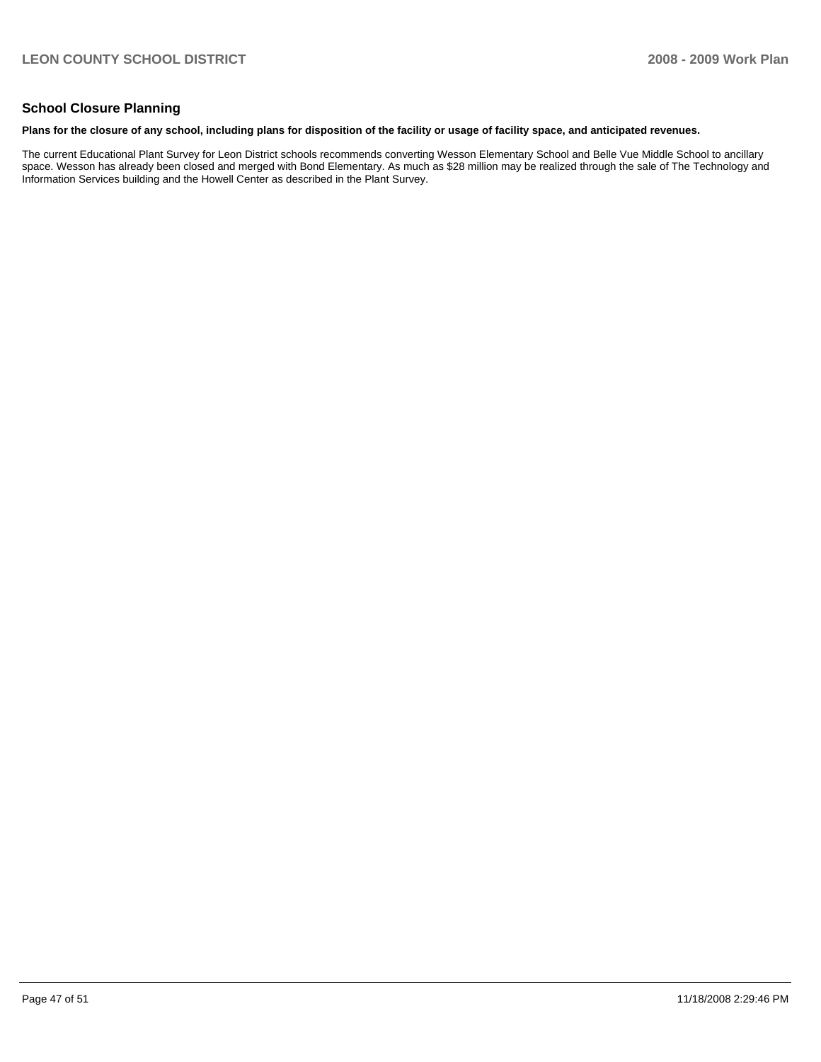## School Closure Planning

**Plans for the closure of any school, including plans for disposition of the facility or usage of facility space, and anticipated revenues.**

The current Educational Plant Survey for Leon District schools recommends converting Wesson Elementary School and Belle Vue Middle School to ancillary space. Wesson has already been closed and merged with Bond Elementary. As much as $28 million may be realized through the sale of The Technology and Information Services building and the Howell Center as described in the Plant Survey.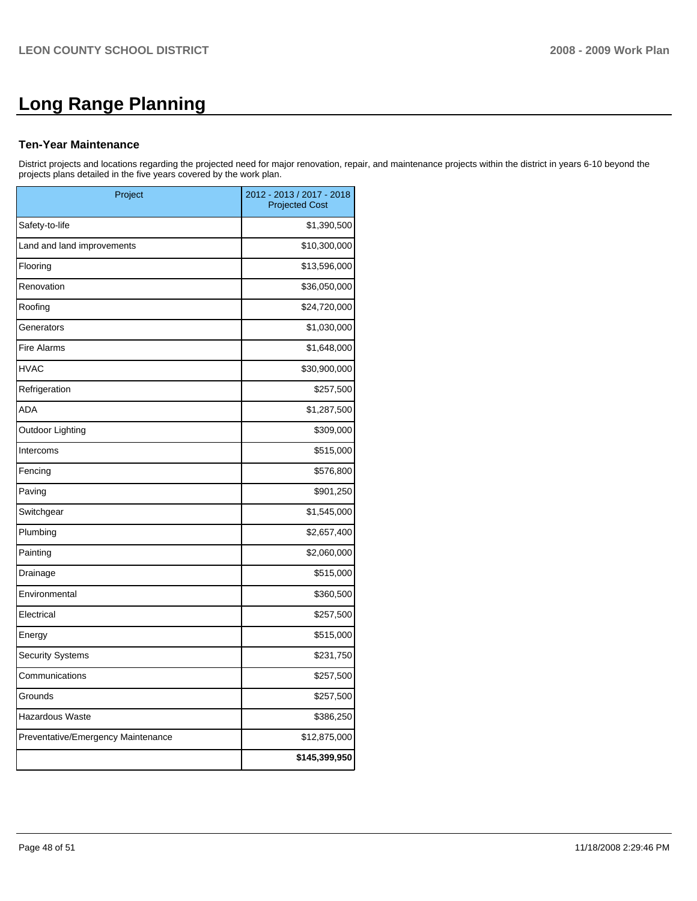# Long Range Planning

### Ten-Year Maintenance

District projects and locations regarding the projected need for major renovation, repair, and maintenance projects within the district in years 6-10 beyond the projects plans detailed in the five years covered by the work plan.

| Project | 2012 - 2013 / 2017 - 2018 Projected Cost |
|---|---|
| Safety-to-life | $1,390,500 |
| Land and land improvements | $10,300,000 |
| Flooring | $13,596,000 |
| Renovation | $36,050,000 |
| Roofing | $24,720,000 |
| Generators | $1,030,000 |
| Fire Alarms | $1,648,000 |
| HVAC | $30,900,000 |
| Refrigeration | $257,500 |
| ADA | $1,287,500 |
| Outdoor Lighting | $309,000 |
| Intercoms | $515,000 |
| Fencing | $576,800 |
| Paving | $901,250 |
| Switchgear | $1,545,000 |
| Plumbing | $2,657,400 |
| Painting | $2,060,000 |
| Drainage | $515,000 |
| Environmental | $360,500 |
| Electrical | $257,500 |
| Energy | $515,000 |
| Security Systems | $231,750 |
| Communications | $257,500 |
| Grounds | $257,500 |
| Hazardous Waste | $386,250 |
| Preventative/Emergency Maintenance | $12,875,000 |
| | **$145,399,950** |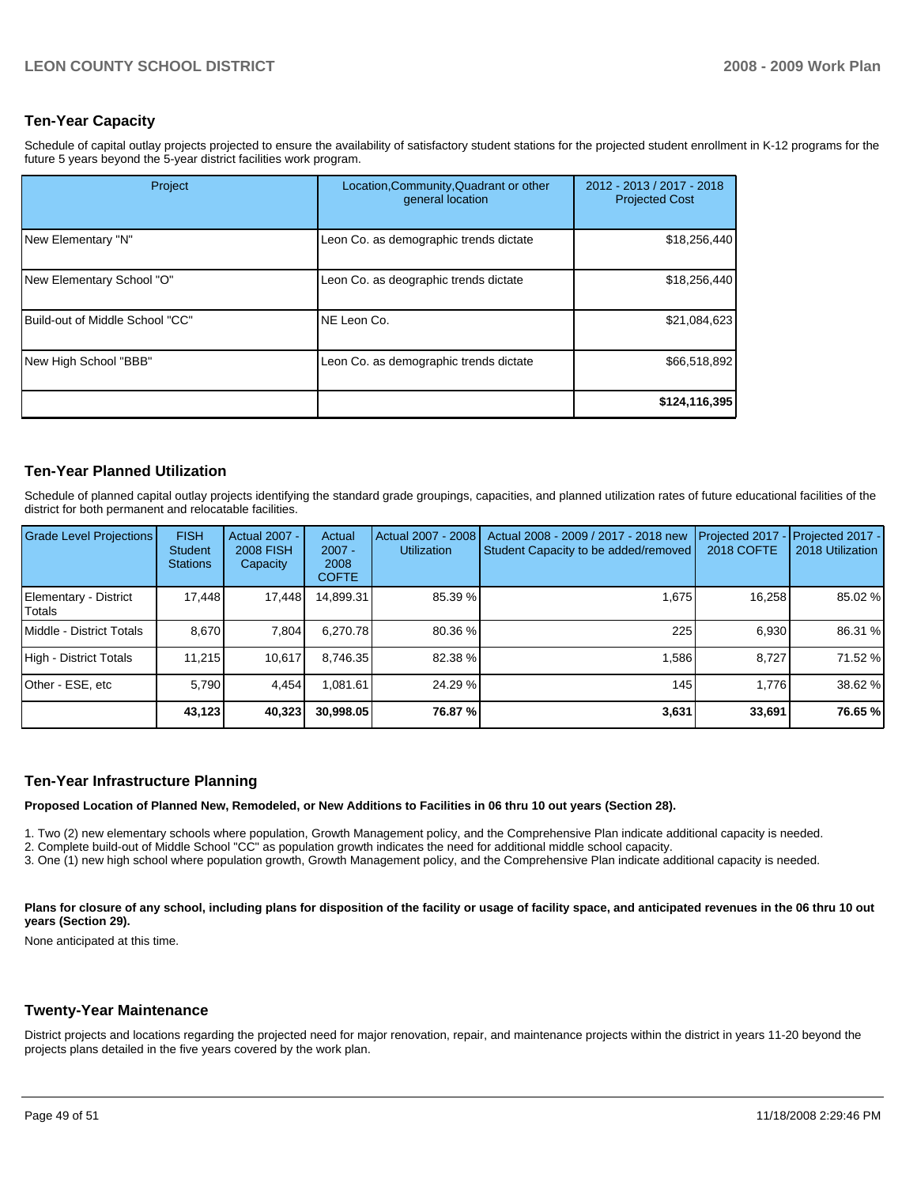## Ten-Year Capacity

Schedule of capital outlay projects projected to ensure the availability of satisfactory student stations for the projected student enrollment in K-12 programs for the future 5 years beyond the 5-year district facilities work program.

| Project | Location,Community,Quadrant or other general location | 2012 - 2013 / 2017 - 2018 Projected Cost |
|---|---|---|
| New Elementary "N" | Leon Co. as demographic trends dictate | $18,256,440 |
| New Elementary School "O" | Leon Co. as deographic trends dictate | $18,256,440 |
| Build-out of Middle School "CC" | NE Leon Co. | $21,084,623 |
| New High School "BBB" | Leon Co. as demographic trends dictate | $66,518,892 |
| | | **$124,116,395** |

## Ten-Year Planned Utilization

Schedule of planned capital outlay projects identifying the standard grade groupings, capacities, and planned utilization rates of future educational facilities of the district for both permanent and relocatable facilities.

| Grade Level Projections | FISH Student Stations | Actual 2007 - 2008 FISH Capacity | Actual 2007 - 2008 COFTE | Actual 2007 - 2008 Utilization | Actual 2008 - 2009 / 2017 - 2018 new Student Capacity to be added/removed | Projected 2017 - 2018 COFTE | Projected 2017 - 2018 Utilization |
|---|---|---|---|---|---|---|---|
| Elementary - District Totals | 17,448 | 17,448 | 14,899.31 | 85.39 % | 1,675 | 16,258 | 85.02 % |
| Middle - District Totals | 8,670 | 7,804 | 6,270.78 | 80.36 % | 225 | 6,930 | 86.31 % |
| High - District Totals | 11,215 | 10,617 | 8,746.35 | 82.38 % | 1,586 | 8,727 | 71.52 % |
| Other - ESE, etc | 5,790 | 4,454 | 1,081.61 | 24.29 % | 145 | 1,776 | 38.62 % |
| | **43,123** | **40,323** | **30,998.05** | **76.87 %** | **3,631** | **33,691** | **76.65 %** |

## Ten-Year Infrastructure Planning

**Proposed Location of Planned New, Remodeled, or New Additions to Facilities in 06 thru 10 out years (Section 28).**

1. Two (2) new elementary schools where population, Growth Management policy, and the Comprehensive Plan indicate additional capacity is needed.
2. Complete build-out of Middle School "CC" as population growth indicates the need for additional middle school capacity.
3. One (1) new high school where population growth, Growth Management policy, and the Comprehensive Plan indicate additional capacity is needed.

**Plans for closure of any school, including plans for disposition of the facility or usage of facility space, and anticipated revenues in the 06 thru 10 out years (Section 29).**

None anticipated at this time.

## Twenty-Year Maintenance

District projects and locations regarding the projected need for major renovation, repair, and maintenance projects within the district in years 11-20 beyond the projects plans detailed in the five years covered by the work plan.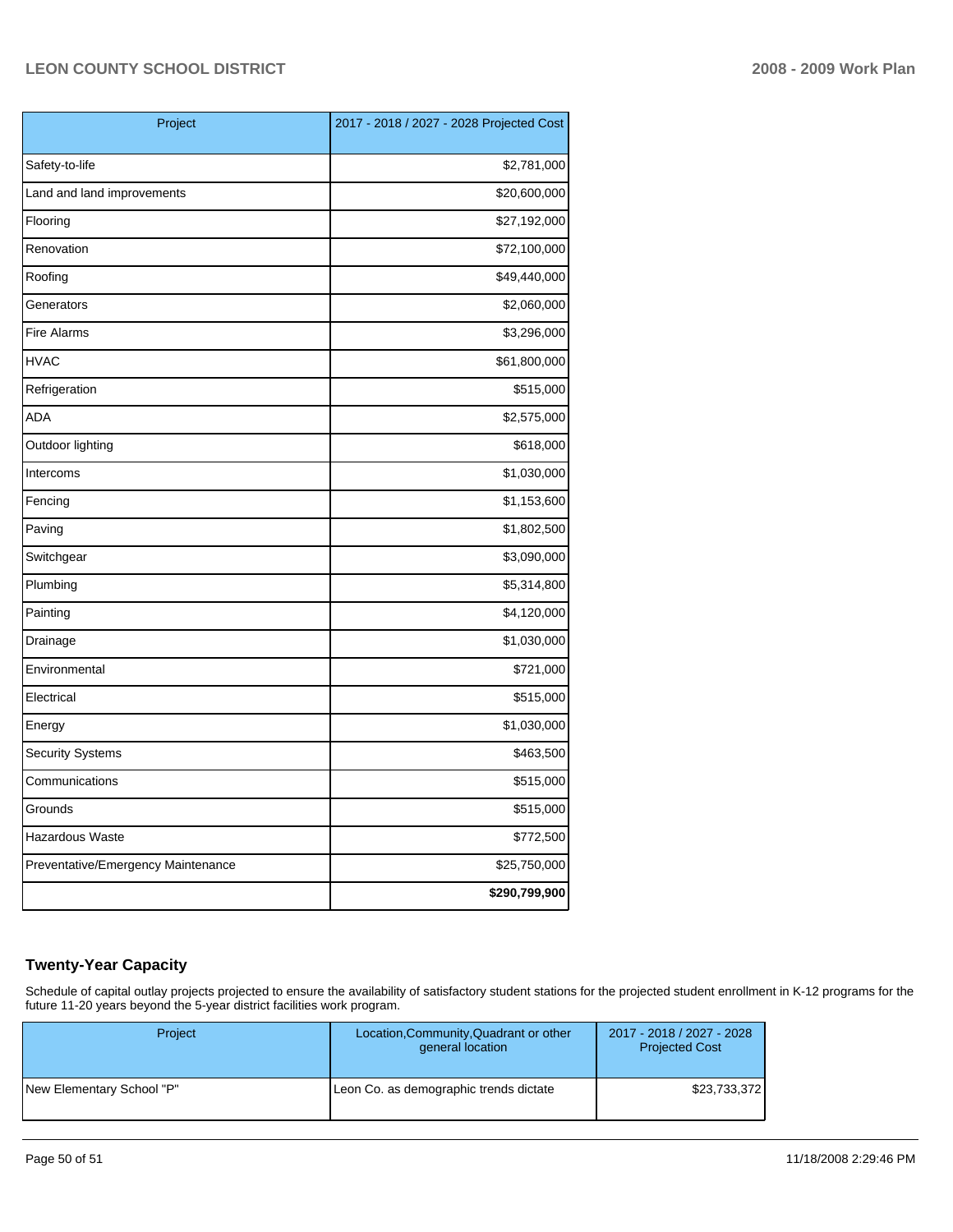| Project | 2017 - 2018 / 2027 - 2028 Projected Cost |
|---|---|
| Safety-to-life | $2,781,000 |
| Land and land improvements | $20,600,000 |
| Flooring | $27,192,000 |
| Renovation | $72,100,000 |
| Roofing | $49,440,000 |
| Generators | $2,060,000 |
| Fire Alarms | $3,296,000 |
| HVAC | $61,800,000 |
| Refrigeration | $515,000 |
| ADA | $2,575,000 |
| Outdoor lighting | $618,000 |
| Intercoms | $1,030,000 |
| Fencing | $1,153,600 |
| Paving | $1,802,500 |
| Switchgear | $3,090,000 |
| Plumbing | $5,314,800 |
| Painting | $4,120,000 |
| Drainage | $1,030,000 |
| Environmental | $721,000 |
| Electrical | $515,000 |
| Energy | $1,030,000 |
| Security Systems | $463,500 |
| Communications | $515,000 |
| Grounds | $515,000 |
| Hazardous Waste | $772,500 |
| Preventative/Emergency Maintenance | $25,750,000 |
| | **$290,799,900** |

## Twenty-Year Capacity

Schedule of capital outlay projects projected to ensure the availability of satisfactory student stations for the projected student enrollment in K-12 programs for the future 11-20 years beyond the 5-year district facilities work program.

| Project | Location,Community,Quadrant or other general location | 2017 - 2018 / 2027 - 2028 Projected Cost |
|---|---|---|
| New Elementary School "P" | Leon Co. as demographic trends dictate | $23,733,372 |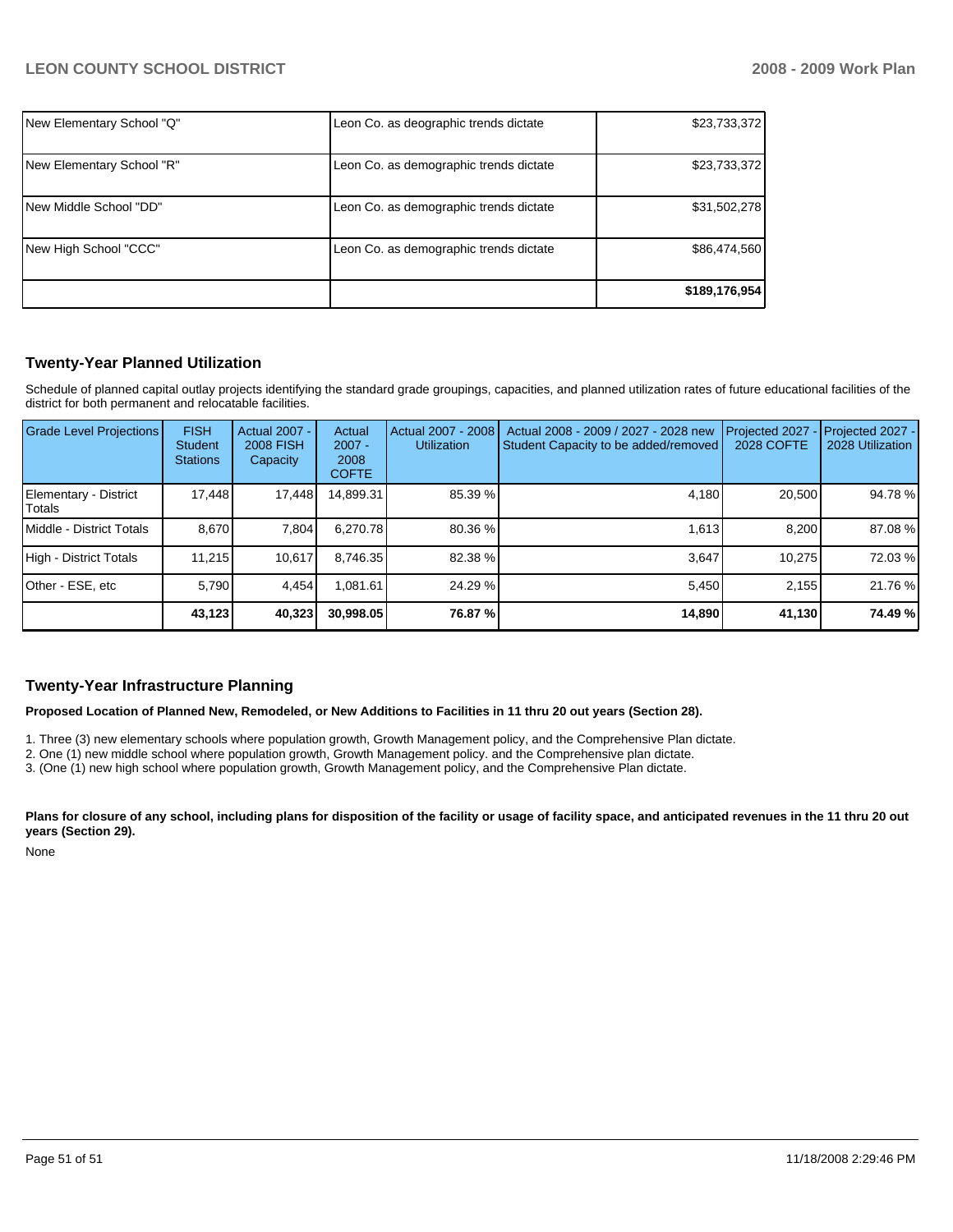| | | |
|---|---|---|
| New Elementary School "Q" | Leon Co. as deographic trends dictate | $23,733,372 |
| New Elementary School "R" | Leon Co. as demographic trends dictate | $23,733,372 |
| New Middle School "DD" | Leon Co. as demographic trends dictate | $31,502,278 |
| New High School "CCC" | Leon Co. as demographic trends dictate | $86,474,560 |
| | | **$189,176,954** |

## Twenty-Year Planned Utilization

Schedule of planned capital outlay projects identifying the standard grade groupings, capacities, and planned utilization rates of future educational facilities of the district for both permanent and relocatable facilities.

| Grade Level Projections | FISH Student Stations | Actual 2007 - 2008 FISH Capacity | Actual 2007 - 2008 COFTE | Actual 2007 - 2008 Utilization | Actual 2008 - 2009 / 2027 - 2028 new Student Capacity to be added/removed | Projected 2027 - 2028 COFTE | Projected 2027 - 2028 Utilization |
|---|---|---|---|---|---|---|---|
| Elementary - District Totals | 17,448 | 17,448 | 14,899.31 | 85.39 % | 4,180 | 20,500 | 94.78 % |
| Middle - District Totals | 8,670 | 7,804 | 6,270.78 | 80.36 % | 1,613 | 8,200 | 87.08 % |
| High - District Totals | 11,215 | 10,617 | 8,746.35 | 82.38 % | 3,647 | 10,275 | 72.03 % |
| Other - ESE, etc | 5,790 | 4,454 | 1,081.61 | 24.29 % | 5,450 | 2,155 | 21.76 % |
| | **43,123** | **40,323** | **30,998.05** | **76.87 %** | **14,890** | **41,130** | **74.49 %** |

## Twenty-Year Infrastructure Planning

**Proposed Location of Planned New, Remodeled, or New Additions to Facilities in 11 thru 20 out years (Section 28).**

1. Three (3) new elementary schools where population growth, Growth Management policy, and the Comprehensive Plan dictate.
2. One (1) new middle school where population growth, Growth Management policy. and the Comprehensive plan dictate.
3. (One (1) new high school where population growth, Growth Management policy, and the Comprehensive Plan dictate.

**Plans for closure of any school, including plans for disposition of the facility or usage of facility space, and anticipated revenues in the 11 thru 20 out years (Section 29).**

None